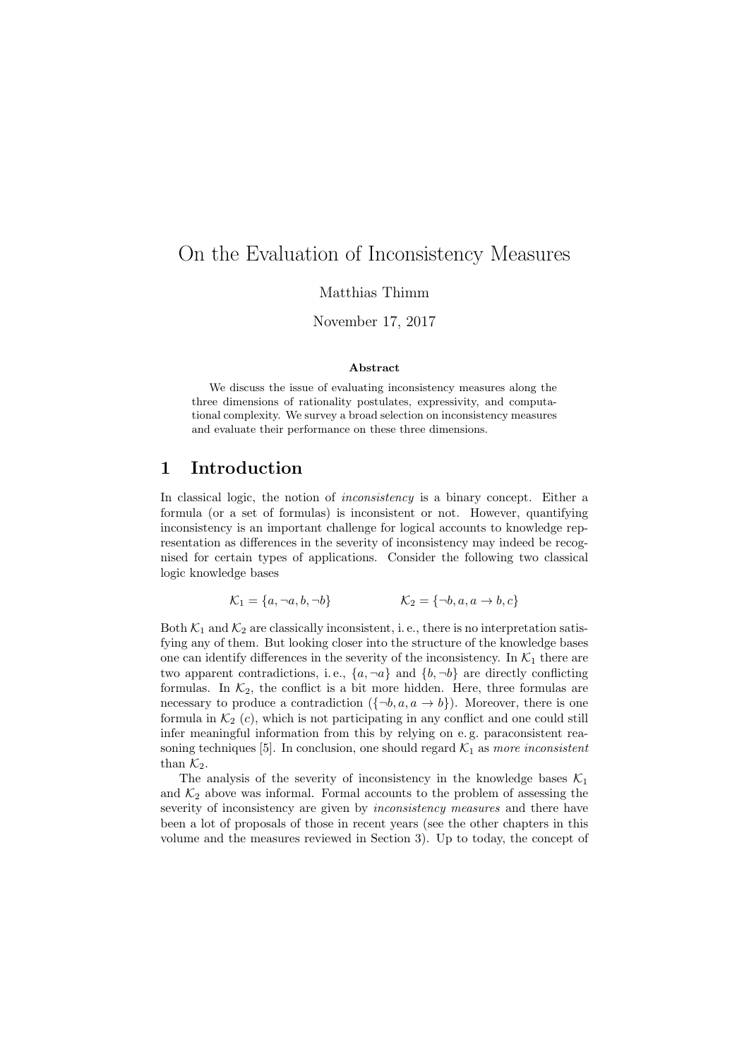// On the Evaluation of Inconsistency Measures

Matthias Thimm

November 17, 2017

**Abstract**

We discuss the issue of evaluating inconsistency measures along the three dimensions of rationality postulates, expressivity, and computational complexity. We survey a broad selection on inconsistency measures and evaluate their performance on these three dimensions.

## 1 Introduction

In classical logic, the notion of *inconsistency* is a binary concept. Either a formula (or a set of formulas) is inconsistent or not. However, quantifying inconsistency is an important challenge for logical accounts to knowledge representation as differences in the severity of inconsistency may indeed be recognised for certain types of applications. Consider the following two classical logic knowledge bases

$$\mathcal{K}_1 = \{a, \neg a, b, \neg b\} \qquad \qquad \mathcal{K}_2 = \{\neg b, a, a \rightarrow b, c\}$$

Both $\mathcal{K}_1$ and $\mathcal{K}_2$ are classically inconsistent, i. e., there is no interpretation satisfying any of them. But looking closer into the structure of the knowledge bases one can identify differences in the severity of the inconsistency. In $\mathcal{K}_1$ there are two apparent contradictions, i. e., $\{a, \neg a\}$ and $\{b, \neg b\}$ are directly conflicting formulas. In $\mathcal{K}_2$, the conflict is a bit more hidden. Here, three formulas are necessary to produce a contradiction ($\{\neg b, a, a \rightarrow b\}$). Moreover, there is one formula in $\mathcal{K}_2$ ($c$), which is not participating in any conflict and one could still infer meaningful information from this by relying on e. g. paraconsistent reasoning techniques [5]. In conclusion, one should regard $\mathcal{K}_1$ as *more inconsistent* than $\mathcal{K}_2$.

The analysis of the severity of inconsistency in the knowledge bases $\mathcal{K}_1$ and $\mathcal{K}_2$ above was informal. Formal accounts to the problem of assessing the severity of inconsistency are given by *inconsistency measures* and there have been a lot of proposals of those in recent years (see the other chapters in this volume and the measures reviewed in Section 3). Up to today, the concept of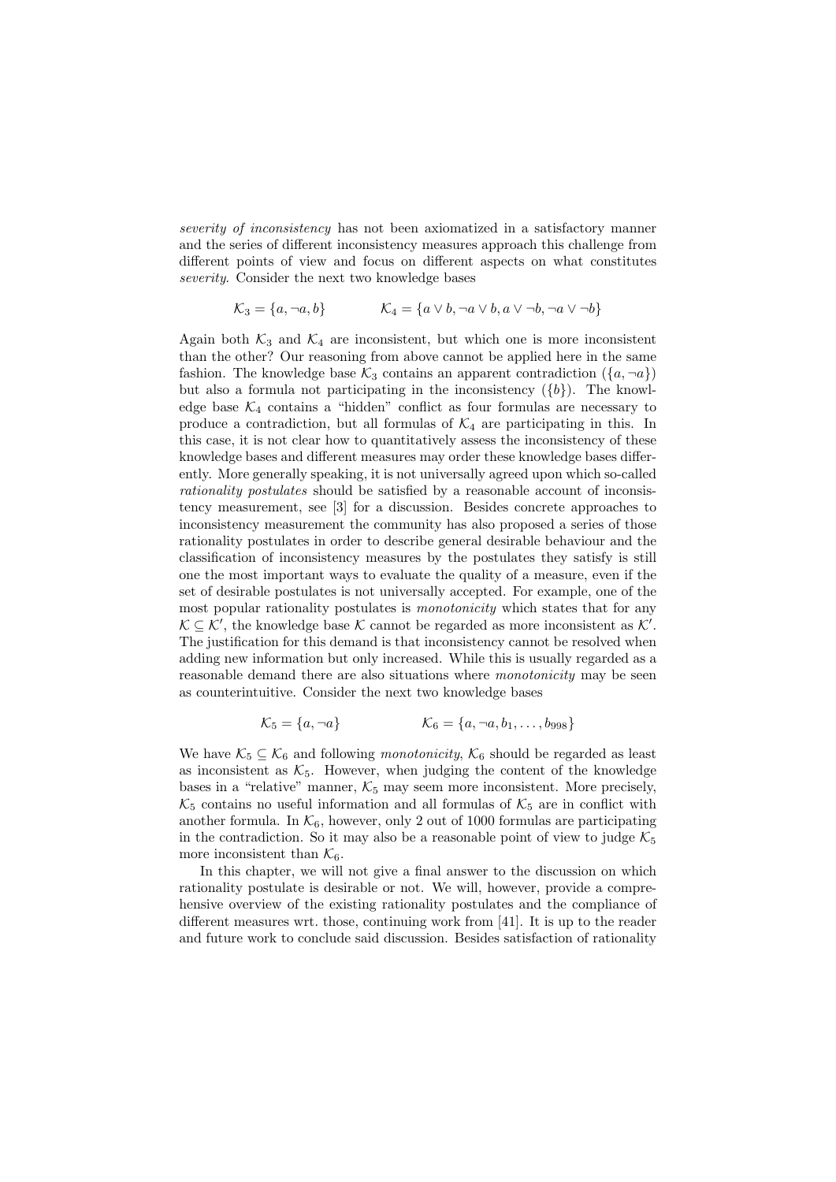*severity of inconsistency* has not been axiomatized in a satisfactory manner and the series of different inconsistency measures approach this challenge from different points of view and focus on different aspects on what constitutes *severity*. Consider the next two knowledge bases

$$\mathcal{K}_3 = \{a, \neg a, b\} \qquad\qquad \mathcal{K}_4 = \{a \vee b, \neg a \vee b, a \vee \neg b, \neg a \vee \neg b\}$$

Again both $\mathcal{K}_3$ and $\mathcal{K}_4$ are inconsistent, but which one is more inconsistent than the other? Our reasoning from above cannot be applied here in the same fashion. The knowledge base $\mathcal{K}_3$ contains an apparent contradiction ($\{a, \neg a\}$) but also a formula not participating in the inconsistency ($\{b\}$). The knowledge base $\mathcal{K}_4$ contains a "hidden" conflict as four formulas are necessary to produce a contradiction, but all formulas of $\mathcal{K}_4$ are participating in this. In this case, it is not clear how to quantitatively assess the inconsistency of these knowledge bases and different measures may order these knowledge bases differently. More generally speaking, it is not universally agreed upon which so-called *rationality postulates* should be satisfied by a reasonable account of inconsistency measurement, see [3] for a discussion. Besides concrete approaches to inconsistency measurement the community has also proposed a series of those rationality postulates in order to describe general desirable behaviour and the classification of inconsistency measures by the postulates they satisfy is still one the most important ways to evaluate the quality of a measure, even if the set of desirable postulates is not universally accepted. For example, one of the most popular rationality postulates is *monotonicity* which states that for any $\mathcal{K} \subseteq \mathcal{K}'$, the knowledge base $\mathcal{K}$ cannot be regarded as more inconsistent as $\mathcal{K}'$. The justification for this demand is that inconsistency cannot be resolved when adding new information but only increased. While this is usually regarded as a reasonable demand there are also situations where *monotonicity* may be seen as counterintuitive. Consider the next two knowledge bases

$$\mathcal{K}_5 = \{a, \neg a\} \qquad\qquad \mathcal{K}_6 = \{a, \neg a, b_1, \ldots, b_{998}\}$$

We have $\mathcal{K}_5 \subseteq \mathcal{K}_6$ and following *monotonicity*, $\mathcal{K}_6$ should be regarded as least as inconsistent as $\mathcal{K}_5$. However, when judging the content of the knowledge bases in a "relative" manner, $\mathcal{K}_5$ may seem more inconsistent. More precisely, $\mathcal{K}_5$ contains no useful information and all formulas of $\mathcal{K}_5$ are in conflict with another formula. In $\mathcal{K}_6$, however, only 2 out of 1000 formulas are participating in the contradiction. So it may also be a reasonable point of view to judge $\mathcal{K}_5$ more inconsistent than $\mathcal{K}_6$.

In this chapter, we will not give a final answer to the discussion on which rationality postulate is desirable or not. We will, however, provide a comprehensive overview of the existing rationality postulates and the compliance of different measures wrt. those, continuing work from [41]. It is up to the reader and future work to conclude said discussion. Besides satisfaction of rationality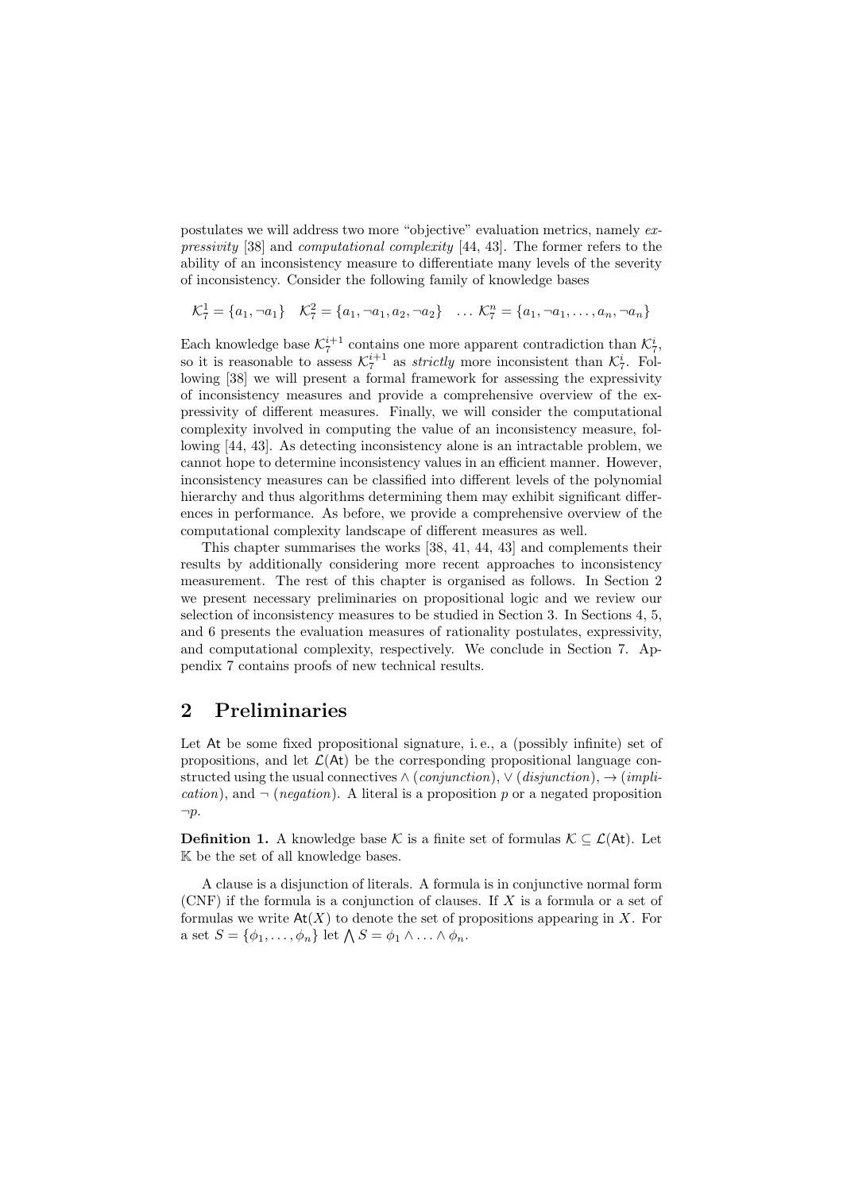postulates we will address two more "objective" evaluation metrics, namely *expressivity* [38] and *computational complexity* [44, 43]. The former refers to the ability of an inconsistency measure to differentiate many levels of the severity of inconsistency. Consider the following family of knowledge bases

$$\mathcal{K}_7^1 = \{a_1, \neg a_1\} \quad \mathcal{K}_7^2 = \{a_1, \neg a_1, a_2, \neg a_2\} \quad \ldots \; \mathcal{K}_7^n = \{a_1, \neg a_1, \ldots, a_n, \neg a_n\}$$

Each knowledge base $\mathcal{K}_7^{i+1}$ contains one more apparent contradiction than $\mathcal{K}_7^i$, so it is reasonable to assess $\mathcal{K}_7^{i+1}$ as *strictly* more inconsistent than $\mathcal{K}_7^i$. Following [38] we will present a formal framework for assessing the expressivity of inconsistency measures and provide a comprehensive overview of the expressivity of different measures. Finally, we will consider the computational complexity involved in computing the value of an inconsistency measure, following [44, 43]. As detecting inconsistency alone is an intractable problem, we cannot hope to determine inconsistency values in an efficient manner. However, inconsistency measures can be classified into different levels of the polynomial hierarchy and thus algorithms determining them may exhibit significant differences in performance. As before, we provide a comprehensive overview of the computational complexity landscape of different measures as well.

This chapter summarises the works [38, 41, 44, 43] and complements their results by additionally considering more recent approaches to inconsistency measurement. The rest of this chapter is organised as follows. In Section 2 we present necessary preliminaries on propositional logic and we review our selection of inconsistency measures to be studied in Section 3. In Sections 4, 5, and 6 presents the evaluation measures of rationality postulates, expressivity, and computational complexity, respectively. We conclude in Section 7. Appendix 7 contains proofs of new technical results.

## 2 Preliminaries

Let $\mathsf{At}$ be some fixed propositional signature, i. e., a (possibly infinite) set of propositions, and let $\mathcal{L}(\mathsf{At})$ be the corresponding propositional language constructed using the usual connectives $\wedge$ (*conjunction*), $\vee$ (*disjunction*), $\rightarrow$ (*implication*), and $\neg$ (*negation*). A literal is a proposition $p$ or a negated proposition $\neg p$.

**Definition 1.** A knowledge base $\mathcal{K}$ is a finite set of formulas $\mathcal{K} \subseteq \mathcal{L}(\mathsf{At})$. Let $\mathbb{K}$ be the set of all knowledge bases.

A clause is a disjunction of literals. A formula is in conjunctive normal form (CNF) if the formula is a conjunction of clauses. If $X$ is a formula or a set of formulas we write $\mathsf{At}(X)$ to denote the set of propositions appearing in $X$. For a set $S = \{\phi_1, \ldots, \phi_n\}$ let $\bigwedge S = \phi_1 \wedge \ldots \wedge \phi_n$.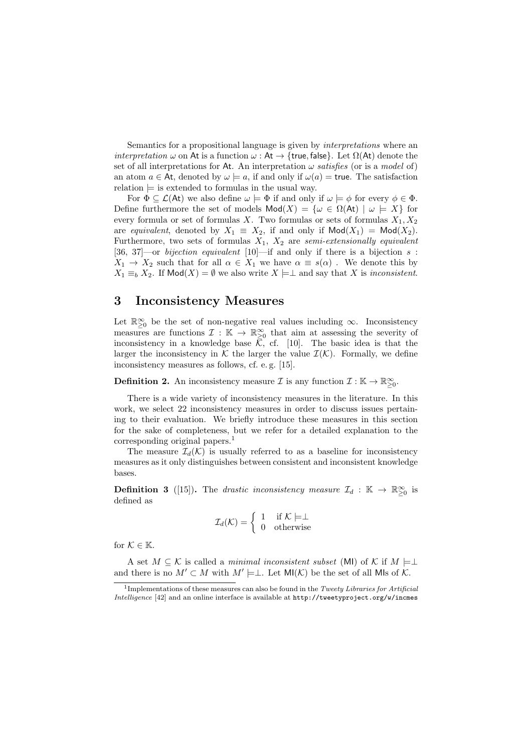Semantics for a propositional language is given by *interpretations* where an *interpretation* $\omega$ on $\mathsf{At}$ is a function $\omega : \mathsf{At} \to \{\mathsf{true}, \mathsf{false}\}$. Let $\Omega(\mathsf{At})$ denote the set of all interpretations for $\mathsf{At}$. An interpretation $\omega$ *satisfies* (or is a *model* of) an atom $a \in \mathsf{At}$, denoted by $\omega \models a$, if and only if $\omega(a) = \mathsf{true}$. The satisfaction relation $\models$ is extended to formulas in the usual way.

For $\Phi \subseteq \mathcal{L}(\mathsf{At})$ we also define $\omega \models \Phi$ if and only if $\omega \models \phi$ for every $\phi \in \Phi$. Define furthermore the set of models $\mathsf{Mod}(X) = \{\omega \in \Omega(\mathsf{At}) \mid \omega \models X\}$ for every formula or set of formulas $X$. Two formulas or sets of formulas $X_1, X_2$ are *equivalent*, denoted by $X_1 \equiv X_2$, if and only if $\mathsf{Mod}(X_1) = \mathsf{Mod}(X_2)$. Furthermore, two sets of formulas $X_1$, $X_2$ are *semi-extensionally equivalent* [36, 37]—or *bijection equivalent* [10]—if and only if there is a bijection $s : X_1 \to X_2$ such that for all $\alpha \in X_1$ we have $\alpha \equiv s(\alpha)$ . We denote this by $X_1 \equiv_b X_2$. If $\mathsf{Mod}(X) = \emptyset$ we also write $X \models \perp$ and say that $X$ is *inconsistent*.

# 3 Inconsistency Measures

Let $\mathbb{R}^{\infty}_{\geq 0}$ be the set of non-negative real values including $\infty$. Inconsistency measures are functions $\mathcal{I} : \mathbb{K} \to \mathbb{R}^{\infty}_{\geq 0}$ that aim at assessing the severity of inconsistency in a knowledge base $\mathcal{K}$, cf. [10]. The basic idea is that the larger the inconsistency in $\mathcal{K}$ the larger the value $\mathcal{I}(\mathcal{K})$. Formally, we define inconsistency measures as follows, cf. e. g. [15].

**Definition 2.** An inconsistency measure $\mathcal{I}$ is any function $\mathcal{I} : \mathbb{K} \to \mathbb{R}^{\infty}_{\geq 0}$.

There is a wide variety of inconsistency measures in the literature. In this work, we select 22 inconsistency measures in order to discuss issues pertaining to their evaluation. We briefly introduce these measures in this section for the sake of completeness, but we refer for a detailed explanation to the corresponding original papers.[1]

The measure $\mathcal{I}_d(\mathcal{K})$ is usually referred to as a baseline for inconsistency measures as it only distinguishes between consistent and inconsistent knowledge bases.

**Definition 3** ([15])**.** The *drastic inconsistency measure* $\mathcal{I}_d : \mathbb{K} \to \mathbb{R}^{\infty}_{\geq 0}$ is defined as

$$\mathcal{I}_d(\mathcal{K}) = \begin{cases} 1 & \text{if } \mathcal{K} \models \perp \\ 0 & \text{otherwise} \end{cases}$$

for $\mathcal{K} \in \mathbb{K}$.

A set $M \subseteq \mathcal{K}$ is called a *minimal inconsistent subset* ($\mathsf{MI}$) of $\mathcal{K}$ if $M \models \perp$ and there is no $M' \subset M$ with $M' \models \perp$. Let $\mathsf{MI}(\mathcal{K})$ be the set of all $\mathsf{MI}$s of $\mathcal{K}$.

[1] Implementations of these measures can also be found in the *Tweety Libraries for Artificial Intelligence* [42] and an online interface is available at `http://tweetyproject.org/w/incmes`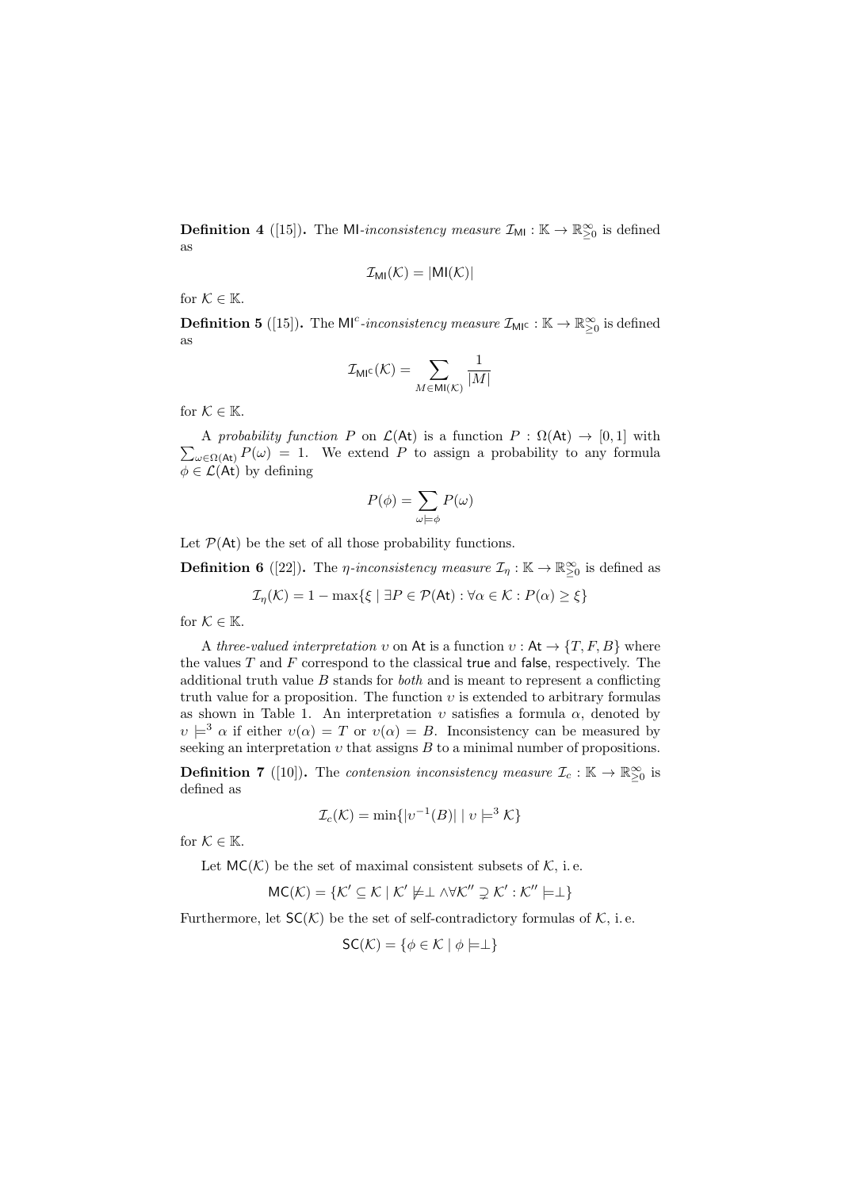**Definition 4** ([15])**.** The $\mathsf{MI}$-*inconsistency measure* $\mathcal{I}_{\mathsf{MI}} : \mathbb{K} \to \mathbb{R}^{\infty}_{\geq 0}$ is defined as

$$\mathcal{I}_{\mathsf{MI}}(\mathcal{K}) = |\mathsf{MI}(\mathcal{K})|$$

for $\mathcal{K} \in \mathbb{K}$.

**Definition 5** ([15])**.** The $\mathsf{MI}^c$-*inconsistency measure* $\mathcal{I}_{\mathsf{MI}^{\mathsf{c}}} : \mathbb{K} \to \mathbb{R}^{\infty}_{\geq 0}$ is defined as

$$\mathcal{I}_{\mathsf{MI}^{\mathsf{c}}}(\mathcal{K}) = \sum_{M \in \mathsf{MI}(\mathcal{K})} \frac{1}{|M|}$$

for $\mathcal{K} \in \mathbb{K}$.

A *probability function* $P$ on $\mathcal{L}(\mathsf{At})$ is a function $P : \Omega(\mathsf{At}) \to [0, 1]$ with $\sum_{\omega \in \Omega(\mathsf{At})} P(\omega) = 1$. We extend $P$ to assign a probability to any formula $\phi \in \mathcal{L}(\mathsf{At})$ by defining

$$P(\phi) = \sum_{\omega \models \phi} P(\omega)$$

Let $\mathcal{P}(\mathsf{At})$ be the set of all those probability functions.

**Definition 6** ([22])**.** The $\eta$-*inconsistency measure* $\mathcal{I}_{\eta} : \mathbb{K} \to \mathbb{R}^{\infty}_{\geq 0}$ is defined as

$$\mathcal{I}_{\eta}(\mathcal{K}) = 1 - \max\{\xi \mid \exists P \in \mathcal{P}(\mathsf{At}) : \forall \alpha \in \mathcal{K} : P(\alpha) \geq \xi\}$$

for $\mathcal{K} \in \mathbb{K}$.

A *three-valued interpretation* $\upsilon$ on $\mathsf{At}$ is a function $\upsilon : \mathsf{At} \to \{T, F, B\}$ where the values $T$ and $F$ correspond to the classical $\mathsf{true}$ and $\mathsf{false}$, respectively. The additional truth value $B$ stands for *both* and is meant to represent a conflicting truth value for a proposition. The function $\upsilon$ is extended to arbitrary formulas as shown in Table 1. An interpretation $\upsilon$ satisfies a formula $\alpha$, denoted by $\upsilon \models^3 \alpha$ if either $\upsilon(\alpha) = T$ or $\upsilon(\alpha) = B$. Inconsistency can be measured by seeking an interpretation $\upsilon$ that assigns $B$ to a minimal number of propositions.

**Definition 7** ([10])**.** The *contension inconsistency measure* $\mathcal{I}_c : \mathbb{K} \to \mathbb{R}^{\infty}_{\geq 0}$ is defined as

$$\mathcal{I}_c(\mathcal{K}) = \min\{|\upsilon^{-1}(B)| \mid \upsilon \models^3 \mathcal{K}\}$$

for $\mathcal{K} \in \mathbb{K}$.

Let $\mathsf{MC}(\mathcal{K})$ be the set of maximal consistent subsets of $\mathcal{K}$, i. e.

$$\mathsf{MC}(\mathcal{K}) = \{\mathcal{K}' \subseteq \mathcal{K} \mid \mathcal{K}' \not\models \perp \wedge \forall \mathcal{K}'' \supsetneq \mathcal{K}' : \mathcal{K}'' \models \perp\}$$

Furthermore, let $\mathsf{SC}(\mathcal{K})$ be the set of self-contradictory formulas of $\mathcal{K}$, i. e.

$$\mathsf{SC}(\mathcal{K}) = \{\phi \in \mathcal{K} \mid \phi \models \perp\}$$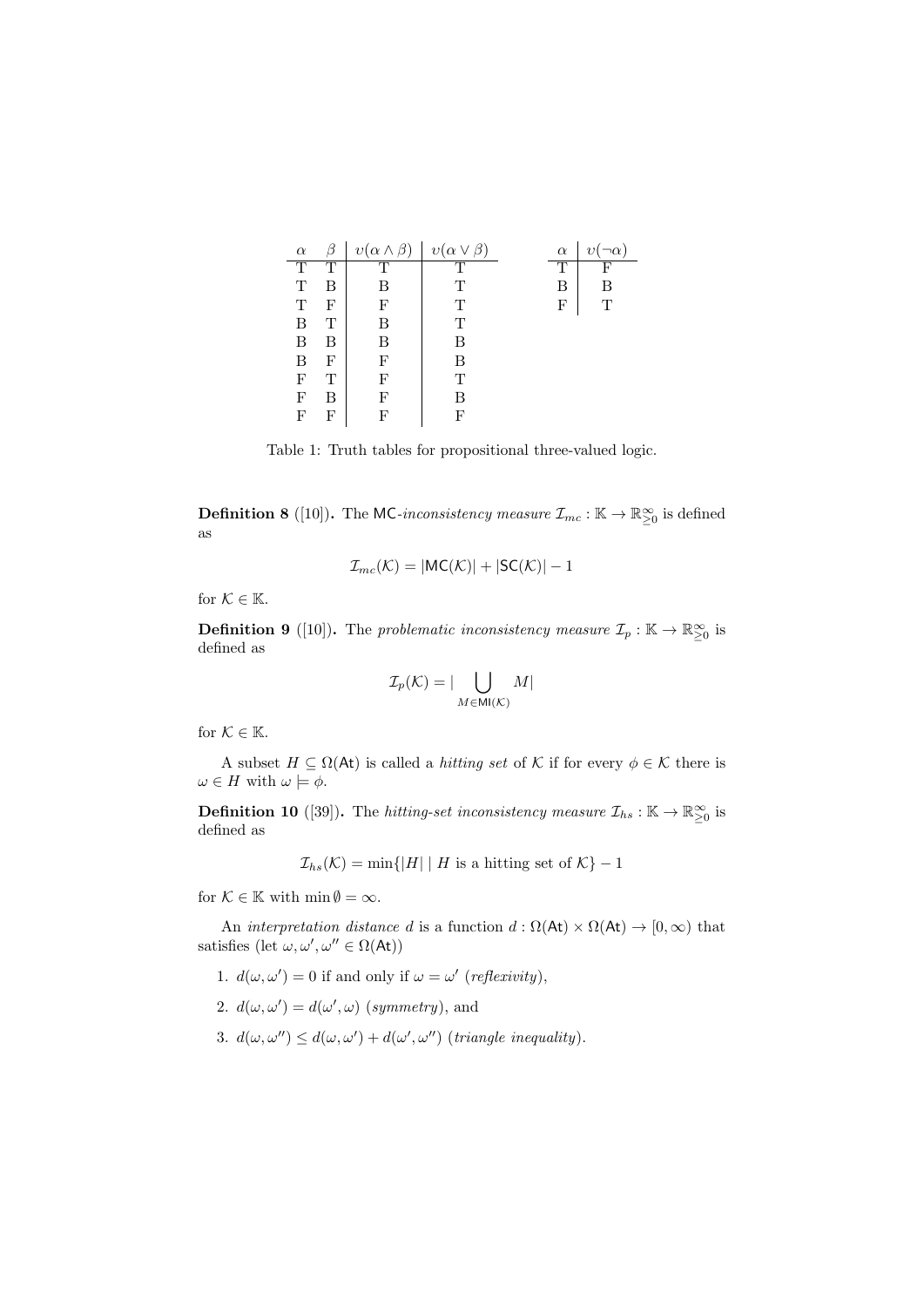| $\alpha$ | $\beta$ | $\upsilon(\alpha \wedge \beta)$ | $\upsilon(\alpha \vee \beta)$ |
|---|---|---|---|
| T | T | T | T |
| T | B | B | T |
| T | F | F | T |
| B | T | B | T |
| B | B | B | B |
| B | F | F | B |
| F | T | F | T |
| F | B | F | B |
| F | F | F | F |

| $\alpha$ | $\upsilon(\neg\alpha)$ |
|---|---|
| T | F |
| B | B |
| F | T |

Table 1: Truth tables for propositional three-valued logic.

**Definition 8** ([10])**.** The $\mathsf{MC}$-*inconsistency measure* $\mathcal{I}_{mc} : \mathbb{K} \to \mathbb{R}^{\infty}_{\geq 0}$ is defined as

$$\mathcal{I}_{mc}(\mathcal{K}) = |\mathsf{MC}(\mathcal{K})| + |\mathsf{SC}(\mathcal{K})| - 1$$

for $\mathcal{K} \in \mathbb{K}$.

**Definition 9** ([10])**.** The *problematic inconsistency measure* $\mathcal{I}_p : \mathbb{K} \to \mathbb{R}^{\infty}_{\geq 0}$ is defined as

$$\mathcal{I}_p(\mathcal{K}) = |\bigcup_{M \in \mathsf{MI}(\mathcal{K})} M|$$

for $\mathcal{K} \in \mathbb{K}$.

A subset $H \subseteq \Omega(\mathsf{At})$ is called a *hitting set* of $\mathcal{K}$ if for every $\phi \in \mathcal{K}$ there is $\omega \in H$ with $\omega \models \phi$.

**Definition 10** ([39])**.** The *hitting-set inconsistency measure* $\mathcal{I}_{hs} : \mathbb{K} \to \mathbb{R}^{\infty}_{\geq 0}$ is defined as

$$\mathcal{I}_{hs}(\mathcal{K}) = \min\{|H| \mid H \text{ is a hitting set of } \mathcal{K}\} - 1$$

for $\mathcal{K} \in \mathbb{K}$ with $\min \emptyset = \infty$.

An *interpretation distance* $d$ is a function $d : \Omega(\mathsf{At}) \times \Omega(\mathsf{At}) \to [0, \infty)$ that satisfies (let $\omega, \omega', \omega'' \in \Omega(\mathsf{At})$)

1. $d(\omega, \omega') = 0$ if and only if $\omega = \omega'$ (*reflexivity*),
2. $d(\omega, \omega') = d(\omega', \omega)$ (*symmetry*), and
3. $d(\omega, \omega'') \leq d(\omega, \omega') + d(\omega', \omega'')$ (*triangle inequality*).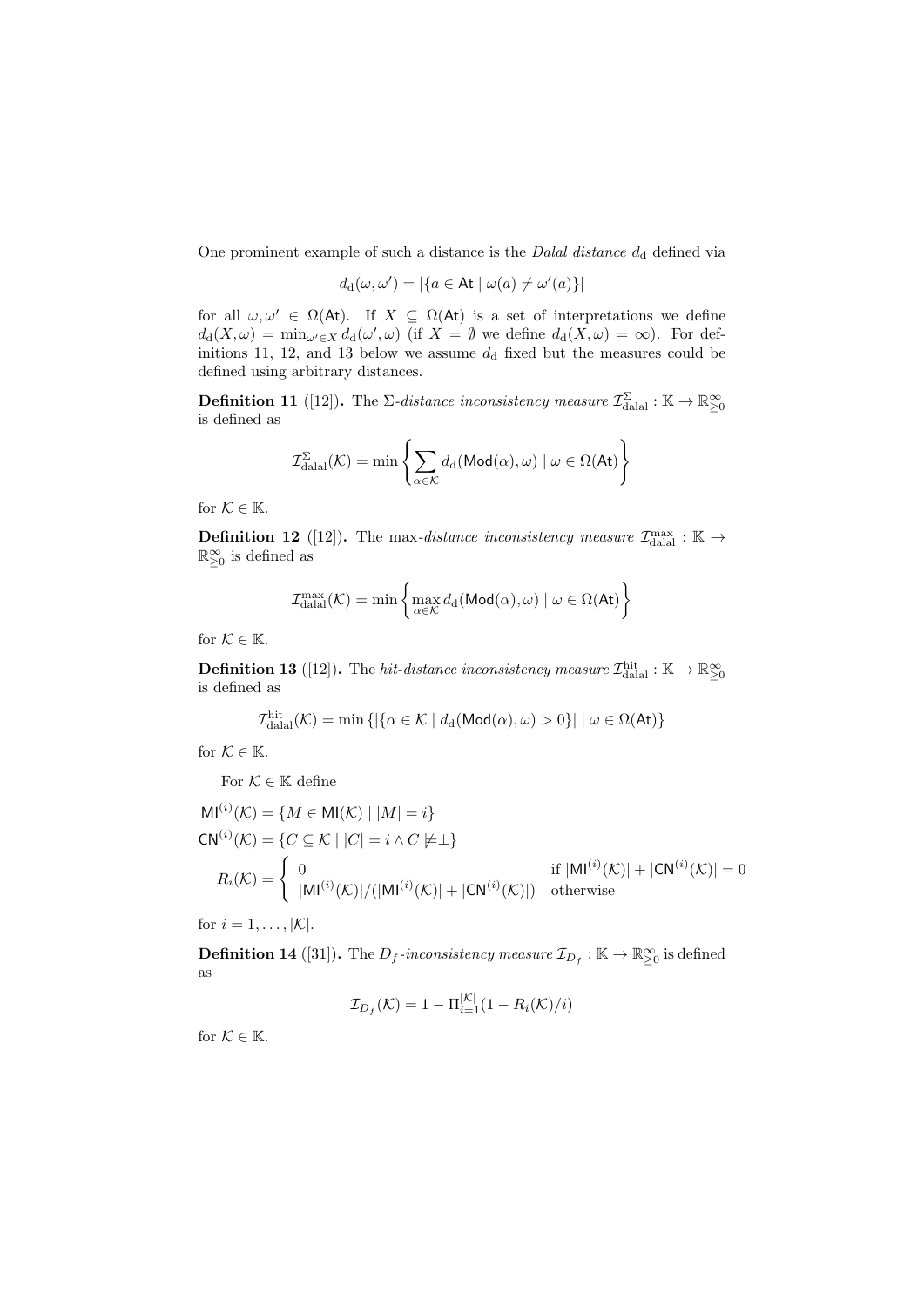One prominent example of such a distance is the *Dalal distance* $d_{\mathrm{d}}$ defined via

$$d_{\mathrm{d}}(\omega, \omega') = |\{a \in \mathsf{At} \mid \omega(a) \neq \omega'(a)\}|$$

for all $\omega, \omega' \in \Omega(\mathsf{At})$. If $X \subseteq \Omega(\mathsf{At})$ is a set of interpretations we define $d_{\mathrm{d}}(X, \omega) = \min_{\omega' \in X} d_{\mathrm{d}}(\omega', \omega)$ (if $X = \emptyset$ we define $d_{\mathrm{d}}(X, \omega) = \infty$). For definitions 11, 12, and 13 below we assume $d_{\mathrm{d}}$ fixed but the measures could be defined using arbitrary distances.

**Definition 11** ([12]). The $\Sigma$*-distance inconsistency measure* $\mathcal{I}^{\Sigma}_{\mathrm{dalal}} : \mathbb{K} \to \mathbb{R}^{\infty}_{\geq 0}$ is defined as

$$\mathcal{I}^{\Sigma}_{\mathrm{dalal}}(\mathcal{K}) = \min \left\{ \sum_{\alpha \in \mathcal{K}} d_{\mathrm{d}}(\mathsf{Mod}(\alpha), \omega) \mid \omega \in \Omega(\mathsf{At}) \right\}$$

for $\mathcal{K} \in \mathbb{K}$.

**Definition 12** ([12]). The $\max$*-distance inconsistency measure* $\mathcal{I}^{\max}_{\mathrm{dalal}} : \mathbb{K} \to \mathbb{R}^{\infty}_{\geq 0}$ is defined as

$$\mathcal{I}^{\max}_{\mathrm{dalal}}(\mathcal{K}) = \min \left\{ \max_{\alpha \in \mathcal{K}} d_{\mathrm{d}}(\mathsf{Mod}(\alpha), \omega) \mid \omega \in \Omega(\mathsf{At}) \right\}$$

for $\mathcal{K} \in \mathbb{K}$.

**Definition 13** ([12]). The *hit-distance inconsistency measure* $\mathcal{I}^{\mathrm{hit}}_{\mathrm{dalal}} : \mathbb{K} \to \mathbb{R}^{\infty}_{\geq 0}$ is defined as

$$\mathcal{I}^{\mathrm{hit}}_{\mathrm{dalal}}(\mathcal{K}) = \min \{ |\{\alpha \in \mathcal{K} \mid d_{\mathrm{d}}(\mathsf{Mod}(\alpha), \omega) > 0\}| \mid \omega \in \Omega(\mathsf{At}) \}$$

for $\mathcal{K} \in \mathbb{K}$.

For $\mathcal{K} \in \mathbb{K}$ define

$$\mathsf{MI}^{(i)}(\mathcal{K}) = \{M \in \mathsf{MI}(\mathcal{K}) \mid |M| = i\}$$

$$\mathsf{CN}^{(i)}(\mathcal{K}) = \{C \subseteq \mathcal{K} \mid |C| = i \wedge C \not\models \perp\}$$

$$R_i(\mathcal{K}) = \begin{cases} 0 & \text{if } |\mathsf{MI}^{(i)}(\mathcal{K})| + |\mathsf{CN}^{(i)}(\mathcal{K})| = 0 \\ |\mathsf{MI}^{(i)}(\mathcal{K})| / (|\mathsf{MI}^{(i)}(\mathcal{K})| + |\mathsf{CN}^{(i)}(\mathcal{K})|) & \text{otherwise} \end{cases}$$

for $i = 1, \ldots, |\mathcal{K}|$.

**Definition 14** ([31]). The $D_f$*-inconsistency measure* $\mathcal{I}_{D_f} : \mathbb{K} \to \mathbb{R}^{\infty}_{\geq 0}$ is defined as

$$\mathcal{I}_{D_f}(\mathcal{K}) = 1 - \Pi_{i=1}^{|\mathcal{K}|}(1 - R_i(\mathcal{K})/i)$$

for $\mathcal{K} \in \mathbb{K}$.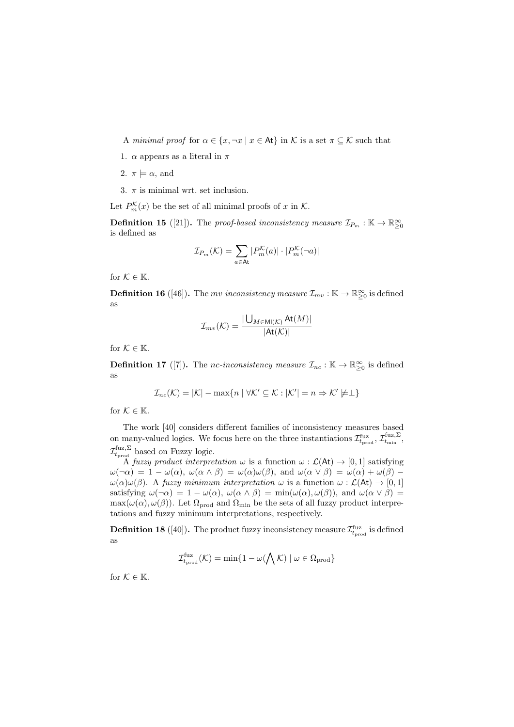A *minimal proof* for $\alpha \in \{x, \neg x \mid x \in \mathsf{At}\}$ in $\mathcal{K}$ is a set $\pi \subseteq \mathcal{K}$ such that

1. $\alpha$ appears as a literal in $\pi$
2. $\pi \models \alpha$, and
3. $\pi$ is minimal wrt. set inclusion.

Let $P_m^{\mathcal{K}}(x)$ be the set of all minimal proofs of $x$ in $\mathcal{K}$.

**Definition 15** ([21])**.** The *proof-based inconsistency measure* $\mathcal{I}_{P_m} : \mathbb{K} \to \mathbb{R}_{\geq 0}^{\infty}$ is defined as

$$\mathcal{I}_{P_m}(\mathcal{K}) = \sum_{a \in \mathsf{At}} |P_m^{\mathcal{K}}(a)| \cdot |P_m^{\mathcal{K}}(\neg a)|$$

for $\mathcal{K} \in \mathbb{K}$.

**Definition 16** ([46])**.** The *mv inconsistency measure* $\mathcal{I}_{mv} : \mathbb{K} \to \mathbb{R}_{\geq 0}^{\infty}$ is defined as

$$\mathcal{I}_{mv}(\mathcal{K}) = \frac{|\bigcup_{M \in \mathsf{MI}(\mathcal{K})} \mathsf{At}(M)|}{|\mathsf{At}(\mathcal{K})|}$$

for $\mathcal{K} \in \mathbb{K}$.

**Definition 17** ([7])**.** The *nc-inconsistency measure* $\mathcal{I}_{nc} : \mathbb{K} \to \mathbb{R}_{\geq 0}^{\infty}$ is defined as

$$\mathcal{I}_{nc}(\mathcal{K}) = |\mathcal{K}| - \max\{n \mid \forall \mathcal{K}' \subseteq \mathcal{K} : |\mathcal{K}'| = n \Rightarrow \mathcal{K}' \not\models \perp\}$$

for $\mathcal{K} \in \mathbb{K}$.

The work [40] considers different families of inconsistency measures based on many-valued logics. We focus here on the three instantiations $\mathcal{I}_{t_{\text{prod}}}^{\text{fuz}}$, $\mathcal{I}_{t_{\min}}^{\text{fuz},\Sigma}$, $\mathcal{I}_{t_{\text{prod}}}^{\text{fuz},\Sigma}$ based on Fuzzy logic.

A *fuzzy product interpretation* $\omega$ is a function $\omega : \mathcal{L}(\mathsf{At}) \to [0,1]$ satisfying $\omega(\neg\alpha) = 1 - \omega(\alpha)$, $\omega(\alpha \wedge \beta) = \omega(\alpha)\omega(\beta)$, and $\omega(\alpha \vee \beta) = \omega(\alpha) + \omega(\beta) - \omega(\alpha)\omega(\beta)$. A *fuzzy minimum interpretation* $\omega$ is a function $\omega : \mathcal{L}(\mathsf{At}) \to [0,1]$ satisfying $\omega(\neg\alpha) = 1 - \omega(\alpha)$, $\omega(\alpha \wedge \beta) = \min(\omega(\alpha), \omega(\beta))$, and $\omega(\alpha \vee \beta) = \max(\omega(\alpha), \omega(\beta))$. Let $\Omega_{\text{prod}}$ and $\Omega_{\min}$ be the sets of all fuzzy product interpretations and fuzzy minimum interpretations, respectively.

**Definition 18** ([40])**.** The product fuzzy inconsistency measure $\mathcal{I}_{t_{\text{prod}}}^{\text{fuz}}$ is defined as

$$\mathcal{I}_{t_{\text{prod}}}^{\text{fuz}}(\mathcal{K}) = \min\{1 - \omega(\bigwedge \mathcal{K}) \mid \omega \in \Omega_{\text{prod}}\}$$

for $\mathcal{K} \in \mathbb{K}$.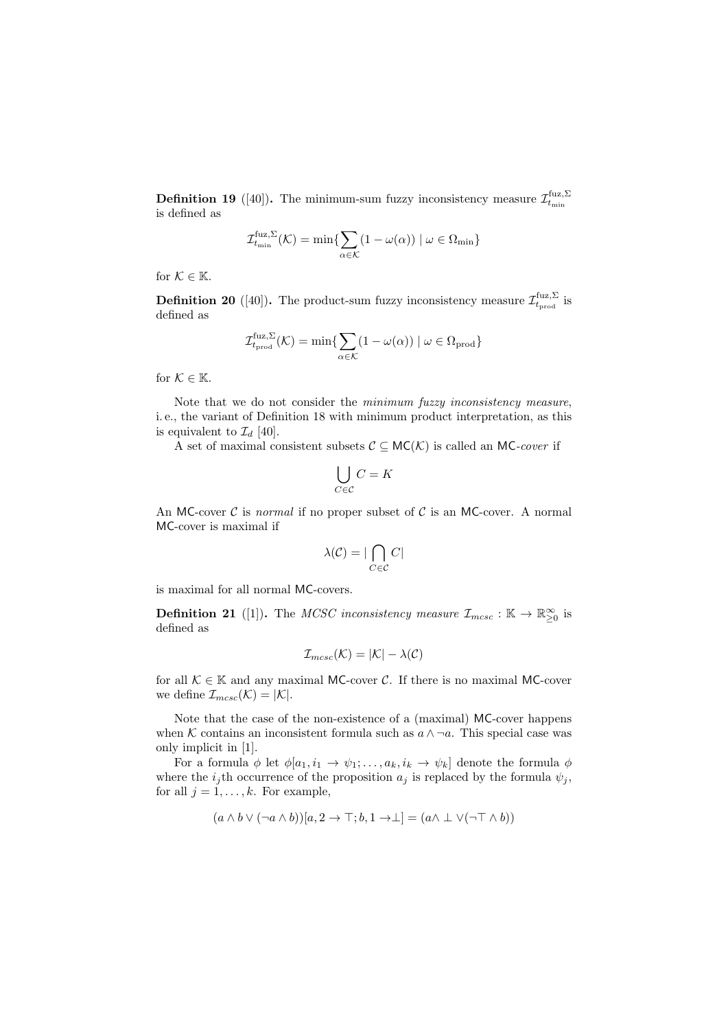**Definition 19** ([40])**.** The minimum-sum fuzzy inconsistency measure $\mathcal{I}^{\text{fuz},\Sigma}_{t_{\min}}$ is defined as

$$\mathcal{I}^{\text{fuz},\Sigma}_{t_{\min}}(\mathcal{K}) = \min\{\sum_{\alpha \in \mathcal{K}} (1 - \omega(\alpha)) \mid \omega \in \Omega_{\min}\}$$

for $\mathcal{K} \in \mathbb{K}$.

**Definition 20** ([40])**.** The product-sum fuzzy inconsistency measure $\mathcal{I}^{\text{fuz},\Sigma}_{t_{\text{prod}}}$ is defined as

$$\mathcal{I}^{\text{fuz},\Sigma}_{t_{\text{prod}}}(\mathcal{K}) = \min\{\sum_{\alpha \in \mathcal{K}} (1 - \omega(\alpha)) \mid \omega \in \Omega_{\text{prod}}\}$$

for $\mathcal{K} \in \mathbb{K}$.

Note that we do not consider the *minimum fuzzy inconsistency measure*, i. e., the variant of Definition 18 with minimum product interpretation, as this is equivalent to $\mathcal{I}_d$ [40].

A set of maximal consistent subsets $\mathcal{C} \subseteq \mathsf{MC}(\mathcal{K})$ is called an $\mathsf{MC}$-*cover* if

$$\bigcup_{C \in \mathcal{C}} C = K$$

An $\mathsf{MC}$-cover $\mathcal{C}$ is *normal* if no proper subset of $\mathcal{C}$ is an $\mathsf{MC}$-cover. A normal $\mathsf{MC}$-cover is maximal if

$$\lambda(\mathcal{C}) = |\bigcap_{C \in \mathcal{C}} C|$$

is maximal for all normal $\mathsf{MC}$-covers.

**Definition 21** ([1])**.** The *MCSC inconsistency measure* $\mathcal{I}_{mcsc} : \mathbb{K} \to \mathbb{R}^{\infty}_{\geq 0}$ is defined as

$$\mathcal{I}_{mcsc}(\mathcal{K}) = |\mathcal{K}| - \lambda(\mathcal{C})$$

for all $\mathcal{K} \in \mathbb{K}$ and any maximal $\mathsf{MC}$-cover $\mathcal{C}$. If there is no maximal $\mathsf{MC}$-cover we define $\mathcal{I}_{mcsc}(\mathcal{K}) = |\mathcal{K}|$.

Note that the case of the non-existence of a (maximal) $\mathsf{MC}$-cover happens when $\mathcal{K}$ contains an inconsistent formula such as $a \wedge \neg a$. This special case was only implicit in [1].

For a formula $\phi$ let $\phi[a_1, i_1 \to \psi_1; \ldots, a_k, i_k \to \psi_k]$ denote the formula $\phi$ where the $i_j$th occurrence of the proposition $a_j$ is replaced by the formula $\psi_j$, for all $j = 1, \ldots, k$. For example,

$$(a \wedge b \vee (\neg a \wedge b))[a, 2 \to \top; b, 1 \to \bot] = (a \wedge \bot \vee (\neg \top \wedge b))$$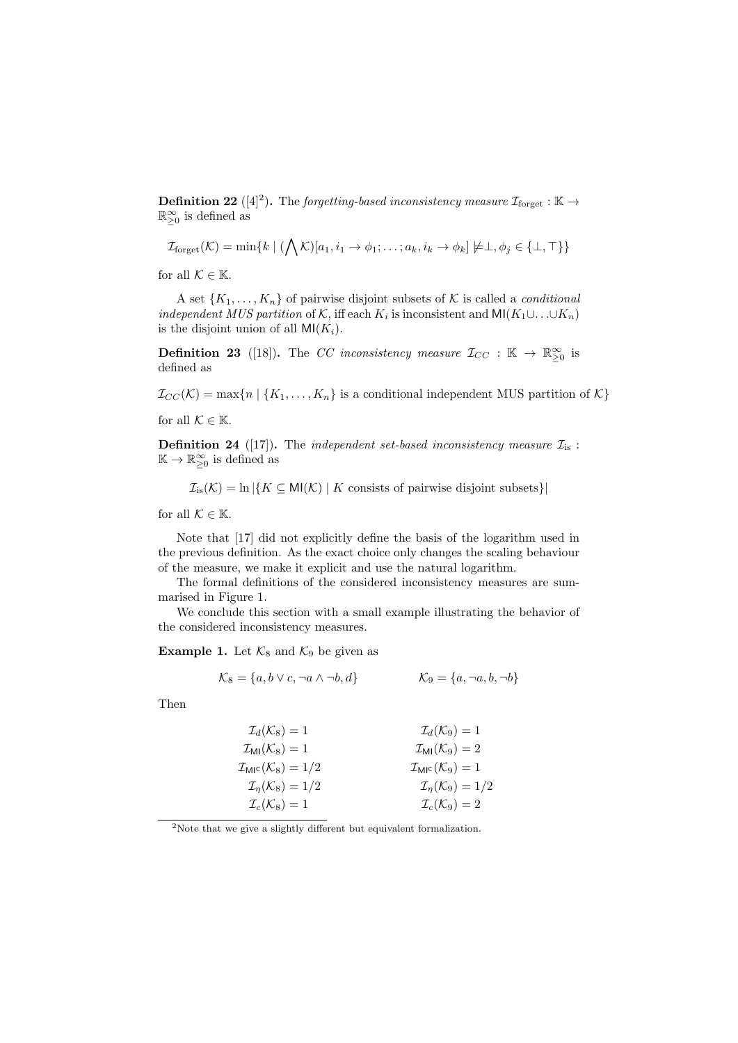**Definition 22** ([4][2])**.** The *forgetting-based inconsistency measure* $\mathcal{I}_{\text{forget}} : \mathbb{K} \to \mathbb{R}^{\infty}_{\geq 0}$ is defined as

$$\mathcal{I}_{\text{forget}}(\mathcal{K}) = \min\{k \mid (\bigwedge \mathcal{K})[a_1, i_1 \to \phi_1; \ldots; a_k, i_k \to \phi_k] \not\models \perp, \phi_j \in \{\perp, \top\}\}$$

for all $\mathcal{K} \in \mathbb{K}$.

A set $\{K_1, \ldots, K_n\}$ of pairwise disjoint subsets of $\mathcal{K}$ is called a *conditional independent MUS partition* of $\mathcal{K}$, iff each $K_i$ is inconsistent and $\mathsf{MI}(K_1 \cup \ldots \cup K_n)$ is the disjoint union of all $\mathsf{MI}(K_i)$.

**Definition 23** ([18])**.** The *CC inconsistency measure* $\mathcal{I}_{CC} : \mathbb{K} \to \mathbb{R}^{\infty}_{\geq 0}$ is defined as

$$\mathcal{I}_{CC}(\mathcal{K}) = \max\{n \mid \{K_1, \ldots, K_n\} \text{ is a conditional independent MUS partition of } \mathcal{K}\}$$

for all $\mathcal{K} \in \mathbb{K}$.

**Definition 24** ([17])**.** The *independent set-based inconsistency measure* $\mathcal{I}_{\text{is}} : \mathbb{K} \to \mathbb{R}^{\infty}_{\geq 0}$ is defined as

$$\mathcal{I}_{\text{is}}(\mathcal{K}) = \ln |\{K \subseteq \mathsf{MI}(\mathcal{K}) \mid K \text{ consists of pairwise disjoint subsets}\}|$$

for all $\mathcal{K} \in \mathbb{K}$.

Note that [17] did not explicitly define the basis of the logarithm used in the previous definition. As the exact choice only changes the scaling behaviour of the measure, we make it explicit and use the natural logarithm.

The formal definitions of the considered inconsistency measures are summarised in Figure 1.

We conclude this section with a small example illustrating the behavior of the considered inconsistency measures.

**Example 1.** Let $\mathcal{K}_8$ and $\mathcal{K}_9$ be given as

$$\mathcal{K}_8 = \{a, b \vee c, \neg a \wedge \neg b, d\} \qquad \mathcal{K}_9 = \{a, \neg a, b, \neg b\}$$

Then

$$\mathcal{I}_d(\mathcal{K}_8) = 1 \qquad \mathcal{I}_d(\mathcal{K}_9) = 1$$
$$\mathcal{I}_{\mathsf{MI}}(\mathcal{K}_8) = 1 \qquad \mathcal{I}_{\mathsf{MI}}(\mathcal{K}_9) = 2$$
$$\mathcal{I}_{\mathsf{MI}^\mathsf{C}}(\mathcal{K}_8) = 1/2 \qquad \mathcal{I}_{\mathsf{MI}^\mathsf{C}}(\mathcal{K}_9) = 1$$
$$\mathcal{I}_\eta(\mathcal{K}_8) = 1/2 \qquad \mathcal{I}_\eta(\mathcal{K}_9) = 1/2$$
$$\mathcal{I}_c(\mathcal{K}_8) = 1 \qquad \mathcal{I}_c(\mathcal{K}_9) = 2$$

[2]Note that we give a slightly different but equivalent formalization.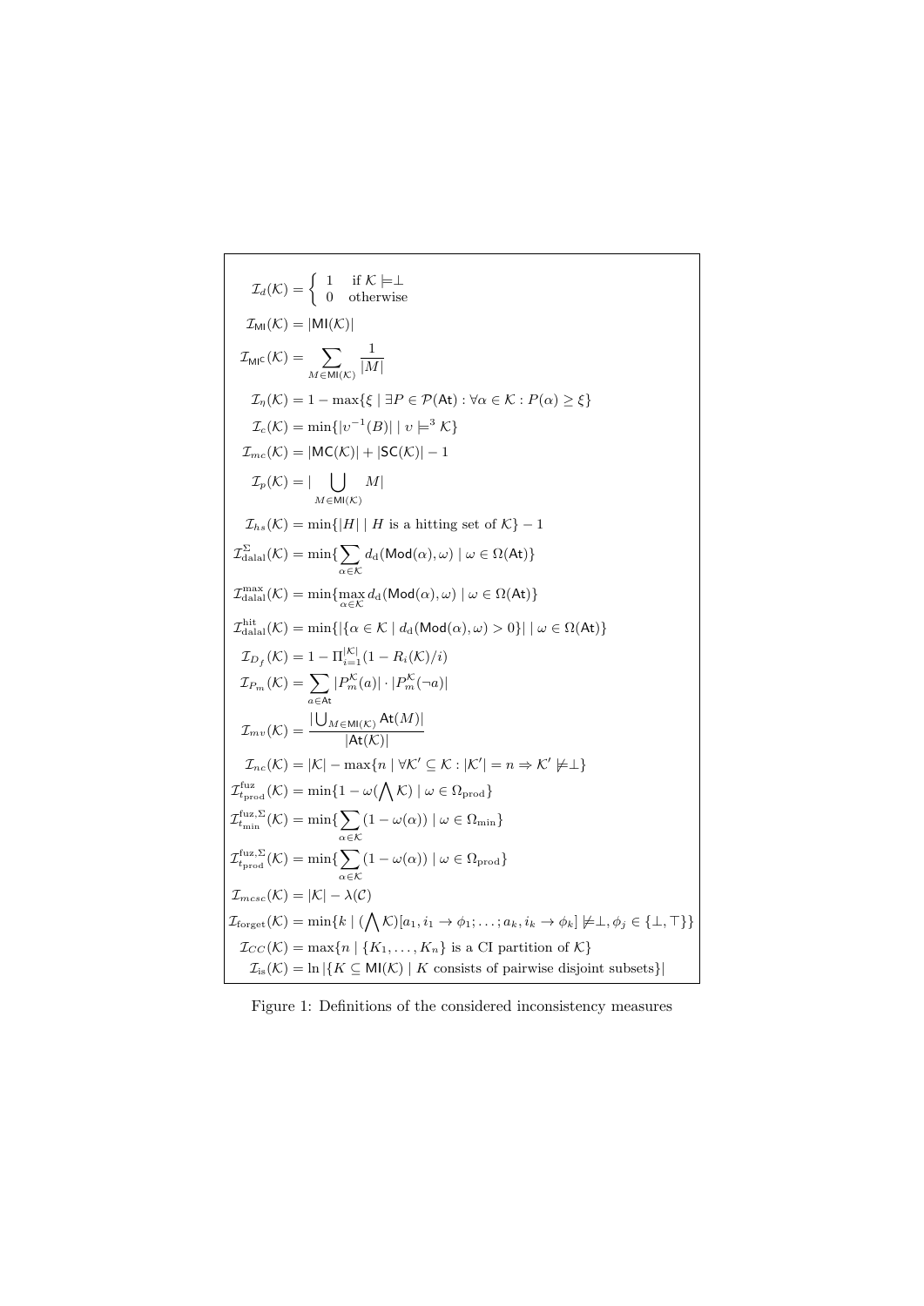$$\mathcal{I}_d(\mathcal{K}) = \begin{cases} 1 & \text{if } \mathcal{K} \models \perp \\ 0 & \text{otherwise} \end{cases}$$

$$\mathcal{I}_{\mathsf{MI}}(\mathcal{K}) = |\mathsf{MI}(\mathcal{K})|$$

$$\mathcal{I}_{\mathsf{MI}^{\mathsf{C}}}(\mathcal{K}) = \sum_{M \in \mathsf{MI}(\mathcal{K})} \frac{1}{|M|}$$

$$\mathcal{I}_\eta(\mathcal{K}) = 1 - \max\{\xi \mid \exists P \in \mathcal{P}(\mathsf{At}) : \forall \alpha \in \mathcal{K} : P(\alpha) \geq \xi\}$$

$$\mathcal{I}_c(\mathcal{K}) = \min\{|\upsilon^{-1}(B)| \mid \upsilon \models^3 \mathcal{K}\}$$

$$\mathcal{I}_{mc}(\mathcal{K}) = |\mathsf{MC}(\mathcal{K})| + |\mathsf{SC}(\mathcal{K})| - 1$$

$$\mathcal{I}_p(\mathcal{K}) = |\bigcup_{M \in \mathsf{MI}(\mathcal{K})} M|$$

$$\mathcal{I}_{hs}(\mathcal{K}) = \min\{|H| \mid H \text{ is a hitting set of } \mathcal{K}\} - 1$$

$$\mathcal{I}^{\Sigma}_{\text{dalal}}(\mathcal{K}) = \min\{\sum_{\alpha \in \mathcal{K}} d_{\text{d}}(\mathsf{Mod}(\alpha), \omega) \mid \omega \in \Omega(\mathsf{At})\}$$

$$\mathcal{I}^{\max}_{\text{dalal}}(\mathcal{K}) = \min\{\max_{\alpha \in \mathcal{K}} d_{\text{d}}(\mathsf{Mod}(\alpha), \omega) \mid \omega \in \Omega(\mathsf{At})\}$$

$$\mathcal{I}^{\text{hit}}_{\text{dalal}}(\mathcal{K}) = \min\{|\{\alpha \in \mathcal{K} \mid d_{\text{d}}(\mathsf{Mod}(\alpha), \omega) > 0\}| \mid \omega \in \Omega(\mathsf{At})\}$$

$$\mathcal{I}_{D_f}(\mathcal{K}) = 1 - \Pi_{i=1}^{|\mathcal{K}|}(1 - R_i(\mathcal{K})/i)$$

$$\mathcal{I}_{P_m}(\mathcal{K}) = \sum_{a \in \mathsf{At}} |P_m^{\mathcal{K}}(a)| \cdot |P_m^{\mathcal{K}}(\neg a)|$$

$$\mathcal{I}_{mv}(\mathcal{K}) = \frac{|\bigcup_{M \in \mathsf{MI}(\mathcal{K})} \mathsf{At}(M)|}{|\mathsf{At}(\mathcal{K})|}$$

$$\mathcal{I}_{nc}(\mathcal{K}) = |\mathcal{K}| - \max\{n \mid \forall \mathcal{K}' \subseteq \mathcal{K} : |\mathcal{K}'| = n \Rightarrow \mathcal{K}' \not\models \perp\}$$

$$\mathcal{I}^{\text{fuz}}_{t_{\text{prod}}}(\mathcal{K}) = \min\{1 - \omega(\bigwedge \mathcal{K}) \mid \omega \in \Omega_{\text{prod}}\}$$

$$\mathcal{I}^{\text{fuz},\Sigma}_{t_{\min}}(\mathcal{K}) = \min\{\sum_{\alpha \in \mathcal{K}} (1 - \omega(\alpha)) \mid \omega \in \Omega_{\min}\}$$

$$\mathcal{I}^{\text{fuz},\Sigma}_{t_{\text{prod}}}(\mathcal{K}) = \min\{\sum_{\alpha \in \mathcal{K}} (1 - \omega(\alpha)) \mid \omega \in \Omega_{\text{prod}}\}$$

$$\mathcal{I}_{mcsc}(\mathcal{K}) = |\mathcal{K}| - \lambda(\mathcal{C})$$

$$\mathcal{I}_{\text{forget}}(\mathcal{K}) = \min\{k \mid (\bigwedge \mathcal{K})[a_1, i_1 \to \phi_1; \ldots; a_k, i_k \to \phi_k] \not\models \perp, \phi_j \in \{\perp, \top\}\}$$

$$\mathcal{I}_{CC}(\mathcal{K}) = \max\{n \mid \{K_1, \ldots, K_n\} \text{ is a CI partition of } \mathcal{K}\}$$

$$\mathcal{I}_{\text{is}}(\mathcal{K}) = \ln |\{K \subseteq \mathsf{MI}(\mathcal{K}) \mid K \text{ consists of pairwise disjoint subsets}\}|$$

Figure 1: Definitions of the considered inconsistency measures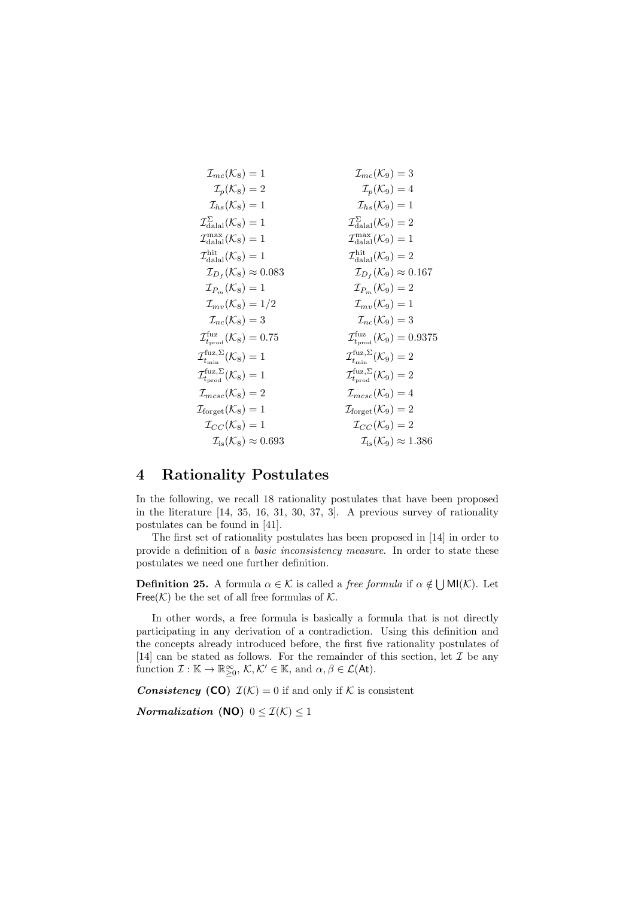$$
\begin{aligned}
\mathcal{I}_{mc}(\mathcal{K}_8) &= 1 & \mathcal{I}_{mc}(\mathcal{K}_9) &= 3 \\
\mathcal{I}_{p}(\mathcal{K}_8) &= 2 & \mathcal{I}_{p}(\mathcal{K}_9) &= 4 \\
\mathcal{I}_{hs}(\mathcal{K}_8) &= 1 & \mathcal{I}_{hs}(\mathcal{K}_9) &= 1 \\
\mathcal{I}^{\Sigma}_{\text{dalal}}(\mathcal{K}_8) &= 1 & \mathcal{I}^{\Sigma}_{\text{dalal}}(\mathcal{K}_9) &= 2 \\
\mathcal{I}^{\max}_{\text{dalal}}(\mathcal{K}_8) &= 1 & \mathcal{I}^{\max}_{\text{dalal}}(\mathcal{K}_9) &= 1 \\
\mathcal{I}^{\text{hit}}_{\text{dalal}}(\mathcal{K}_8) &= 1 & \mathcal{I}^{\text{hit}}_{\text{dalal}}(\mathcal{K}_9) &= 2 \\
\mathcal{I}_{D_f}(\mathcal{K}_8) &\approx 0.083 & \mathcal{I}_{D_f}(\mathcal{K}_9) &\approx 0.167 \\
\mathcal{I}_{P_m}(\mathcal{K}_8) &= 1 & \mathcal{I}_{P_m}(\mathcal{K}_9) &= 2 \\
\mathcal{I}_{mv}(\mathcal{K}_8) &= 1/2 & \mathcal{I}_{mv}(\mathcal{K}_9) &= 1 \\
\mathcal{I}_{nc}(\mathcal{K}_8) &= 3 & \mathcal{I}_{nc}(\mathcal{K}_9) &= 3 \\
\mathcal{I}^{\text{fuz}}_{t_{\text{prod}}}(\mathcal{K}_8) &= 0.75 & \mathcal{I}^{\text{fuz}}_{t_{\text{prod}}}(\mathcal{K}_9) &= 0.9375 \\
\mathcal{I}^{\text{fuz},\Sigma}_{t_{\min}}(\mathcal{K}_8) &= 1 & \mathcal{I}^{\text{fuz},\Sigma}_{t_{\min}}(\mathcal{K}_9) &= 2 \\
\mathcal{I}^{\text{fuz},\Sigma}_{t_{\text{prod}}}(\mathcal{K}_8) &= 1 & \mathcal{I}^{\text{fuz},\Sigma}_{t_{\text{prod}}}(\mathcal{K}_9) &= 2 \\
\mathcal{I}_{mcsc}(\mathcal{K}_8) &= 2 & \mathcal{I}_{mcsc}(\mathcal{K}_9) &= 4 \\
\mathcal{I}_{\text{forget}}(\mathcal{K}_8) &= 1 & \mathcal{I}_{\text{forget}}(\mathcal{K}_9) &= 2 \\
\mathcal{I}_{CC}(\mathcal{K}_8) &= 1 & \mathcal{I}_{CC}(\mathcal{K}_9) &= 2 \\
\mathcal{I}_{\text{is}}(\mathcal{K}_8) &\approx 0.693 & \mathcal{I}_{\text{is}}(\mathcal{K}_9) &\approx 1.386
\end{aligned}
$$

# 4 Rationality Postulates

In the following, we recall 18 rationality postulates that have been proposed in the literature [14, 35, 16, 31, 30, 37, 3]. A previous survey of rationality postulates can be found in [41].

The first set of rationality postulates has been proposed in [14] in order to provide a definition of a *basic inconsistency measure*. In order to state these postulates we need one further definition.

**Definition 25.** A formula $\alpha \in \mathcal{K}$ is called a *free formula* if $\alpha \notin \bigcup \mathsf{MI}(\mathcal{K})$. Let $\mathsf{Free}(\mathcal{K})$ be the set of all free formulas of $\mathcal{K}$.

In other words, a free formula is basically a formula that is not directly participating in any derivation of a contradiction. Using this definition and the concepts already introduced before, the first five rationality postulates of [14] can be stated as follows. For the remainder of this section, let $\mathcal{I}$ be any function $\mathcal{I} : \mathbb{K} \to \mathbb{R}^{\infty}_{\geq 0}$, $\mathcal{K}, \mathcal{K}' \in \mathbb{K}$, and $\alpha, \beta \in \mathcal{L}(\mathsf{At})$.

***Consistency* (CO)** $\mathcal{I}(\mathcal{K}) = 0$ if and only if $\mathcal{K}$ is consistent

***Normalization* (NO)** $0 \leq \mathcal{I}(\mathcal{K}) \leq 1$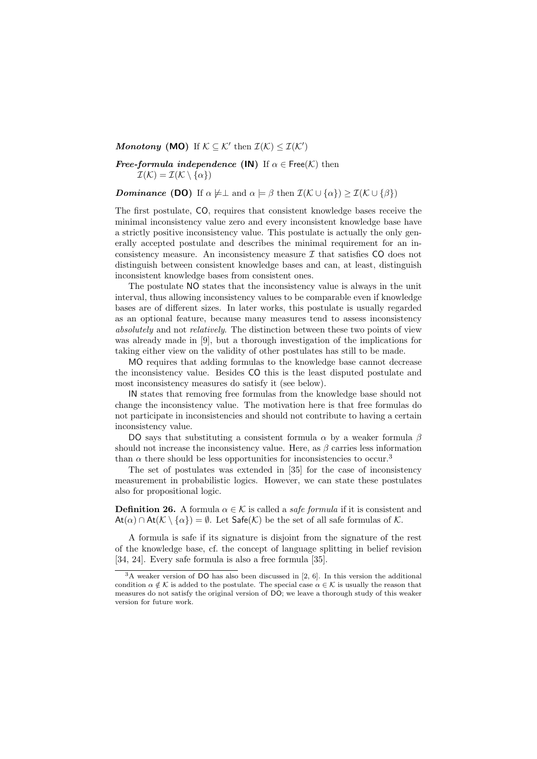***Monotony* (MO)** If $\mathcal{K} \subseteq \mathcal{K}'$ then $\mathcal{I}(\mathcal{K}) \leq \mathcal{I}(\mathcal{K}')$

***Free-formula independence* (IN)** If $\alpha \in \mathsf{Free}(\mathcal{K})$ then $\mathcal{I}(\mathcal{K}) = \mathcal{I}(\mathcal{K} \setminus \{\alpha\})$

***Dominance* (DO)** If $\alpha \not\models \perp$ and $\alpha \models \beta$ then $\mathcal{I}(\mathcal{K} \cup \{\alpha\}) \geq \mathcal{I}(\mathcal{K} \cup \{\beta\})$

The first postulate, CO, requires that consistent knowledge bases receive the minimal inconsistency value zero and every inconsistent knowledge base have a strictly positive inconsistency value. This postulate is actually the only generally accepted postulate and describes the minimal requirement for an inconsistency measure. An inconsistency measure $\mathcal{I}$ that satisfies CO does not distinguish between consistent knowledge bases and can, at least, distinguish inconsistent knowledge bases from consistent ones.

The postulate NO states that the inconsistency value is always in the unit interval, thus allowing inconsistency values to be comparable even if knowledge bases are of different sizes. In later works, this postulate is usually regarded as an optional feature, because many measures tend to assess inconsistency *absolutely* and not *relatively*. The distinction between these two points of view was already made in [9], but a thorough investigation of the implications for taking either view on the validity of other postulates has still to be made.

MO requires that adding formulas to the knowledge base cannot decrease the inconsistency value. Besides CO this is the least disputed postulate and most inconsistency measures do satisfy it (see below).

IN states that removing free formulas from the knowledge base should not change the inconsistency value. The motivation here is that free formulas do not participate in inconsistencies and should not contribute to having a certain inconsistency value.

DO says that substituting a consistent formula $\alpha$ by a weaker formula $\beta$ should not increase the inconsistency value. Here, as $\beta$ carries less information than $\alpha$ there should be less opportunities for inconsistencies to occur.[3]

The set of postulates was extended in [35] for the case of inconsistency measurement in probabilistic logics. However, we can state these postulates also for propositional logic.

**Definition 26.** A formula $\alpha \in \mathcal{K}$ is called a *safe formula* if it is consistent and $\mathsf{At}(\alpha) \cap \mathsf{At}(\mathcal{K} \setminus \{\alpha\}) = \emptyset$. Let $\mathsf{Safe}(\mathcal{K})$ be the set of all safe formulas of $\mathcal{K}$.

A formula is safe if its signature is disjoint from the signature of the rest of the knowledge base, cf. the concept of language splitting in belief revision [34, 24]. Every safe formula is also a free formula [35].

[3] A weaker version of DO has also been discussed in [2, 6]. In this version the additional condition $\alpha \notin \mathcal{K}$ is added to the postulate. The special case $\alpha \in \mathcal{K}$ is usually the reason that measures do not satisfy the original version of DO; we leave a thorough study of this weaker version for future work.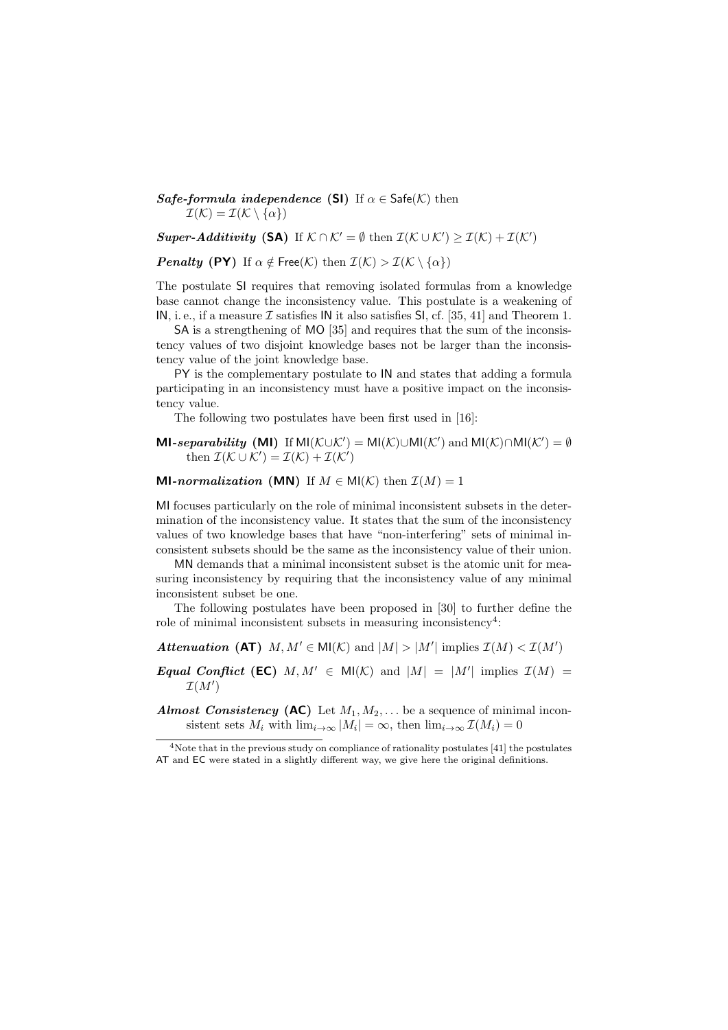***Safe-formula independence* (SI)** If $\alpha \in \mathsf{Safe}(\mathcal{K})$ then $\mathcal{I}(\mathcal{K}) = \mathcal{I}(\mathcal{K} \setminus \{\alpha\})$

***Super-Additivity* (SA)** If $\mathcal{K} \cap \mathcal{K}' = \emptyset$ then $\mathcal{I}(\mathcal{K} \cup \mathcal{K}') \geq \mathcal{I}(\mathcal{K}) + \mathcal{I}(\mathcal{K}')$

***Penalty* (PY)** If $\alpha \notin \mathsf{Free}(\mathcal{K})$ then $\mathcal{I}(\mathcal{K}) > \mathcal{I}(\mathcal{K} \setminus \{\alpha\})$

The postulate SI requires that removing isolated formulas from a knowledge base cannot change the inconsistency value. This postulate is a weakening of IN, i. e., if a measure $\mathcal{I}$ satisfies IN it also satisfies SI, cf. [35, 41] and Theorem 1.

SA is a strengthening of MO [35] and requires that the sum of the inconsistency values of two disjoint knowledge bases not be larger than the inconsistency value of the joint knowledge base.

PY is the complementary postulate to IN and states that adding a formula participating in an inconsistency must have a positive impact on the inconsistency value.

The following two postulates have been first used in [16]:

**MI-*separability* (MI)** If $\mathsf{MI}(\mathcal{K} \cup \mathcal{K}') = \mathsf{MI}(\mathcal{K}) \cup \mathsf{MI}(\mathcal{K}')$ and $\mathsf{MI}(\mathcal{K}) \cap \mathsf{MI}(\mathcal{K}') = \emptyset$ then $\mathcal{I}(\mathcal{K} \cup \mathcal{K}') = \mathcal{I}(\mathcal{K}) + \mathcal{I}(\mathcal{K}')$

**MI-*normalization* (MN)** If $M \in \mathsf{MI}(\mathcal{K})$ then $\mathcal{I}(M) = 1$

MI focuses particularly on the role of minimal inconsistent subsets in the determination of the inconsistency value. It states that the sum of the inconsistency values of two knowledge bases that have "non-interfering" sets of minimal inconsistent subsets should be the same as the inconsistency value of their union.

MN demands that a minimal inconsistent subset is the atomic unit for measuring inconsistency by requiring that the inconsistency value of any minimal inconsistent subset be one.

The following postulates have been proposed in [30] to further define the role of minimal inconsistent subsets in measuring inconsistency[4]:

***Attenuation* (AT)** $M, M' \in \mathsf{MI}(\mathcal{K})$ and $|M| > |M'|$ implies $\mathcal{I}(M) < \mathcal{I}(M')$

***Equal Conflict* (EC)** $M, M' \in \mathsf{MI}(\mathcal{K})$ and $|M| = |M'|$ implies $\mathcal{I}(M) = \mathcal{I}(M')$

***Almost Consistency* (AC)** Let $M_1, M_2, \ldots$ be a sequence of minimal inconsistent sets $M_i$ with $\lim_{i\to\infty} |M_i| = \infty$, then $\lim_{i\to\infty} \mathcal{I}(M_i) = 0$

---

[4] Note that in the previous study on compliance of rationality postulates [41] the postulates AT and EC were stated in a slightly different way, we give here the original definitions.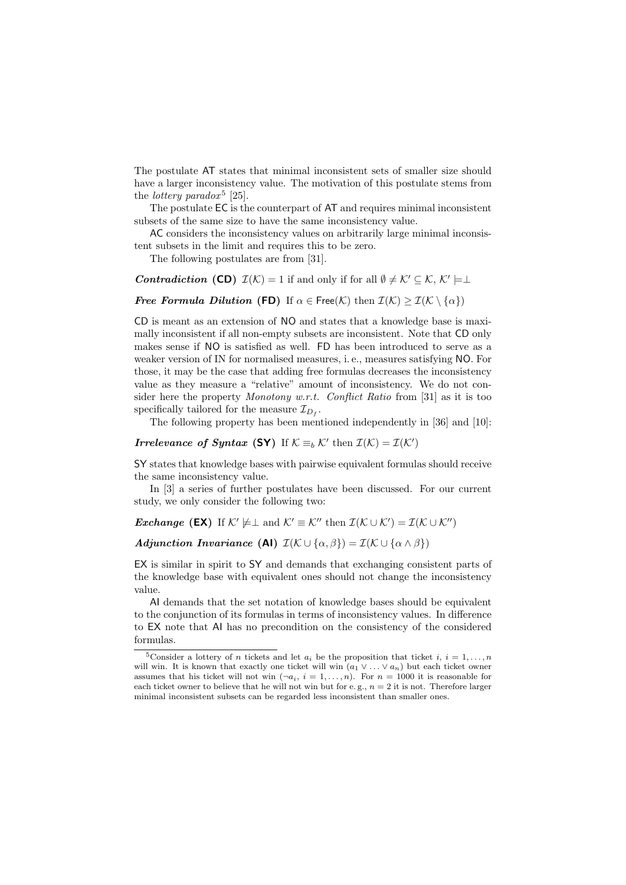The postulate AT states that minimal inconsistent sets of smaller size should have a larger inconsistency value. The motivation of this postulate stems from the *lottery paradox*[5] [25].

The postulate EC is the counterpart of AT and requires minimal inconsistent subsets of the same size to have the same inconsistency value.

AC considers the inconsistency values on arbitrarily large minimal inconsistent subsets in the limit and requires this to be zero.

The following postulates are from [31].

***Contradiction* (CD)** $\mathcal{I}(\mathcal{K}) = 1$ if and only if for all $\emptyset \neq \mathcal{K}' \subseteq \mathcal{K}$, $\mathcal{K}' \models \perp$

***Free Formula Dilution* (FD)** If $\alpha \in \mathsf{Free}(\mathcal{K})$ then $\mathcal{I}(\mathcal{K}) \geq \mathcal{I}(\mathcal{K} \setminus \{\alpha\})$

CD is meant as an extension of NO and states that a knowledge base is maximally inconsistent if all non-empty subsets are inconsistent. Note that CD only makes sense if NO is satisfied as well. FD has been introduced to serve as a weaker version of IN for normalised measures, i. e., measures satisfying NO. For those, it may be the case that adding free formulas decreases the inconsistency value as they measure a "relative" amount of inconsistency. We do not consider here the property *Monotony w.r.t. Conflict Ratio* from [31] as it is too specifically tailored for the measure $\mathcal{I}_{D_f}$.

The following property has been mentioned independently in [36] and [10]:

***Irrelevance of Syntax* (SY)** If $\mathcal{K} \equiv_b \mathcal{K}'$ then $\mathcal{I}(\mathcal{K}) = \mathcal{I}(\mathcal{K}')$

SY states that knowledge bases with pairwise equivalent formulas should receive the same inconsistency value.

In [3] a series of further postulates have been discussed. For our current study, we only consider the following two:

***Exchange* (EX)** If $\mathcal{K}' \not\models \perp$ and $\mathcal{K}' \equiv \mathcal{K}''$ then $\mathcal{I}(\mathcal{K} \cup \mathcal{K}') = \mathcal{I}(\mathcal{K} \cup \mathcal{K}'')$

***Adjunction Invariance* (AI)** $\mathcal{I}(\mathcal{K} \cup \{\alpha, \beta\}) = \mathcal{I}(\mathcal{K} \cup \{\alpha \wedge \beta\})$

EX is similar in spirit to SY and demands that exchanging consistent parts of the knowledge base with equivalent ones should not change the inconsistency value.

AI demands that the set notation of knowledge bases should be equivalent to the conjunction of its formulas in terms of inconsistency values. In difference to EX note that AI has no precondition on the consistency of the considered formulas.

---

[5] Consider a lottery of $n$ tickets and let $a_i$ be the proposition that ticket $i$, $i = 1, \ldots, n$ will win. It is known that exactly one ticket will win ($a_1 \vee \ldots \vee a_n$) but each ticket owner assumes that his ticket will not win ($\neg a_i$, $i = 1, \ldots, n$). For $n = 1000$ it is reasonable for each ticket owner to believe that he will not win but for e. g., $n = 2$ it is not. Therefore larger minimal inconsistent subsets can be regarded less inconsistent than smaller ones.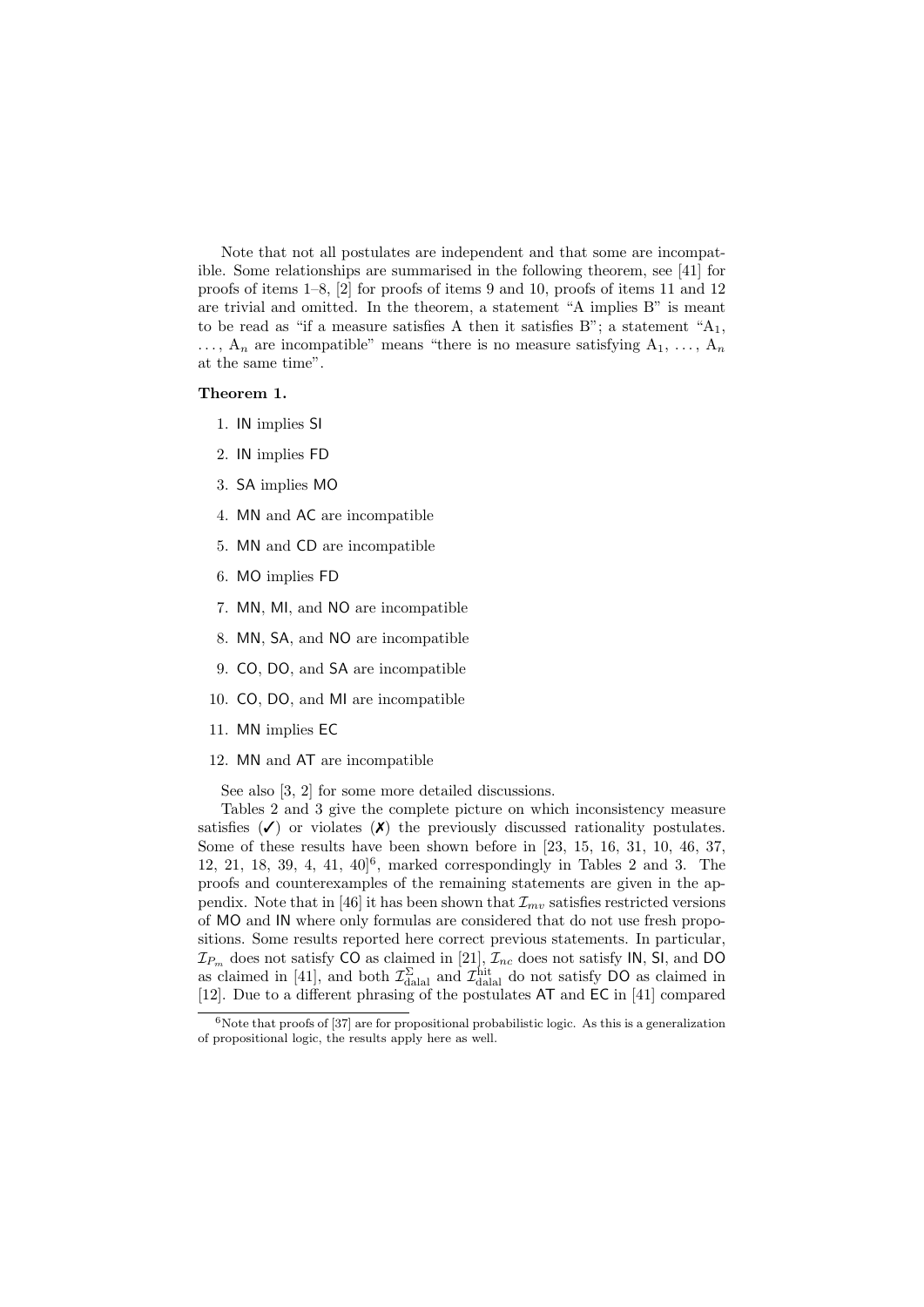Note that not all postulates are independent and that some are incompatible. Some relationships are summarised in the following theorem, see [41] for proofs of items 1–8, [2] for proofs of items 9 and 10, proofs of items 11 and 12 are trivial and omitted. In the theorem, a statement "A implies B" is meant to be read as "if a measure satisfies A then it satisfies B"; a statement "$A_1$, ..., $A_n$ are incompatible" means "there is no measure satisfying $A_1$, ..., $A_n$ at the same time".

**Theorem 1.**

1. IN implies SI
2. IN implies FD
3. SA implies MO
4. MN and AC are incompatible
5. MN and CD are incompatible
6. MO implies FD
7. MN, MI, and NO are incompatible
8. MN, SA, and NO are incompatible
9. CO, DO, and SA are incompatible
10. CO, DO, and MI are incompatible
11. MN implies EC
12. MN and AT are incompatible

See also [3, 2] for some more detailed discussions.

Tables 2 and 3 give the complete picture on which inconsistency measure satisfies (✓) or violates (✗) the previously discussed rationality postulates. Some of these results have been shown before in [23, 15, 16, 31, 10, 46, 37, 12, 21, 18, 39, 4, 41, 40][6], marked correspondingly in Tables 2 and 3. The proofs and counterexamples of the remaining statements are given in the appendix. Note that in [46] it has been shown that $\mathcal{I}_{mv}$ satisfies restricted versions of MO and IN where only formulas are considered that do not use fresh propositions. Some results reported here correct previous statements. In particular, $\mathcal{I}_{P_m}$ does not satisfy CO as claimed in [21], $\mathcal{I}_{nc}$ does not satisfy IN, SI, and DO as claimed in [41], and both $\mathcal{I}^{\Sigma}_{\text{dalal}}$ and $\mathcal{I}^{\text{hit}}_{\text{dalal}}$ do not satisfy DO as claimed in [12]. Due to a different phrasing of the postulates AT and EC in [41] compared

[6] Note that proofs of [37] are for propositional probabilistic logic. As this is a generalization of propositional logic, the results apply here as well.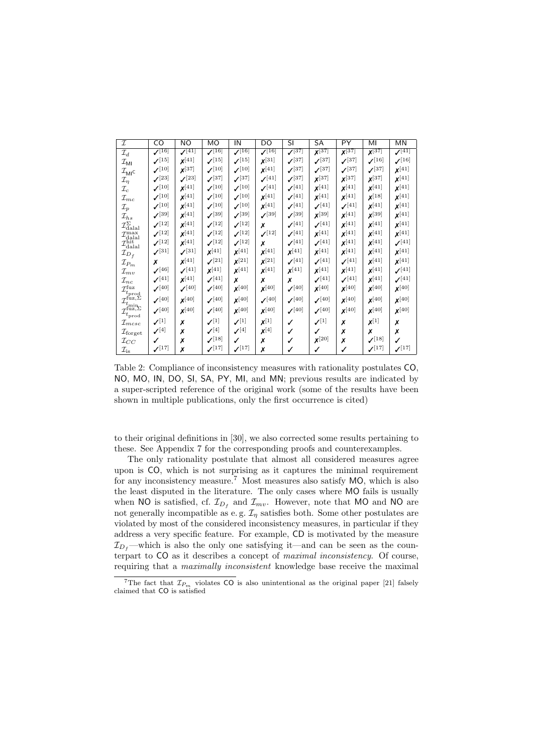| $\mathcal{I}$ | CO | NO | MO | IN | DO | SI | SA | PY | MI | MN |
|---|---|---|---|---|---|---|---|---|---|---|
| $\mathcal{I}_d$ | ✓[16] | ✓[41] | ✓[16] | ✓[16] | ✓[16] | ✓[37] | ✗[37] | ✗[37] | ✗[37] | ✓[41] |
| $\mathcal{I}_{\mathsf{MI}}$ | ✓[15] | ✗[41] | ✓[15] | ✓[15] | ✗[31] | ✓[37] | ✓[37] | ✓[37] | ✓[16] | ✓[16] |
| $\mathcal{I}_{\mathsf{MI}^{\mathsf{C}}}$ | ✓[10] | ✗[37] | ✓[10] | ✓[10] | ✗[41] | ✓[37] | ✓[37] | ✓[37] | ✓[37] | ✗[41] |
| $\mathcal{I}_\eta$ | ✓[23] | ✓[23] | ✓[37] | ✓[37] | ✓[41] | ✓[37] | ✗[37] | ✗[37] | ✗[37] | ✗[41] |
| $\mathcal{I}_c$ | ✓[10] | ✗[41] | ✓[10] | ✓[10] | ✓[41] | ✓[41] | ✗[41] | ✗[41] | ✗[41] | ✗[41] |
| $\mathcal{I}_{mc}$ | ✓[10] | ✗[41] | ✓[10] | ✓[10] | ✗[41] | ✓[41] | ✗[41] | ✗[41] | ✗[18] | ✗[41] |
| $\mathcal{I}_p$ | ✓[10] | ✗[41] | ✓[10] | ✓[10] | ✗[41] | ✓[41] | ✓[41] | ✓[41] | ✗[41] | ✗[41] |
| $\mathcal{I}_{hs}$ | ✓[39] | ✗[41] | ✓[39] | ✓[39] | ✓[39] | ✓[39] | ✗[39] | ✗[41] | ✗[39] | ✗[41] |
| $\mathcal{I}_{\text{dalal}}^{\Sigma}$ | ✓[12] | ✗[41] | ✓[12] | ✓[12] | ✗ | ✓[41] | ✓[41] | ✗[41] | ✗[41] | ✗[41] |
| $\mathcal{I}_{\text{dalal}}^{\max}$ | ✓[12] | ✗[41] | ✓[12] | ✓[12] | ✓[12] | ✓[41] | ✗[41] | ✗[41] | ✗[41] | ✗[41] |
| $\mathcal{I}_{\text{dalal}}^{\text{hit}}$ | ✓[12] | ✗[41] | ✓[12] | ✓[12] | ✗ | ✓[41] | ✓[41] | ✗[41] | ✗[41] | ✓[41] |
| $\mathcal{I}_{D_f}$ | ✓[31] | ✓[31] | ✗[41] | ✗[41] | ✗[41] | ✗[41] | ✗[41] | ✗[41] | ✗[41] | ✗[41] |
| $\mathcal{I}_{P_m}$ | ✗ | ✗[41] | ✓[21] | ✗[21] | ✗[21] | ✓[41] | ✓[41] | ✓[41] | ✗[41] | ✗[41] |
| $\mathcal{I}_{mv}$ | ✓[46] | ✓[41] | ✗[41] | ✗[41] | ✗[41] | ✗[41] | ✗[41] | ✗[41] | ✗[41] | ✓[41] |
| $\mathcal{I}_{nc}$ | ✓[41] | ✗[41] | ✓[41] | ✗ | ✗ | ✗ | ✓[41] | ✓[41] | ✗[41] | ✓[41] |
| $\mathcal{I}_{t_{\text{prod}}}^{\text{fuz}}$ | ✓[40] | ✓[40] | ✓[40] | ✗[40] | ✗[40] | ✓[40] | ✗[40] | ✗[40] | ✗[40] | ✗[40] |
| $\mathcal{I}_{t_{\min}}^{\text{fuz},\Sigma}$ | ✓[40] | ✗[40] | ✓[40] | ✗[40] | ✓[40] | ✓[40] | ✓[40] | ✗[40] | ✗[40] | ✗[40] |
| $\mathcal{I}_{t_{\text{prod}}}^{\text{fuz},\Sigma}$ | ✓[40] | ✗[40] | ✓[40] | ✗[40] | ✗[40] | ✓[40] | ✓[40] | ✗[40] | ✗[40] | ✗[40] |
| $\mathcal{I}_{mcsc}$ | ✓[1] | ✗ | ✓[1] | ✓[1] | ✗[1] | ✓ | ✓[1] | ✗ | ✗[1] | ✗ |
| $\mathcal{I}_{\text{forget}}$ | ✓[4] | ✗ | ✓[4] | ✓[4] | ✗[4] | ✓ | ✓ | ✗ | ✗ | ✗ |
| $\mathcal{I}_{CC}$ | ✓ | ✗ | ✓[18] | ✓ | ✗ | ✓ | ✗[20] | ✗ | ✓[18] | ✓ |
| $\mathcal{I}_{\text{is}}$ | ✓[17] | ✗ | ✓[17] | ✓[17] | ✗ | ✓ | ✓ | ✓ | ✓[17] | ✓[17] |

Table 2: Compliance of inconsistency measures with rationality postulates CO, NO, MO, IN, DO, SI, SA, PY, MI, and MN; previous results are indicated by a super-scripted reference of the original work (some of the results have been shown in multiple publications, only the first occurrence is cited)

to their original definitions in [30], we also corrected some results pertaining to these. See Appendix 7 for the corresponding proofs and counterexamples.

The only rationality postulate that almost all considered measures agree upon is CO, which is not surprising as it captures the minimal requirement for any inconsistency measure.[7] Most measures also satisfy MO, which is also the least disputed in the literature. The only cases where MO fails is usually when NO is satisfied, cf. $\mathcal{I}_{D_f}$ and $\mathcal{I}_{mv}$. However, note that MO and NO are not generally incompatible as e. g. $\mathcal{I}_\eta$ satisfies both. Some other postulates are violated by most of the considered inconsistency measures, in particular if they address a very specific feature. For example, CD is motivated by the measure $\mathcal{I}_{D_f}$—which is also the only one satisfying it—and can be seen as the counterpart to CO as it describes a concept of *maximal inconsistency*. Of course, requiring that a *maximally inconsistent* knowledge base receive the maximal

[7] The fact that $\mathcal{I}_{P_m}$ violates CO is also unintentional as the original paper [21] falsely claimed that CO is satisfied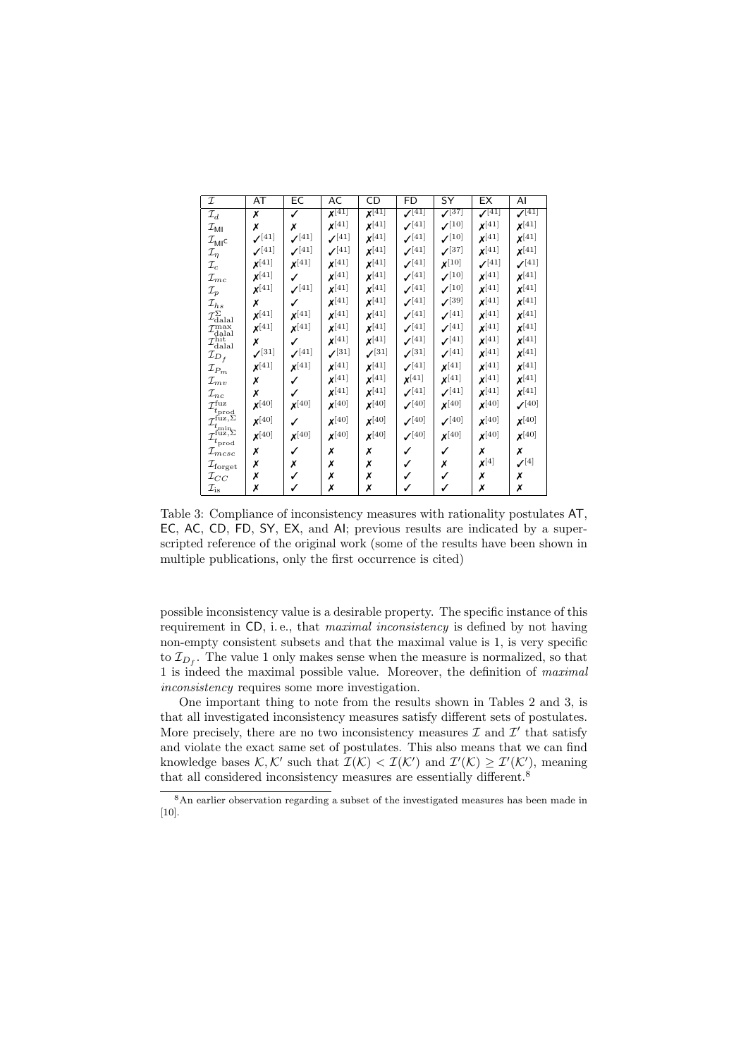| $\mathcal{I}$ | AT | EC | AC | CD | FD | SY | EX | AI |
|---|---|---|---|---|---|---|---|---|
| $\mathcal{I}_d$ | ✗ | ✓ | ✗[41] | ✗[41] | ✓[41] | ✓[37] | ✓[41] | ✓[41] |
| $\mathcal{I}_{\mathsf{MI}}$ | ✗ | ✗ | ✗[41] | ✗[41] | ✓[41] | ✓[10] | ✗[41] | ✗[41] |
| $\mathcal{I}_{\mathsf{MI}^\mathsf{C}}$ | ✓[41] | ✓[41] | ✓[41] | ✗[41] | ✓[41] | ✓[10] | ✗[41] | ✗[41] |
| $\mathcal{I}_\eta$ | ✓[41] | ✓[41] | ✓[41] | ✗[41] | ✓[41] | ✓[37] | ✗[41] | ✗[41] |
| $\mathcal{I}_c$ | ✗[41] | ✗[41] | ✗[41] | ✗[41] | ✓[41] | ✗[10] | ✓[41] | ✓[41] |
| $\mathcal{I}_{mc}$ | ✗[41] | ✓ | ✗[41] | ✗[41] | ✓[41] | ✓[10] | ✗[41] | ✗[41] |
| $\mathcal{I}_p$ | ✗[41] | ✓[41] | ✗[41] | ✗[41] | ✓[41] | ✓[10] | ✗[41] | ✗[41] |
| $\mathcal{I}_{hs}$ | ✗ | ✓ | ✗[41] | ✗[41] | ✓[41] | ✓[39] | ✗[41] | ✗[41] |
| $\mathcal{I}_{\text{dalal}}^{\Sigma}$ | ✗[41] | ✗[41] | ✗[41] | ✗[41] | ✓[41] | ✓[41] | ✗[41] | ✗[41] |
| $\mathcal{I}_{\text{dalal}}^{\max}$ | ✗[41] | ✗[41] | ✗[41] | ✗[41] | ✓[41] | ✓[41] | ✗[41] | ✗[41] |
| $\mathcal{I}_{\text{dalal}}^{\text{hit}}$ | ✗ | ✓ | ✗[41] | ✗[41] | ✓[41] | ✓[41] | ✗[41] | ✗[41] |
| $\mathcal{I}_{D_f}$ | ✓[31] | ✓[41] | ✓[31] | ✓[31] | ✓[31] | ✓[41] | ✗[41] | ✗[41] |
| $\mathcal{I}_{P_m}$ | ✗[41] | ✗[41] | ✗[41] | ✗[41] | ✓[41] | ✗[41] | ✗[41] | ✗[41] |
| $\mathcal{I}_{mv}$ | ✗ | ✓ | ✗[41] | ✗[41] | ✗[41] | ✗[41] | ✗[41] | ✗[41] |
| $\mathcal{I}_{nc}$ | ✗ | ✓ | ✗[41] | ✗[41] | ✓[41] | ✓[41] | ✗[41] | ✗[41] |
| $\mathcal{I}_{t_{\text{prod}}}^{\text{fuz}}$ | ✗[40] | ✗[40] | ✗[40] | ✗[40] | ✓[40] | ✗[40] | ✗[40] | ✓[40] |
| $\mathcal{I}_{t_{\min}}^{\text{fuz},\Sigma}$ | ✗[40] | ✓ | ✗[40] | ✗[40] | ✓[40] | ✓[40] | ✗[40] | ✗[40] |
| $\mathcal{I}_{t_{\text{prod}}}^{\text{fuz},\Sigma}$ | ✗[40] | ✗[40] | ✗[40] | ✗[40] | ✓[40] | ✗[40] | ✗[40] | ✗[40] |
| $\mathcal{I}_{mcsc}$ | ✗ | ✓ | ✗ | ✗ | ✓ | ✓ | ✗ | ✗ |
| $\mathcal{I}_{\text{forget}}$ | ✗ | ✗ | ✗ | ✗ | ✓ | ✗ | ✗[4] | ✓[4] |
| $\mathcal{I}_{CC}$ | ✗ | ✓ | ✗ | ✗ | ✓ | ✓ | ✗ | ✗ |
| $\mathcal{I}_{\text{is}}$ | ✗ | ✓ | ✗ | ✗ | ✓ | ✓ | ✗ | ✗ |

Table 3: Compliance of inconsistency measures with rationality postulates AT, EC, AC, CD, FD, SY, EX, and AI; previous results are indicated by a superscripted reference of the original work (some of the results have been shown in multiple publications, only the first occurrence is cited)

possible inconsistency value is a desirable property. The specific instance of this requirement in CD, i.e., that *maximal inconsistency* is defined by not having non-empty consistent subsets and that the maximal value is 1, is very specific to $\mathcal{I}_{D_f}$. The value 1 only makes sense when the measure is normalized, so that 1 is indeed the maximal possible value. Moreover, the definition of *maximal inconsistency* requires some more investigation.

One important thing to note from the results shown in Tables 2 and 3, is that all investigated inconsistency measures satisfy different sets of postulates. More precisely, there are no two inconsistency measures $\mathcal{I}$ and $\mathcal{I}'$ that satisfy and violate the exact same set of postulates. This also means that we can find knowledge bases $\mathcal{K}, \mathcal{K}'$ such that $\mathcal{I}(\mathcal{K}) < \mathcal{I}(\mathcal{K}')$ and $\mathcal{I}'(\mathcal{K}) \geq \mathcal{I}'(\mathcal{K}')$, meaning that all considered inconsistency measures are essentially different.[8]

[8] An earlier observation regarding a subset of the investigated measures has been made in [10].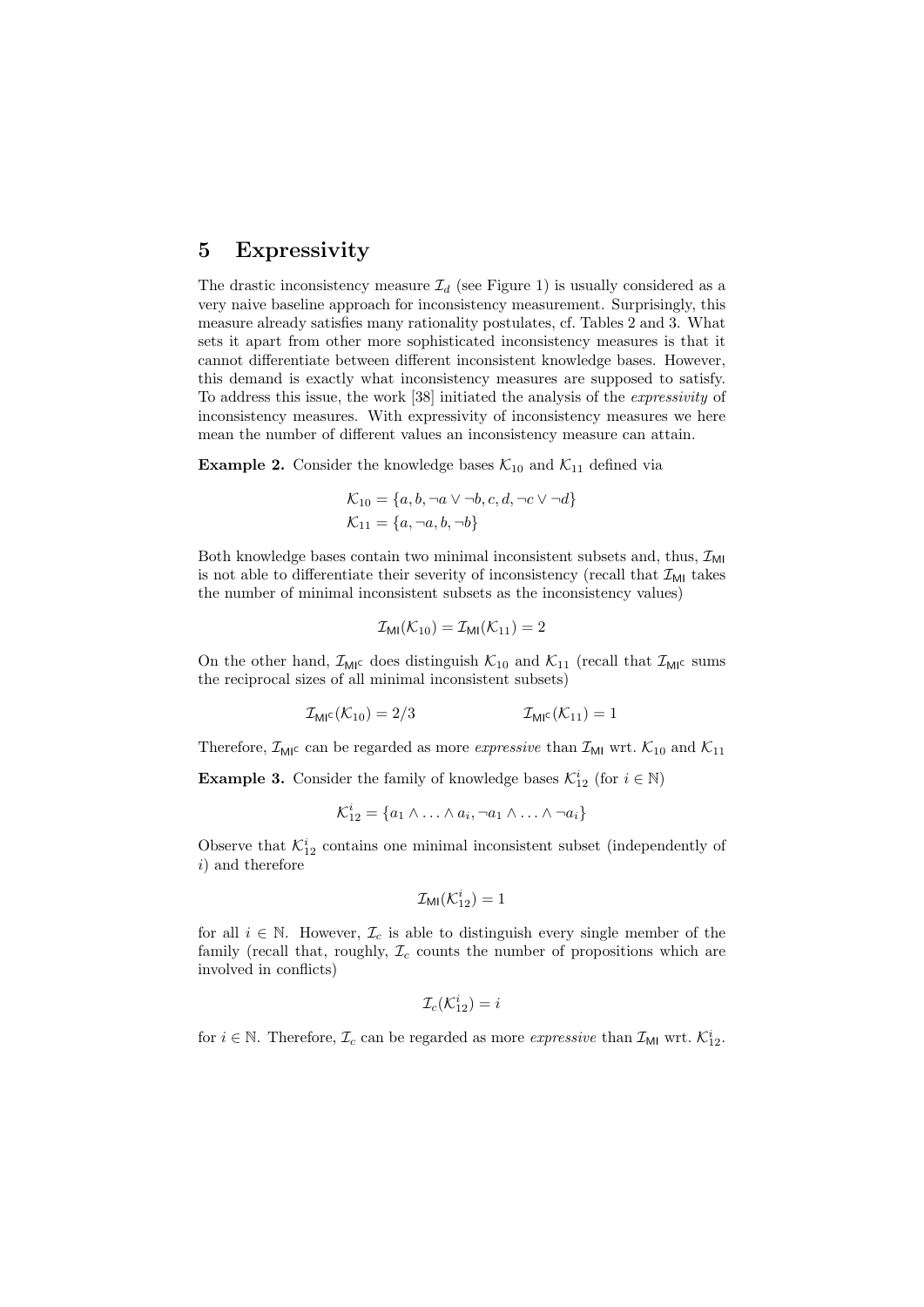## 5 Expressivity

The drastic inconsistency measure $\mathcal{I}_d$ (see Figure 1) is usually considered as a very naive baseline approach for inconsistency measurement. Surprisingly, this measure already satisfies many rationality postulates, cf. Tables 2 and 3. What sets it apart from other more sophisticated inconsistency measures is that it cannot differentiate between different inconsistent knowledge bases. However, this demand is exactly what inconsistency measures are supposed to satisfy. To address this issue, the work [38] initiated the analysis of the *expressivity* of inconsistency measures. With expressivity of inconsistency measures we here mean the number of different values an inconsistency measure can attain.

**Example 2.** Consider the knowledge bases $\mathcal{K}_{10}$ and $\mathcal{K}_{11}$ defined via

$$\mathcal{K}_{10} = \{a, b, \neg a \vee \neg b, c, d, \neg c \vee \neg d\}$$
$$\mathcal{K}_{11} = \{a, \neg a, b, \neg b\}$$

Both knowledge bases contain two minimal inconsistent subsets and, thus, $\mathcal{I}_{\mathsf{MI}}$ is not able to differentiate their severity of inconsistency (recall that $\mathcal{I}_{\mathsf{MI}}$ takes the number of minimal inconsistent subsets as the inconsistency values)

$$\mathcal{I}_{\mathsf{MI}}(\mathcal{K}_{10}) = \mathcal{I}_{\mathsf{MI}}(\mathcal{K}_{11}) = 2$$

On the other hand, $\mathcal{I}_{\mathsf{MI}^\mathsf{C}}$ does distinguish $\mathcal{K}_{10}$ and $\mathcal{K}_{11}$ (recall that $\mathcal{I}_{\mathsf{MI}^\mathsf{C}}$ sums the reciprocal sizes of all minimal inconsistent subsets)

$$\mathcal{I}_{\mathsf{MI}^\mathsf{C}}(\mathcal{K}_{10}) = 2/3 \qquad\qquad \mathcal{I}_{\mathsf{MI}^\mathsf{C}}(\mathcal{K}_{11}) = 1$$

Therefore, $\mathcal{I}_{\mathsf{MI}^\mathsf{C}}$ can be regarded as more *expressive* than $\mathcal{I}_{\mathsf{MI}}$ wrt. $\mathcal{K}_{10}$ and $\mathcal{K}_{11}$

**Example 3.** Consider the family of knowledge bases $\mathcal{K}_{12}^i$ (for $i \in \mathbb{N}$)

$$\mathcal{K}_{12}^i = \{a_1 \wedge \ldots \wedge a_i, \neg a_1 \wedge \ldots \wedge \neg a_i\}$$

Observe that $\mathcal{K}_{12}^i$ contains one minimal inconsistent subset (independently of $i$) and therefore

$$\mathcal{I}_{\mathsf{MI}}(\mathcal{K}_{12}^i) = 1$$

for all $i \in \mathbb{N}$. However, $\mathcal{I}_c$ is able to distinguish every single member of the family (recall that, roughly, $\mathcal{I}_c$ counts the number of propositions which are involved in conflicts)

$$\mathcal{I}_c(\mathcal{K}_{12}^i) = i$$

for $i \in \mathbb{N}$. Therefore, $\mathcal{I}_c$ can be regarded as more *expressive* than $\mathcal{I}_{\mathsf{MI}}$ wrt. $\mathcal{K}_{12}^i$.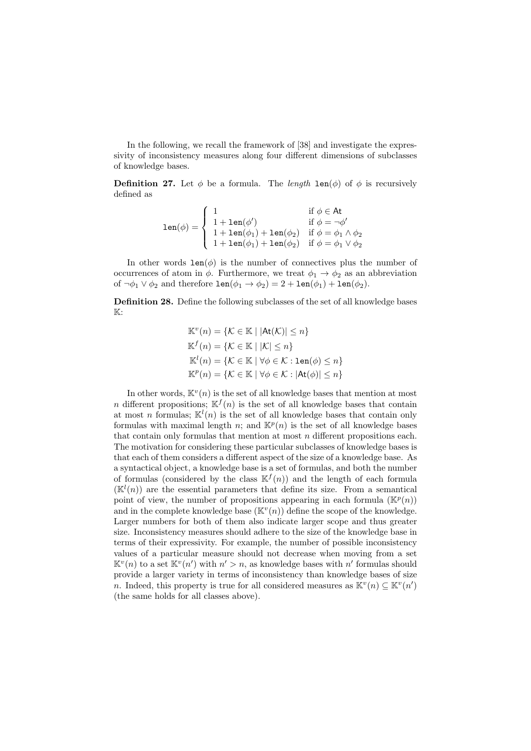In the following, we recall the framework of [38] and investigate the expressivity of inconsistency measures along four different dimensions of subclasses of knowledge bases.

**Definition 27.** Let $\phi$ be a formula. The *length* $\texttt{len}(\phi)$ of $\phi$ is recursively defined as

$$\texttt{len}(\phi) = \begin{cases} 1 & \text{if } \phi \in \mathsf{At} \\ 1 + \texttt{len}(\phi') & \text{if } \phi = \neg\phi' \\ 1 + \texttt{len}(\phi_1) + \texttt{len}(\phi_2) & \text{if } \phi = \phi_1 \wedge \phi_2 \\ 1 + \texttt{len}(\phi_1) + \texttt{len}(\phi_2) & \text{if } \phi = \phi_1 \vee \phi_2 \end{cases}$$

In other words $\texttt{len}(\phi)$ is the number of connectives plus the number of occurrences of atom in $\phi$. Furthermore, we treat $\phi_1 \rightarrow \phi_2$ as an abbreviation of $\neg\phi_1 \vee \phi_2$ and therefore $\texttt{len}(\phi_1 \rightarrow \phi_2) = 2 + \texttt{len}(\phi_1) + \texttt{len}(\phi_2)$.

**Definition 28.** Define the following subclasses of the set of all knowledge bases $\mathbb{K}$:

$$\mathbb{K}^v(n) = \{\mathcal{K} \in \mathbb{K} \mid |\mathsf{At}(\mathcal{K})| \leq n\}$$
$$\mathbb{K}^f(n) = \{\mathcal{K} \in \mathbb{K} \mid |\mathcal{K}| \leq n\}$$
$$\mathbb{K}^l(n) = \{\mathcal{K} \in \mathbb{K} \mid \forall \phi \in \mathcal{K} : \texttt{len}(\phi) \leq n\}$$
$$\mathbb{K}^p(n) = \{\mathcal{K} \in \mathbb{K} \mid \forall \phi \in \mathcal{K} : |\mathsf{At}(\phi)| \leq n\}$$

In other words, $\mathbb{K}^v(n)$ is the set of all knowledge bases that mention at most $n$ different propositions; $\mathbb{K}^f(n)$ is the set of all knowledge bases that contain at most $n$ formulas; $\mathbb{K}^l(n)$ is the set of all knowledge bases that contain only formulas with maximal length $n$; and $\mathbb{K}^p(n)$ is the set of all knowledge bases that contain only formulas that mention at most $n$ different propositions each. The motivation for considering these particular subclasses of knowledge bases is that each of them considers a different aspect of the size of a knowledge base. As a syntactical object, a knowledge base is a set of formulas, and both the number of formulas (considered by the class $\mathbb{K}^f(n)$) and the length of each formula ($\mathbb{K}^l(n)$) are the essential parameters that define its size. From a semantical point of view, the number of propositions appearing in each formula ($\mathbb{K}^p(n)$) and in the complete knowledge base ($\mathbb{K}^v(n)$) define the scope of the knowledge. Larger numbers for both of them also indicate larger scope and thus greater size. Inconsistency measures should adhere to the size of the knowledge base in terms of their expressivity. For example, the number of possible inconsistency values of a particular measure should not decrease when moving from a set $\mathbb{K}^v(n)$ to a set $\mathbb{K}^v(n')$ with $n' > n$, as knowledge bases with $n'$ formulas should provide a larger variety in terms of inconsistency than knowledge bases of size $n$. Indeed, this property is true for all considered measures as $\mathbb{K}^v(n) \subseteq \mathbb{K}^v(n')$ (the same holds for all classes above).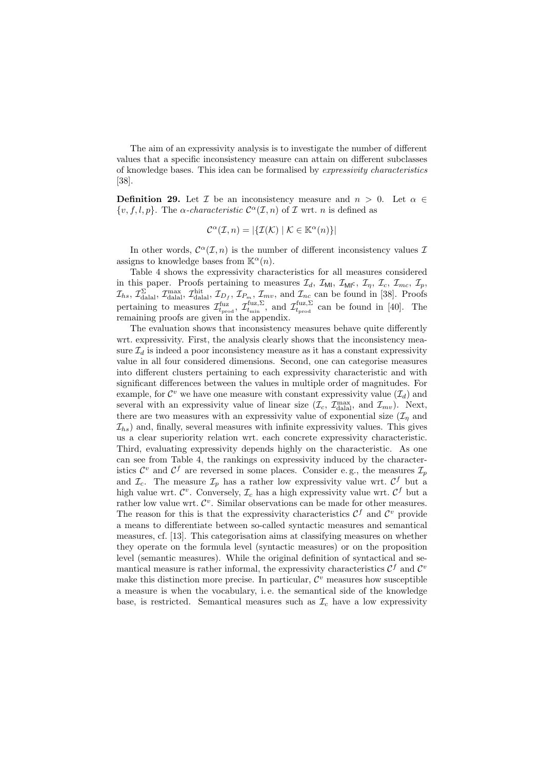The aim of an expressivity analysis is to investigate the number of different values that a specific inconsistency measure can attain on different subclasses of knowledge bases. This idea can be formalised by *expressivity characteristics* [38].

**Definition 29.** Let $\mathcal{I}$ be an inconsistency measure and $n > 0$. Let $\alpha \in \{v, f, l, p\}$. The *$\alpha$-characteristic* $\mathcal{C}^\alpha(\mathcal{I}, n)$ of $\mathcal{I}$ wrt. $n$ is defined as

$$\mathcal{C}^\alpha(\mathcal{I}, n) = |\{\mathcal{I}(\mathcal{K}) \mid \mathcal{K} \in \mathbb{K}^\alpha(n)\}|$$

In other words, $\mathcal{C}^\alpha(\mathcal{I}, n)$ is the number of different inconsistency values $\mathcal{I}$ assigns to knowledge bases from $\mathbb{K}^\alpha(n)$.

Table 4 shows the expressivity characteristics for all measures considered in this paper. Proofs pertaining to measures $\mathcal{I}_d$, $\mathcal{I}_{\mathsf{MI}}$, $\mathcal{I}_{\mathsf{MI}^\mathsf{C}}$, $\mathcal{I}_\eta$, $\mathcal{I}_c$, $\mathcal{I}_{mc}$, $\mathcal{I}_p$, $\mathcal{I}_{hs}$, $\mathcal{I}^{\Sigma}_{\text{dalal}}$, $\mathcal{I}^{\max}_{\text{dalal}}$, $\mathcal{I}^{\text{hit}}_{\text{dalal}}$, $\mathcal{I}_{D_f}$, $\mathcal{I}_{P_m}$, $\mathcal{I}_{mv}$, and $\mathcal{I}_{nc}$ can be found in [38]. Proofs pertaining to measures $\mathcal{I}^{\text{fuz}}_{t_{\text{prod}}}$, $\mathcal{I}^{\text{fuz},\Sigma}_{t_{\min}}$, and $\mathcal{I}^{\text{fuz},\Sigma}_{t_{\text{prod}}}$ can be found in [40]. The remaining proofs are given in the appendix.

The evaluation shows that inconsistency measures behave quite differently wrt. expressivity. First, the analysis clearly shows that the inconsistency measure $\mathcal{I}_d$ is indeed a poor inconsistency measure as it has a constant expressivity value in all four considered dimensions. Second, one can categorise measures into different clusters pertaining to each expressivity characteristic and with significant differences between the values in multiple order of magnitudes. For example, for $\mathcal{C}^v$ we have one measure with constant expressivity value ($\mathcal{I}_d$) and several with an expressivity value of linear size ($\mathcal{I}_c$, $\mathcal{I}^{\max}_{\text{dalal}}$, and $\mathcal{I}_{mv}$). Next, there are two measures with an expressivity value of exponential size ($\mathcal{I}_\eta$ and $\mathcal{I}_{hs}$) and, finally, several measures with infinite expressivity values. This gives us a clear superiority relation wrt. each concrete expressivity characteristic. Third, evaluating expressivity depends highly on the characteristic. As one can see from Table 4, the rankings on expressivity induced by the characteristics $\mathcal{C}^v$ and $\mathcal{C}^f$ are reversed in some places. Consider e. g., the measures $\mathcal{I}_p$ and $\mathcal{I}_c$. The measure $\mathcal{I}_p$ has a rather low expressivity value wrt. $\mathcal{C}^f$ but a high value wrt. $\mathcal{C}^v$. Conversely, $\mathcal{I}_c$ has a high expressivity value wrt. $\mathcal{C}^f$ but a rather low value wrt. $\mathcal{C}^v$. Similar observations can be made for other measures. The reason for this is that the expressivity characteristics $\mathcal{C}^f$ and $\mathcal{C}^v$ provide a means to differentiate between so-called syntactic measures and semantical measures, cf. [13]. This categorisation aims at classifying measures on whether they operate on the formula level (syntactic measures) or on the proposition level (semantic measures). While the original definition of syntactical and semantical measure is rather informal, the expressivity characteristics $\mathcal{C}^f$ and $\mathcal{C}^v$ make this distinction more precise. In particular, $\mathcal{C}^v$ measures how susceptible a measure is when the vocabulary, i. e. the semantical side of the knowledge base, is restricted. Semantical measures such as $\mathcal{I}_c$ have a low expressivity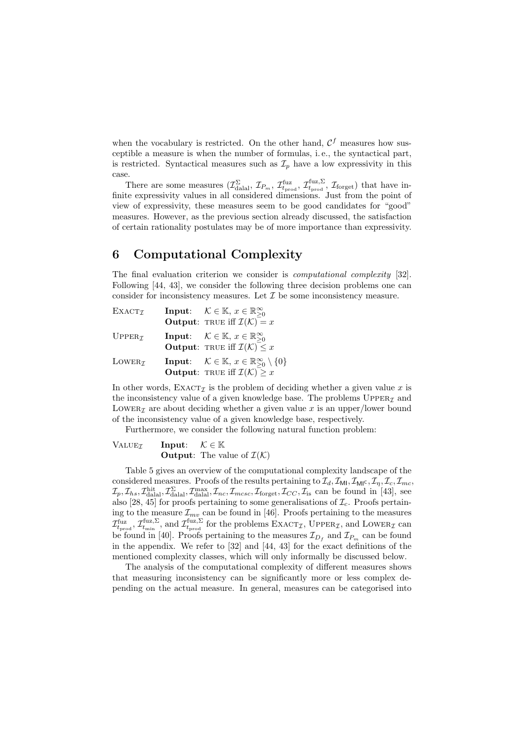when the vocabulary is restricted. On the other hand, $\mathcal{C}^f$ measures how susceptible a measure is when the number of formulas, i. e., the syntactical part, is restricted. Syntactical measures such as $\mathcal{I}_p$ have a low expressivity in this case.

There are some measures ($\mathcal{I}^{\Sigma}_{\text{dalal}}$, $\mathcal{I}_{P_m}$, $\mathcal{I}^{\text{fuz}}_{t_{\text{prod}}}$, $\mathcal{I}^{\text{fuz},\Sigma}_{t_{\text{prod}}}$, $\mathcal{I}_{\text{forget}}$) that have infinite expressivity values in all considered dimensions. Just from the point of view of expressivity, these measures seem to be good candidates for "good" measures. However, as the previous section already discussed, the satisfaction of certain rationality postulates may be of more importance than expressivity.

# 6 Computational Complexity

The final evaluation criterion we consider is *computational complexity* [32]. Following [44, 43], we consider the following three decision problems one can consider for inconsistency measures. Let $\mathcal{I}$ be some inconsistency measure.

$\textsc{Exact}_{\mathcal{I}}$ **Input**: $\mathcal{K} \in \mathbb{K}$, $x \in \mathbb{R}^{\infty}_{\geq 0}$
**Output**: TRUE iff $\mathcal{I}(\mathcal{K}) = x$

$\textsc{Upper}_{\mathcal{I}}$ **Input**: $\mathcal{K} \in \mathbb{K}$, $x \in \mathbb{R}^{\infty}_{\geq 0}$
**Output**: TRUE iff $\mathcal{I}(\mathcal{K}) \leq x$

$\textsc{Lower}_{\mathcal{I}}$ **Input**: $\mathcal{K} \in \mathbb{K}$, $x \in \mathbb{R}^{\infty}_{\geq 0} \setminus \{0\}$
**Output**: TRUE iff $\mathcal{I}(\mathcal{K}) \geq x$

In other words, $\textsc{Exact}_{\mathcal{I}}$ is the problem of deciding whether a given value $x$ is the inconsistency value of a given knowledge base. The problems $\textsc{Upper}_{\mathcal{I}}$ and $\textsc{Lower}_{\mathcal{I}}$ are about deciding whether a given value $x$ is an upper/lower bound of the inconsistency value of a given knowledge base, respectively.

Furthermore, we consider the following natural function problem:

$\textsc{Value}_{\mathcal{I}}$ **Input**: $\mathcal{K} \in \mathbb{K}$
**Output**: The value of $\mathcal{I}(\mathcal{K})$

Table 5 gives an overview of the computational complexity landscape of the considered measures. Proofs of the results pertaining to $\mathcal{I}_d, \mathcal{I}_{\mathsf{MI}}, \mathcal{I}_{\mathsf{MI^C}}, \mathcal{I}_{\eta}, \mathcal{I}_c, \mathcal{I}_{mc}$, $\mathcal{I}_p, \mathcal{I}_{hs}, \mathcal{I}^{\text{hit}}_{\text{dalal}}, \mathcal{I}^{\Sigma}_{\text{dalal}}, \mathcal{I}^{\max}_{\text{dalal}}, \mathcal{I}_{nc}, \mathcal{I}_{mcsc}, \mathcal{I}_{\text{forget}}, \mathcal{I}_{CC}, \mathcal{I}_{\text{is}}$ can be found in [43], see also [28, 45] for proofs pertaining to some generalisations of $\mathcal{I}_c$. Proofs pertaining to the measure $\mathcal{I}_{mv}$ can be found in [46]. Proofs pertaining to the measures $\mathcal{I}^{\text{fuz}}_{t_{\text{prod}}}$, $\mathcal{I}^{\text{fuz},\Sigma}_{t_{\min}}$, and $\mathcal{I}^{\text{fuz},\Sigma}_{t_{\text{prod}}}$ for the problems $\textsc{Exact}_{\mathcal{I}}$, $\textsc{Upper}_{\mathcal{I}}$, and $\textsc{Lower}_{\mathcal{I}}$ can be found in [40]. Proofs pertaining to the measures $\mathcal{I}_{D_f}$ and $\mathcal{I}_{P_m}$ can be found in the appendix. We refer to [32] and [44, 43] for the exact definitions of the mentioned complexity classes, which will only informally be discussed below.

The analysis of the computational complexity of different measures shows that measuring inconsistency can be significantly more or less complex depending on the actual measure. In general, measures can be categorised into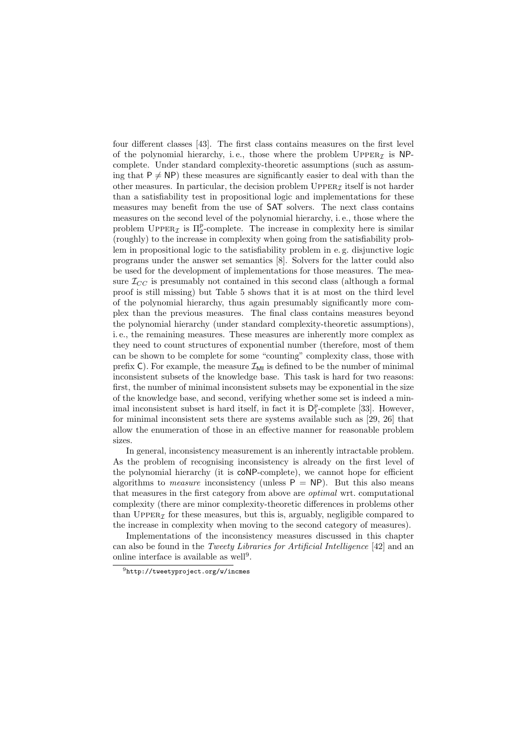four different classes [43]. The first class contains measures on the first level of the polynomial hierarchy, i. e., those where the problem $\text{UPPER}_{\mathcal{I}}$ is NP-complete. Under standard complexity-theoretic assumptions (such as assuming that $\mathsf{P} \neq \mathsf{NP}$) these measures are significantly easier to deal with than the other measures. In particular, the decision problem $\text{UPPER}_{\mathcal{I}}$ itself is not harder than a satisfiability test in propositional logic and implementations for these measures may benefit from the use of SAT solvers. The next class contains measures on the second level of the polynomial hierarchy, i. e., those where the problem $\text{UPPER}_{\mathcal{I}}$ is $\Pi_2^p$-complete. The increase in complexity here is similar (roughly) to the increase in complexity when going from the satisfiability problem in propositional logic to the satisfiability problem in e. g. disjunctive logic programs under the answer set semantics [8]. Solvers for the latter could also be used for the development of implementations for those measures. The measure $\mathcal{I}_{CC}$ is presumably not contained in this second class (although a formal proof is still missing) but Table 5 shows that it is at most on the third level of the polynomial hierarchy, thus again presumably significantly more complex than the previous measures. The final class contains measures beyond the polynomial hierarchy (under standard complexity-theoretic assumptions), i. e., the remaining measures. These measures are inherently more complex as they need to count structures of exponential number (therefore, most of them can be shown to be complete for some "counting" complexity class, those with prefix C). For example, the measure $\mathcal{I}_{\mathsf{MI}}$ is defined to be the number of minimal inconsistent subsets of the knowledge base. This task is hard for two reasons: first, the number of minimal inconsistent subsets may be exponential in the size of the knowledge base, and second, verifying whether some set is indeed a minimal inconsistent subset is hard itself, in fact it is $\mathsf{D}_1^p$-complete [33]. However, for minimal inconsistent sets there are systems available such as [29, 26] that allow the enumeration of those in an effective manner for reasonable problem sizes.

In general, inconsistency measurement is an inherently intractable problem. As the problem of recognising inconsistency is already on the first level of the polynomial hierarchy (it is coNP-complete), we cannot hope for efficient algorithms to *measure* inconsistency (unless $\mathsf{P} = \mathsf{NP}$). But this also means that measures in the first category from above are *optimal* wrt. computational complexity (there are minor complexity-theoretic differences in problems other than $\text{UPPER}_{\mathcal{I}}$ for these measures, but this is, arguably, negligible compared to the increase in complexity when moving to the second category of measures).

Implementations of the inconsistency measures discussed in this chapter can also be found in the *Tweety Libraries for Artificial Intelligence* [42] and an online interface is available as well[9].

[9] http://tweetyproject.org/w/incmes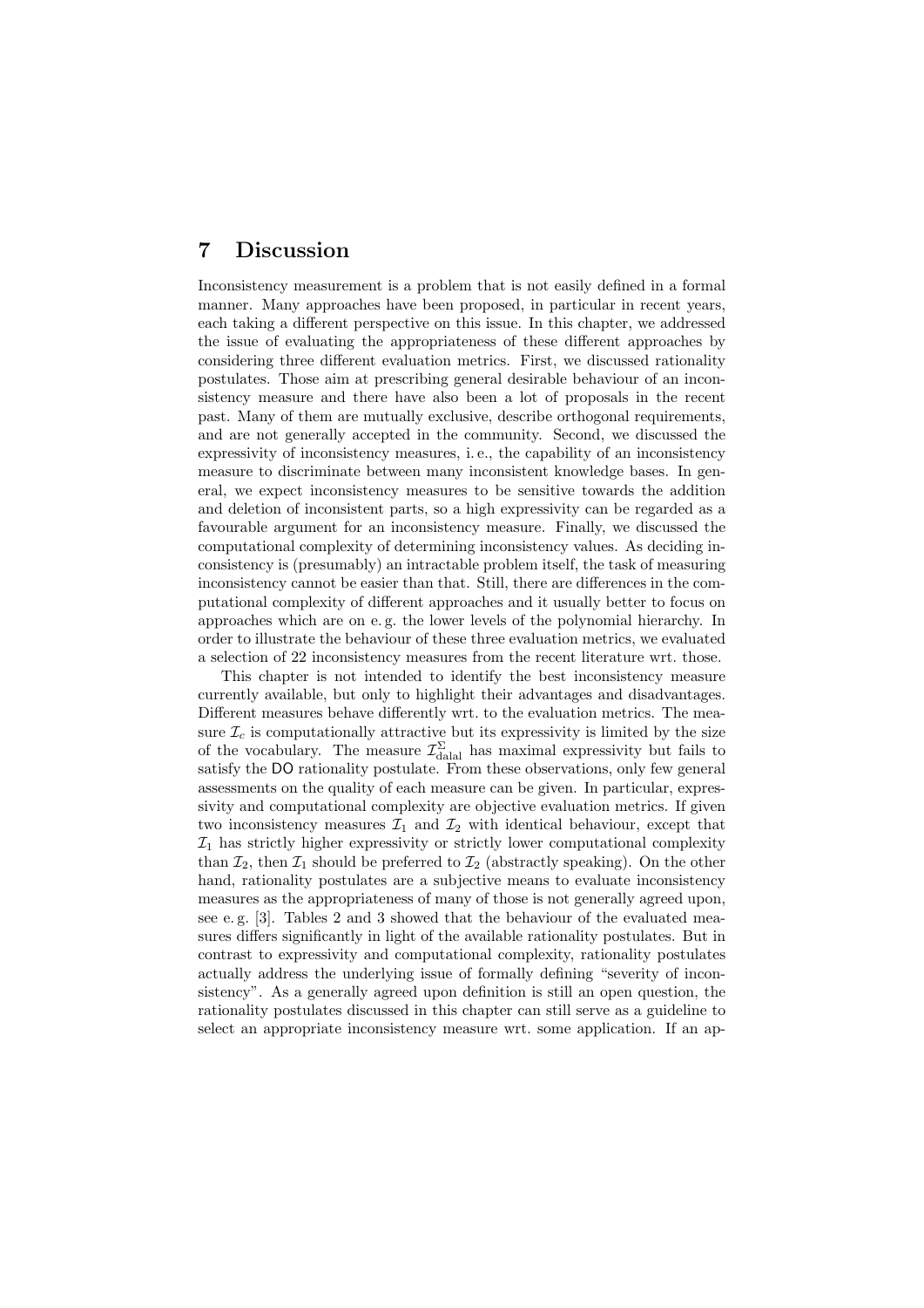## 7 Discussion

Inconsistency measurement is a problem that is not easily defined in a formal manner. Many approaches have been proposed, in particular in recent years, each taking a different perspective on this issue. In this chapter, we addressed the issue of evaluating the appropriateness of these different approaches by considering three different evaluation metrics. First, we discussed rationality postulates. Those aim at prescribing general desirable behaviour of an inconsistency measure and there have also been a lot of proposals in the recent past. Many of them are mutually exclusive, describe orthogonal requirements, and are not generally accepted in the community. Second, we discussed the expressivity of inconsistency measures, i. e., the capability of an inconsistency measure to discriminate between many inconsistent knowledge bases. In general, we expect inconsistency measures to be sensitive towards the addition and deletion of inconsistent parts, so a high expressivity can be regarded as a favourable argument for an inconsistency measure. Finally, we discussed the computational complexity of determining inconsistency values. As deciding inconsistency is (presumably) an intractable problem itself, the task of measuring inconsistency cannot be easier than that. Still, there are differences in the computational complexity of different approaches and it usually better to focus on approaches which are on e. g. the lower levels of the polynomial hierarchy. In order to illustrate the behaviour of these three evaluation metrics, we evaluated a selection of 22 inconsistency measures from the recent literature wrt. those.

This chapter is not intended to identify the best inconsistency measure currently available, but only to highlight their advantages and disadvantages. Different measures behave differently wrt. to the evaluation metrics. The measure $\mathcal{I}_c$ is computationally attractive but its expressivity is limited by the size of the vocabulary. The measure $\mathcal{I}^{\Sigma}_{\text{dalal}}$ has maximal expressivity but fails to satisfy the DO rationality postulate. From these observations, only few general assessments on the quality of each measure can be given. In particular, expressivity and computational complexity are objective evaluation metrics. If given two inconsistency measures $\mathcal{I}_1$ and $\mathcal{I}_2$ with identical behaviour, except that $\mathcal{I}_1$ has strictly higher expressivity or strictly lower computational complexity than $\mathcal{I}_2$, then $\mathcal{I}_1$ should be preferred to $\mathcal{I}_2$ (abstractly speaking). On the other hand, rationality postulates are a subjective means to evaluate inconsistency measures as the appropriateness of many of those is not generally agreed upon, see e. g. [3]. Tables 2 and 3 showed that the behaviour of the evaluated measures differs significantly in light of the available rationality postulates. But in contrast to expressivity and computational complexity, rationality postulates actually address the underlying issue of formally defining "severity of inconsistency". As a generally agreed upon definition is still an open question, the rationality postulates discussed in this chapter can still serve as a guideline to select an appropriate inconsistency measure wrt. some application. If an ap-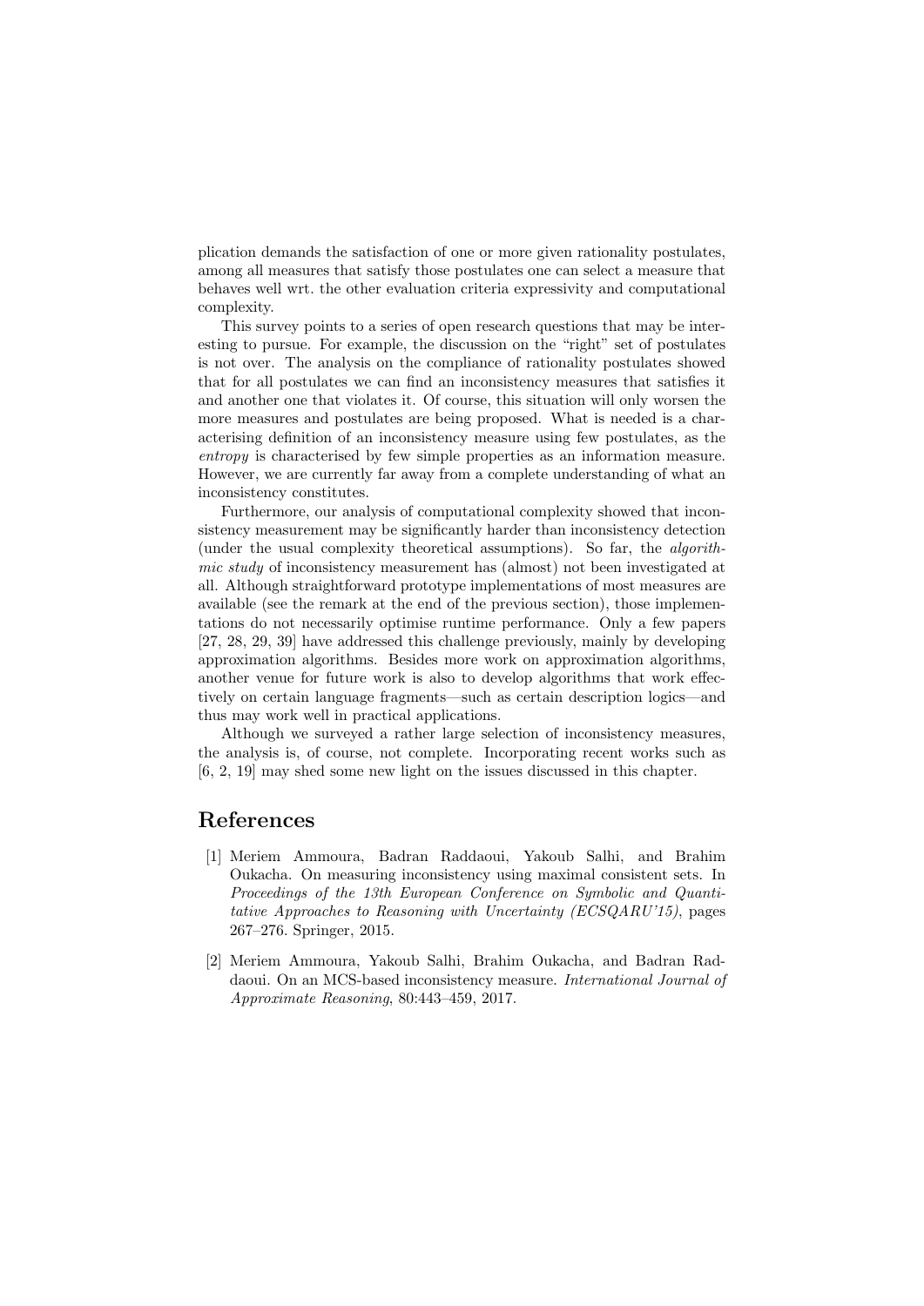plication demands the satisfaction of one or more given rationality postulates, among all measures that satisfy those postulates one can select a measure that behaves well wrt. the other evaluation criteria expressivity and computational complexity.

This survey points to a series of open research questions that may be interesting to pursue. For example, the discussion on the "right" set of postulates is not over. The analysis on the compliance of rationality postulates showed that for all postulates we can find an inconsistency measures that satisfies it and another one that violates it. Of course, this situation will only worsen the more measures and postulates are being proposed. What is needed is a characterising definition of an inconsistency measure using few postulates, as the *entropy* is characterised by few simple properties as an information measure. However, we are currently far away from a complete understanding of what an inconsistency constitutes.

Furthermore, our analysis of computational complexity showed that inconsistency measurement may be significantly harder than inconsistency detection (under the usual complexity theoretical assumptions). So far, the *algorithmic study* of inconsistency measurement has (almost) not been investigated at all. Although straightforward prototype implementations of most measures are available (see the remark at the end of the previous section), those implementations do not necessarily optimise runtime performance. Only a few papers [27, 28, 29, 39] have addressed this challenge previously, mainly by developing approximation algorithms. Besides more work on approximation algorithms, another venue for future work is also to develop algorithms that work effectively on certain language fragments—such as certain description logics—and thus may work well in practical applications.

Although we surveyed a rather large selection of inconsistency measures, the analysis is, of course, not complete. Incorporating recent works such as [6, 2, 19] may shed some new light on the issues discussed in this chapter.

# References

[1] Meriem Ammoura, Badran Raddaoui, Yakoub Salhi, and Brahim Oukacha. On measuring inconsistency using maximal consistent sets. In *Proceedings of the 13th European Conference on Symbolic and Quantitative Approaches to Reasoning with Uncertainty (ECSQARU'15)*, pages 267–276. Springer, 2015.

[2] Meriem Ammoura, Yakoub Salhi, Brahim Oukacha, and Badran Raddaoui. On an MCS-based inconsistency measure. *International Journal of Approximate Reasoning*, 80:443–459, 2017.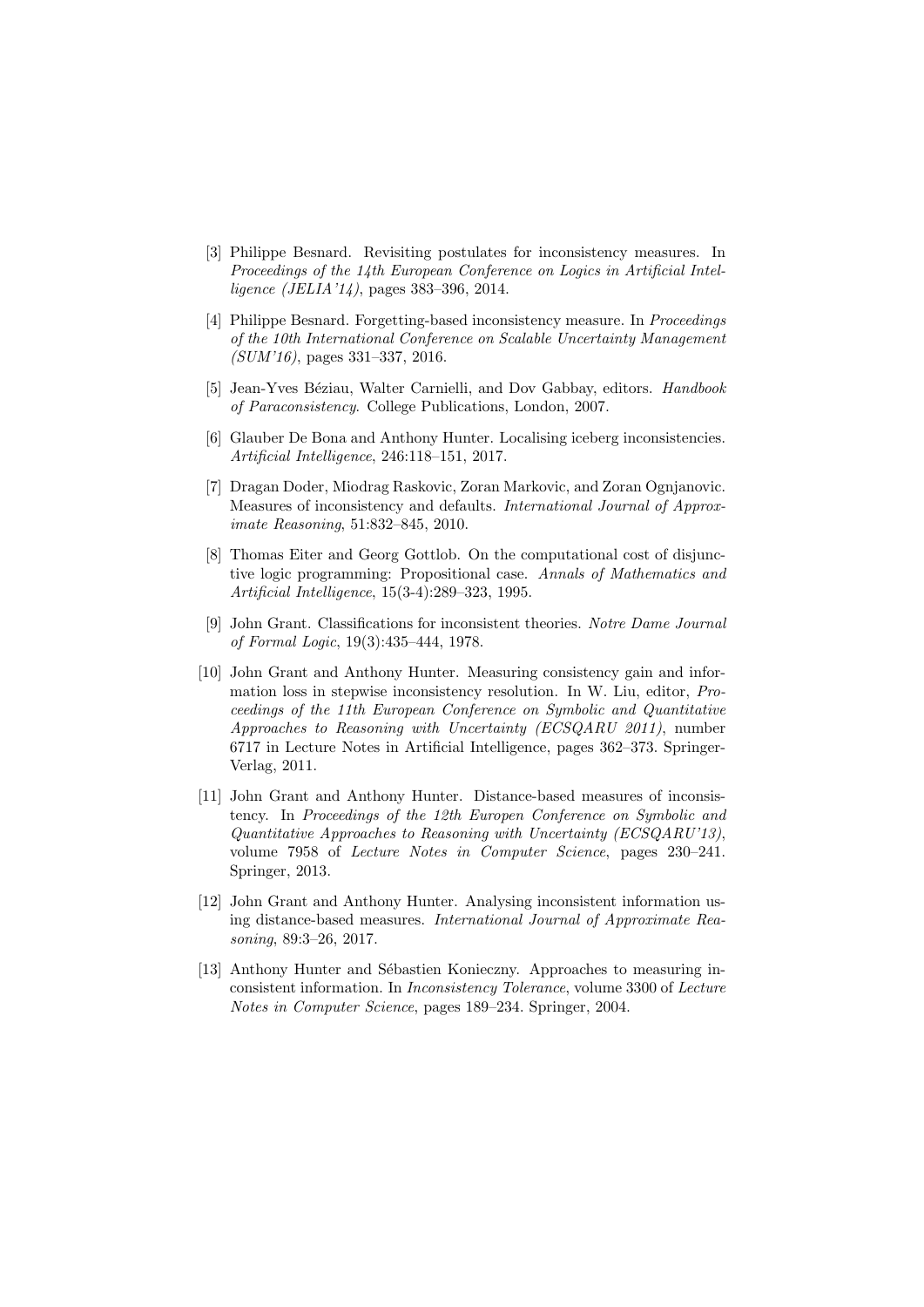[3] Philippe Besnard. Revisiting postulates for inconsistency measures. In *Proceedings of the 14th European Conference on Logics in Artificial Intelligence (JELIA'14)*, pages 383–396, 2014.

[4] Philippe Besnard. Forgetting-based inconsistency measure. In *Proceedings of the 10th International Conference on Scalable Uncertainty Management (SUM'16)*, pages 331–337, 2016.

[5] Jean-Yves Béziau, Walter Carnielli, and Dov Gabbay, editors. *Handbook of Paraconsistency*. College Publications, London, 2007.

[6] Glauber De Bona and Anthony Hunter. Localising iceberg inconsistencies. *Artificial Intelligence*, 246:118–151, 2017.

[7] Dragan Doder, Miodrag Raskovic, Zoran Markovic, and Zoran Ognjanovic. Measures of inconsistency and defaults. *International Journal of Approximate Reasoning*, 51:832–845, 2010.

[8] Thomas Eiter and Georg Gottlob. On the computational cost of disjunctive logic programming: Propositional case. *Annals of Mathematics and Artificial Intelligence*, 15(3-4):289–323, 1995.

[9] John Grant. Classifications for inconsistent theories. *Notre Dame Journal of Formal Logic*, 19(3):435–444, 1978.

[10] John Grant and Anthony Hunter. Measuring consistency gain and information loss in stepwise inconsistency resolution. In W. Liu, editor, *Proceedings of the 11th European Conference on Symbolic and Quantitative Approaches to Reasoning with Uncertainty (ECSQARU 2011)*, number 6717 in Lecture Notes in Artificial Intelligence, pages 362–373. Springer-Verlag, 2011.

[11] John Grant and Anthony Hunter. Distance-based measures of inconsistency. In *Proceedings of the 12th Europen Conference on Symbolic and Quantitative Approaches to Reasoning with Uncertainty (ECSQARU'13)*, volume 7958 of *Lecture Notes in Computer Science*, pages 230–241. Springer, 2013.

[12] John Grant and Anthony Hunter. Analysing inconsistent information using distance-based measures. *International Journal of Approximate Reasoning*, 89:3–26, 2017.

[13] Anthony Hunter and Sébastien Konieczny. Approaches to measuring inconsistent information. In *Inconsistency Tolerance*, volume 3300 of *Lecture Notes in Computer Science*, pages 189–234. Springer, 2004.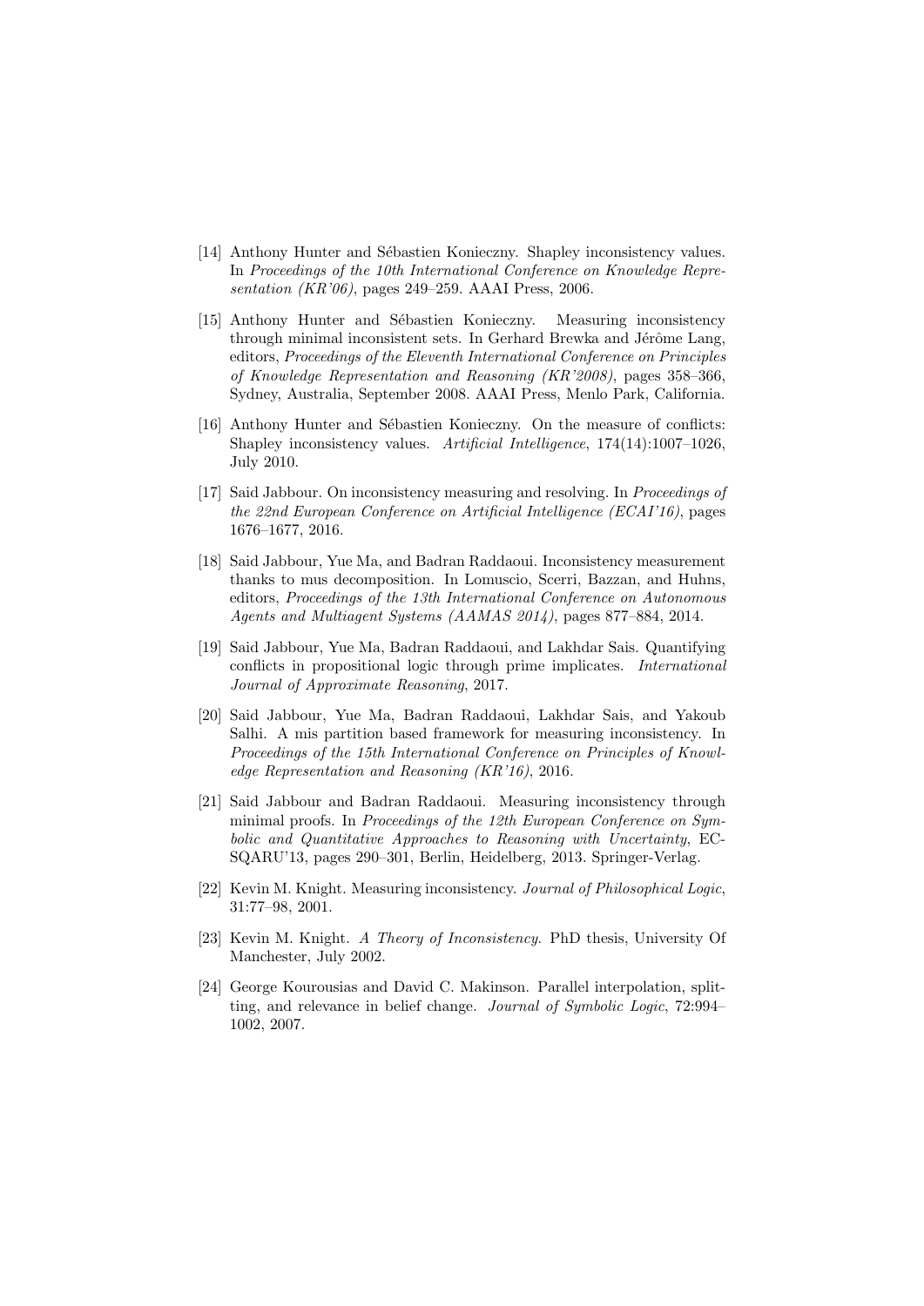[14] Anthony Hunter and Sébastien Konieczny. Shapley inconsistency values. In *Proceedings of the 10th International Conference on Knowledge Representation (KR'06)*, pages 249–259. AAAI Press, 2006.

[15] Anthony Hunter and Sébastien Konieczny. Measuring inconsistency through minimal inconsistent sets. In Gerhard Brewka and Jérôme Lang, editors, *Proceedings of the Eleventh International Conference on Principles of Knowledge Representation and Reasoning (KR'2008)*, pages 358–366, Sydney, Australia, September 2008. AAAI Press, Menlo Park, California.

[16] Anthony Hunter and Sébastien Konieczny. On the measure of conflicts: Shapley inconsistency values. *Artificial Intelligence*, 174(14):1007–1026, July 2010.

[17] Said Jabbour. On inconsistency measuring and resolving. In *Proceedings of the 22nd European Conference on Artificial Intelligence (ECAI'16)*, pages 1676–1677, 2016.

[18] Said Jabbour, Yue Ma, and Badran Raddaoui. Inconsistency measurement thanks to mus decomposition. In Lomuscio, Scerri, Bazzan, and Huhns, editors, *Proceedings of the 13th International Conference on Autonomous Agents and Multiagent Systems (AAMAS 2014)*, pages 877–884, 2014.

[19] Said Jabbour, Yue Ma, Badran Raddaoui, and Lakhdar Sais. Quantifying conflicts in propositional logic through prime implicates. *International Journal of Approximate Reasoning*, 2017.

[20] Said Jabbour, Yue Ma, Badran Raddaoui, Lakhdar Sais, and Yakoub Salhi. A mis partition based framework for measuring inconsistency. In *Proceedings of the 15th International Conference on Principles of Knowledge Representation and Reasoning (KR'16)*, 2016.

[21] Said Jabbour and Badran Raddaoui. Measuring inconsistency through minimal proofs. In *Proceedings of the 12th European Conference on Symbolic and Quantitative Approaches to Reasoning with Uncertainty*, ECSQARU'13, pages 290–301, Berlin, Heidelberg, 2013. Springer-Verlag.

[22] Kevin M. Knight. Measuring inconsistency. *Journal of Philosophical Logic*, 31:77–98, 2001.

[23] Kevin M. Knight. *A Theory of Inconsistency*. PhD thesis, University Of Manchester, July 2002.

[24] George Kourousias and David C. Makinson. Parallel interpolation, splitting, and relevance in belief change. *Journal of Symbolic Logic*, 72:994–1002, 2007.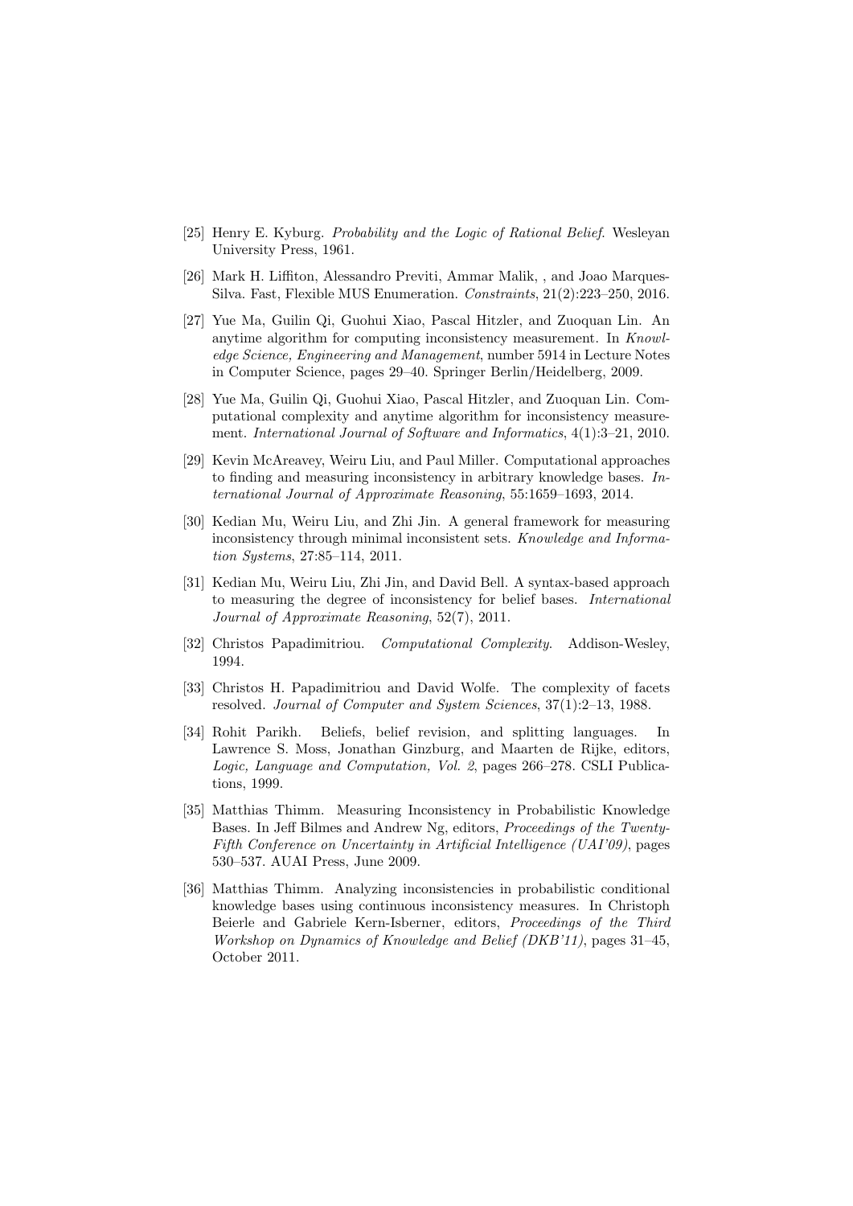[25] Henry E. Kyburg. *Probability and the Logic of Rational Belief*. Wesleyan University Press, 1961.

[26] Mark H. Liffiton, Alessandro Previti, Ammar Malik, , and Joao Marques-Silva. Fast, Flexible MUS Enumeration. *Constraints*, 21(2):223–250, 2016.

[27] Yue Ma, Guilin Qi, Guohui Xiao, Pascal Hitzler, and Zuoquan Lin. An anytime algorithm for computing inconsistency measurement. In *Knowledge Science, Engineering and Management*, number 5914 in Lecture Notes in Computer Science, pages 29–40. Springer Berlin/Heidelberg, 2009.

[28] Yue Ma, Guilin Qi, Guohui Xiao, Pascal Hitzler, and Zuoquan Lin. Computational complexity and anytime algorithm for inconsistency measurement. *International Journal of Software and Informatics*, 4(1):3–21, 2010.

[29] Kevin McAreavey, Weiru Liu, and Paul Miller. Computational approaches to finding and measuring inconsistency in arbitrary knowledge bases. *International Journal of Approximate Reasoning*, 55:1659–1693, 2014.

[30] Kedian Mu, Weiru Liu, and Zhi Jin. A general framework for measuring inconsistency through minimal inconsistent sets. *Knowledge and Information Systems*, 27:85–114, 2011.

[31] Kedian Mu, Weiru Liu, Zhi Jin, and David Bell. A syntax-based approach to measuring the degree of inconsistency for belief bases. *International Journal of Approximate Reasoning*, 52(7), 2011.

[32] Christos Papadimitriou. *Computational Complexity*. Addison-Wesley, 1994.

[33] Christos H. Papadimitriou and David Wolfe. The complexity of facets resolved. *Journal of Computer and System Sciences*, 37(1):2–13, 1988.

[34] Rohit Parikh. Beliefs, belief revision, and splitting languages. In Lawrence S. Moss, Jonathan Ginzburg, and Maarten de Rijke, editors, *Logic, Language and Computation, Vol. 2*, pages 266–278. CSLI Publications, 1999.

[35] Matthias Thimm. Measuring Inconsistency in Probabilistic Knowledge Bases. In Jeff Bilmes and Andrew Ng, editors, *Proceedings of the Twenty-Fifth Conference on Uncertainty in Artificial Intelligence (UAI'09)*, pages 530–537. AUAI Press, June 2009.

[36] Matthias Thimm. Analyzing inconsistencies in probabilistic conditional knowledge bases using continuous inconsistency measures. In Christoph Beierle and Gabriele Kern-Isberner, editors, *Proceedings of the Third Workshop on Dynamics of Knowledge and Belief (DKB'11)*, pages 31–45, October 2011.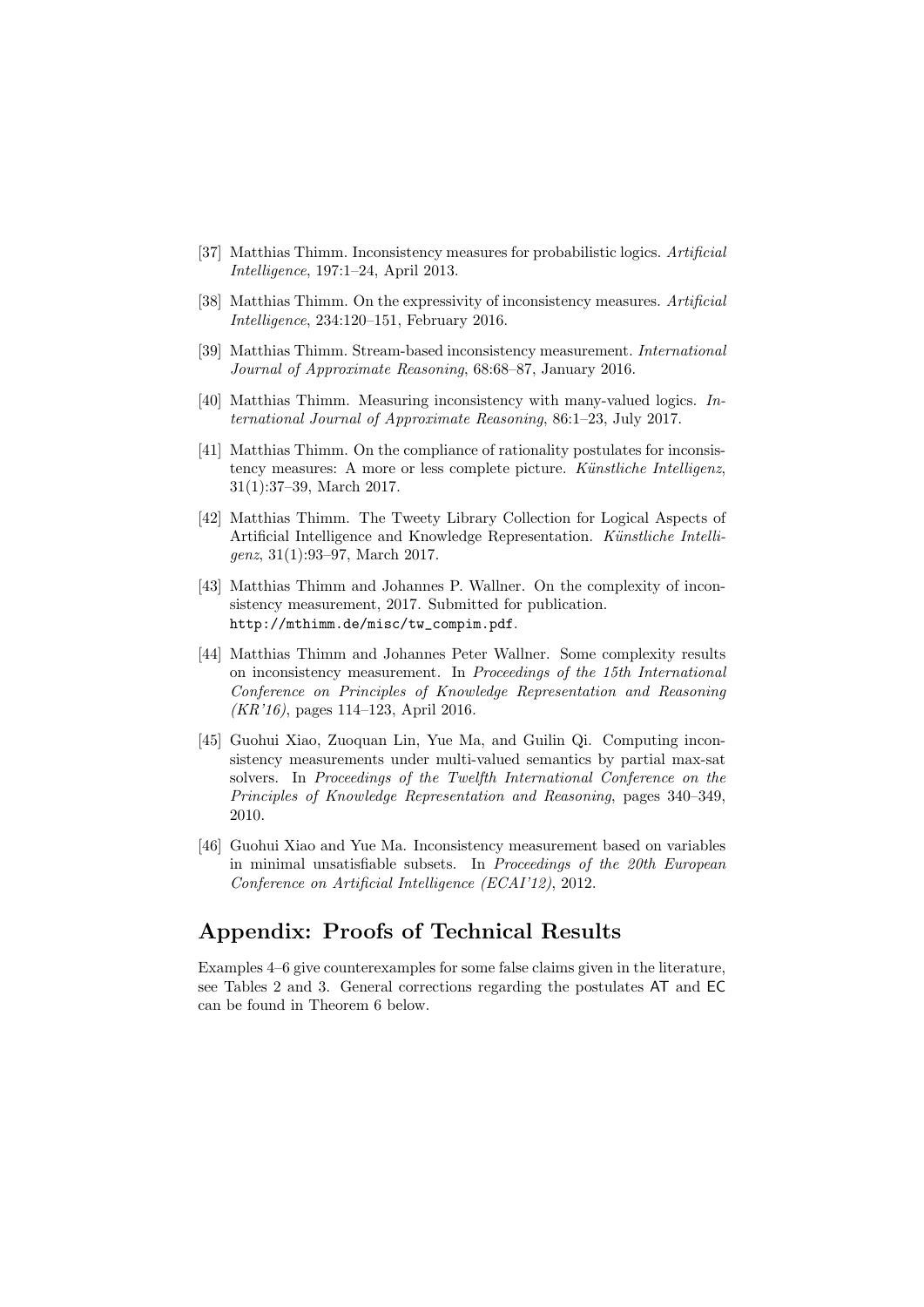[37] Matthias Thimm. Inconsistency measures for probabilistic logics. *Artificial Intelligence*, 197:1–24, April 2013.

[38] Matthias Thimm. On the expressivity of inconsistency measures. *Artificial Intelligence*, 234:120–151, February 2016.

[39] Matthias Thimm. Stream-based inconsistency measurement. *International Journal of Approximate Reasoning*, 68:68–87, January 2016.

[40] Matthias Thimm. Measuring inconsistency with many-valued logics. *International Journal of Approximate Reasoning*, 86:1–23, July 2017.

[41] Matthias Thimm. On the compliance of rationality postulates for inconsistency measures: A more or less complete picture. *Künstliche Intelligenz*, 31(1):37–39, March 2017.

[42] Matthias Thimm. The Tweety Library Collection for Logical Aspects of Artificial Intelligence and Knowledge Representation. *Künstliche Intelligenz*, 31(1):93–97, March 2017.

[43] Matthias Thimm and Johannes P. Wallner. On the complexity of inconsistency measurement, 2017. Submitted for publication. `http://mthimm.de/misc/tw_compim.pdf`.

[44] Matthias Thimm and Johannes Peter Wallner. Some complexity results on inconsistency measurement. In *Proceedings of the 15th International Conference on Principles of Knowledge Representation and Reasoning (KR'16)*, pages 114–123, April 2016.

[45] Guohui Xiao, Zuoquan Lin, Yue Ma, and Guilin Qi. Computing inconsistency measurements under multi-valued semantics by partial max-sat solvers. In *Proceedings of the Twelfth International Conference on the Principles of Knowledge Representation and Reasoning*, pages 340–349, 2010.

[46] Guohui Xiao and Yue Ma. Inconsistency measurement based on variables in minimal unsatisfiable subsets. In *Proceedings of the 20th European Conference on Artificial Intelligence (ECAI'12)*, 2012.

## Appendix: Proofs of Technical Results

Examples 4–6 give counterexamples for some false claims given in the literature, see Tables 2 and 3. General corrections regarding the postulates AT and EC can be found in Theorem 6 below.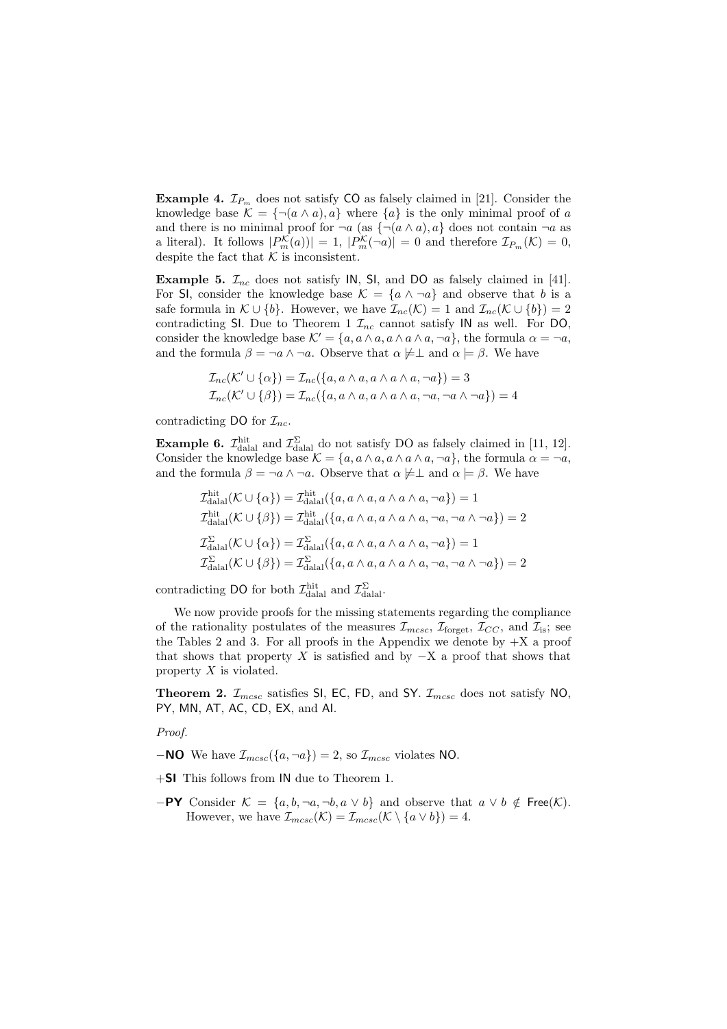**Example 4.** $\mathcal{I}_{P_m}$ does not satisfy CO as falsely claimed in [21]. Consider the knowledge base $\mathcal{K} = \{\neg(a \wedge a), a\}$ where $\{a\}$ is the only minimal proof of $a$ and there is no minimal proof for $\neg a$ (as $\{\neg(a \wedge a), a\}$ does not contain $\neg a$ as a literal). It follows $|P_m^{\mathcal{K}}(a))| = 1$, $|P_m^{\mathcal{K}}(\neg a)| = 0$ and therefore $\mathcal{I}_{P_m}(\mathcal{K}) = 0$, despite the fact that $\mathcal{K}$ is inconsistent.

**Example 5.** $\mathcal{I}_{nc}$ does not satisfy IN, SI, and DO as falsely claimed in [41]. For SI, consider the knowledge base $\mathcal{K} = \{a \wedge \neg a\}$ and observe that $b$ is a safe formula in $\mathcal{K} \cup \{b\}$. However, we have $\mathcal{I}_{nc}(\mathcal{K}) = 1$ and $\mathcal{I}_{nc}(\mathcal{K} \cup \{b\}) = 2$ contradicting SI. Due to Theorem 1 $\mathcal{I}_{nc}$ cannot satisfy IN as well. For DO, consider the knowledge base $\mathcal{K}' = \{a, a \wedge a, a \wedge a \wedge a, \neg a\}$, the formula $\alpha = \neg a$, and the formula $\beta = \neg a \wedge \neg a$. Observe that $\alpha \not\models \perp$ and $\alpha \models \beta$. We have

$$\mathcal{I}_{nc}(\mathcal{K}' \cup \{\alpha\}) = \mathcal{I}_{nc}(\{a, a \wedge a, a \wedge a \wedge a, \neg a\}) = 3$$
$$\mathcal{I}_{nc}(\mathcal{K}' \cup \{\beta\}) = \mathcal{I}_{nc}(\{a, a \wedge a, a \wedge a \wedge a, \neg a, \neg a \wedge \neg a\}) = 4$$

contradicting DO for $\mathcal{I}_{nc}$.

**Example 6.** $\mathcal{I}_{\text{dalal}}^{\text{hit}}$ and $\mathcal{I}_{\text{dalal}}^{\Sigma}$ do not satisfy DO as falsely claimed in [11, 12]. Consider the knowledge base $\mathcal{K} = \{a, a \wedge a, a \wedge a \wedge a, \neg a\}$, the formula $\alpha = \neg a$, and the formula $\beta = \neg a \wedge \neg a$. Observe that $\alpha \not\models \perp$ and $\alpha \models \beta$. We have

$$\mathcal{I}_{\text{dalal}}^{\text{hit}}(\mathcal{K} \cup \{\alpha\}) = \mathcal{I}_{\text{dalal}}^{\text{hit}}(\{a, a \wedge a, a \wedge a \wedge a, \neg a\}) = 1$$
$$\mathcal{I}_{\text{dalal}}^{\text{hit}}(\mathcal{K} \cup \{\beta\}) = \mathcal{I}_{\text{dalal}}^{\text{hit}}(\{a, a \wedge a, a \wedge a \wedge a, \neg a, \neg a \wedge \neg a\}) = 2$$
$$\mathcal{I}_{\text{dalal}}^{\Sigma}(\mathcal{K} \cup \{\alpha\}) = \mathcal{I}_{\text{dalal}}^{\Sigma}(\{a, a \wedge a, a \wedge a \wedge a, \neg a\}) = 1$$
$$\mathcal{I}_{\text{dalal}}^{\Sigma}(\mathcal{K} \cup \{\beta\}) = \mathcal{I}_{\text{dalal}}^{\Sigma}(\{a, a \wedge a, a \wedge a \wedge a, \neg a, \neg a \wedge \neg a\}) = 2$$

contradicting DO for both $\mathcal{I}_{\text{dalal}}^{\text{hit}}$ and $\mathcal{I}_{\text{dalal}}^{\Sigma}$.

We now provide proofs for the missing statements regarding the compliance of the rationality postulates of the measures $\mathcal{I}_{mcsc}$, $\mathcal{I}_{\text{forget}}$, $\mathcal{I}_{CC}$, and $\mathcal{I}_{\text{is}}$; see the Tables 2 and 3. For all proofs in the Appendix we denote by +X a proof that shows that property $X$ is satisfied and by −X a proof that shows that property $X$ is violated.

**Theorem 2.** $\mathcal{I}_{mcsc}$ satisfies SI, EC, FD, and SY. $\mathcal{I}_{mcsc}$ does not satisfy NO, PY, MN, AT, AC, CD, EX, and AI.

*Proof.*

**−NO** We have $\mathcal{I}_{mcsc}(\{a, \neg a\}) = 2$, so $\mathcal{I}_{mcsc}$ violates NO.

**+SI** This follows from IN due to Theorem 1.

**−PY** Consider $\mathcal{K} = \{a, b, \neg a, \neg b, a \vee b\}$ and observe that $a \vee b \notin \mathsf{Free}(\mathcal{K})$. However, we have $\mathcal{I}_{mcsc}(\mathcal{K}) = \mathcal{I}_{mcsc}(\mathcal{K} \setminus \{a \vee b\}) = 4$.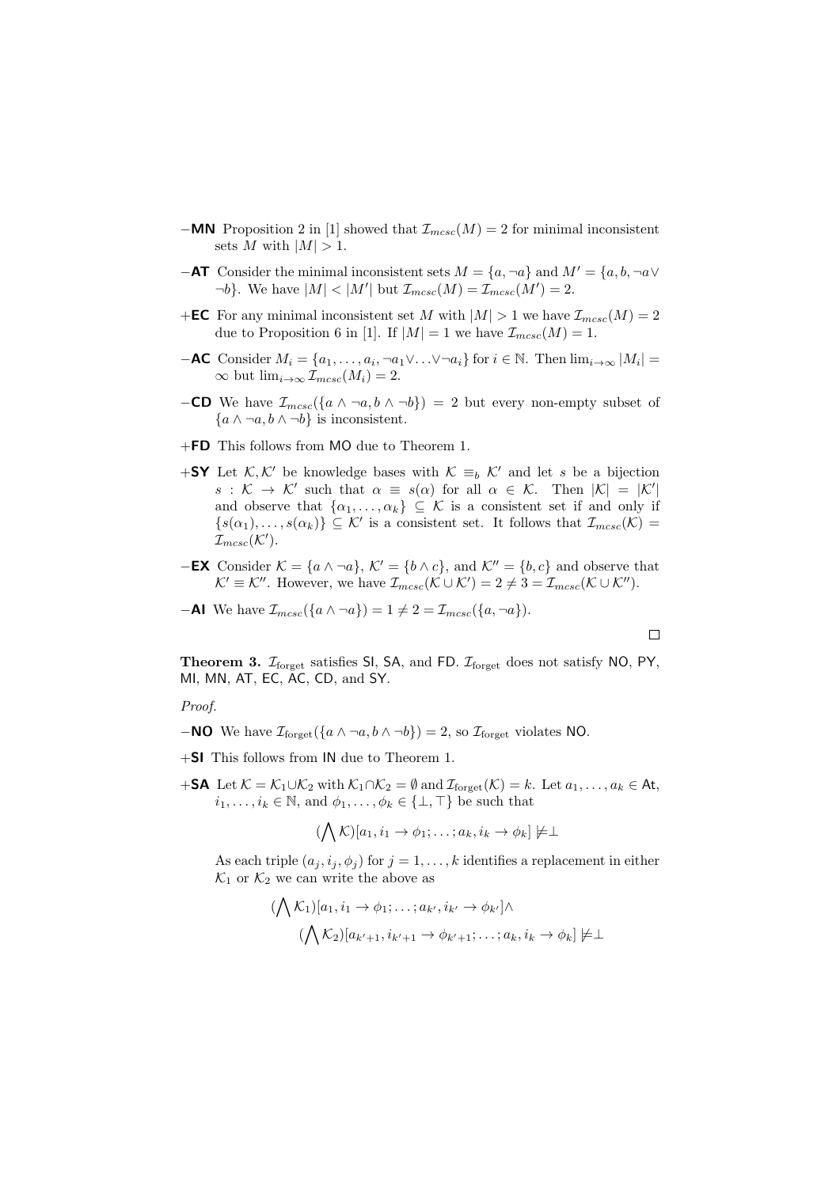- **−MN** Proposition 2 in [1] showed that $\mathcal{I}_{mcsc}(M) = 2$ for minimal inconsistent sets $M$ with $|M| > 1$.

- **−AT** Consider the minimal inconsistent sets $M = \{a, \neg a\}$ and $M' = \{a, b, \neg a \vee \neg b\}$. We have $|M| < |M'|$ but $\mathcal{I}_{mcsc}(M) = \mathcal{I}_{mcsc}(M') = 2$.

- **+EC** For any minimal inconsistent set $M$ with $|M| > 1$ we have $\mathcal{I}_{mcsc}(M) = 2$ due to Proposition 6 in [1]. If $|M| = 1$ we have $\mathcal{I}_{mcsc}(M) = 1$.

- **−AC** Consider $M_i = \{a_1, \ldots, a_i, \neg a_1 \vee \ldots \vee \neg a_i\}$ for $i \in \mathbb{N}$. Then $\lim_{i\to\infty} |M_i| = \infty$ but $\lim_{i\to\infty} \mathcal{I}_{mcsc}(M_i) = 2$.

- **−CD** We have $\mathcal{I}_{mcsc}(\{a \wedge \neg a, b \wedge \neg b\}) = 2$ but every non-empty subset of $\{a \wedge \neg a, b \wedge \neg b\}$ is inconsistent.

- **+FD** This follows from MO due to Theorem 1.

- **+SY** Let $\mathcal{K}, \mathcal{K}'$ be knowledge bases with $\mathcal{K} \equiv_b \mathcal{K}'$ and let $s$ be a bijection $s : \mathcal{K} \to \mathcal{K}'$ such that $\alpha \equiv s(\alpha)$ for all $\alpha \in \mathcal{K}$. Then $|\mathcal{K}| = |\mathcal{K}'|$ and observe that $\{\alpha_1, \ldots, \alpha_k\} \subseteq \mathcal{K}$ is a consistent set if and only if $\{s(\alpha_1), \ldots, s(\alpha_k)\} \subseteq \mathcal{K}'$ is a consistent set. It follows that $\mathcal{I}_{mcsc}(\mathcal{K}) = \mathcal{I}_{mcsc}(\mathcal{K}')$.

- **−EX** Consider $\mathcal{K} = \{a \wedge \neg a\}$, $\mathcal{K}' = \{b \wedge c\}$, and $\mathcal{K}'' = \{b, c\}$ and observe that $\mathcal{K}' \equiv \mathcal{K}''$. However, we have $\mathcal{I}_{mcsc}(\mathcal{K} \cup \mathcal{K}') = 2 \neq 3 = \mathcal{I}_{mcsc}(\mathcal{K} \cup \mathcal{K}'')$.

- **−AI** We have $\mathcal{I}_{mcsc}(\{a \wedge \neg a\}) = 1 \neq 2 = \mathcal{I}_{mcsc}(\{a, \neg a\})$.

□

**Theorem 3.** $\mathcal{I}_{\text{forget}}$ satisfies SI, SA, and FD. $\mathcal{I}_{\text{forget}}$ does not satisfy NO, PY, MI, MN, AT, EC, AC, CD, and SY.

*Proof.*

- **−NO** We have $\mathcal{I}_{\text{forget}}(\{a \wedge \neg a, b \wedge \neg b\}) = 2$, so $\mathcal{I}_{\text{forget}}$ violates NO.

- **+SI** This follows from IN due to Theorem 1.

- **+SA** Let $\mathcal{K} = \mathcal{K}_1 \cup \mathcal{K}_2$ with $\mathcal{K}_1 \cap \mathcal{K}_2 = \emptyset$ and $\mathcal{I}_{\text{forget}}(\mathcal{K}) = k$. Let $a_1, \ldots, a_k \in \mathsf{At}$, $i_1, \ldots, i_k \in \mathbb{N}$, and $\phi_1, \ldots, \phi_k \in \{\bot, \top\}$ be such that

$$(\bigwedge \mathcal{K})[a_1, i_1 \to \phi_1; \ldots; a_k, i_k \to \phi_k] \not\models \bot$$

As each triple $(a_j, i_j, \phi_j)$ for $j = 1, \ldots, k$ identifies a replacement in either $\mathcal{K}_1$ or $\mathcal{K}_2$ we can write the above as

$$(\bigwedge \mathcal{K}_1)[a_1, i_1 \to \phi_1; \ldots; a_{k'}, i_{k'} \to \phi_{k'}] \wedge$$
$$(\bigwedge \mathcal{K}_2)[a_{k'+1}, i_{k'+1} \to \phi_{k'+1}; \ldots; a_k, i_k \to \phi_k] \not\models \bot$$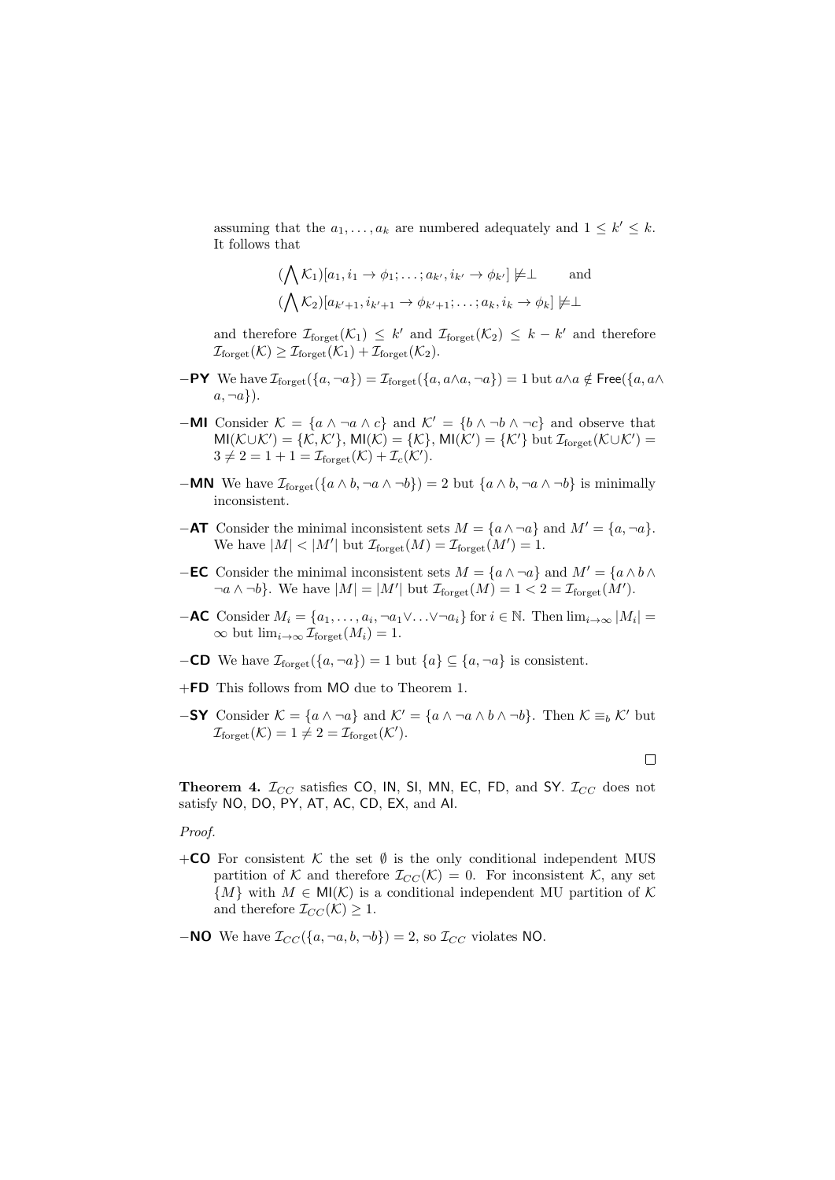assuming that the $a_1,\ldots,a_k$ are numbered adequately and $1 \leq k' \leq k$. It follows that

$$(\bigwedge \mathcal{K}_1)[a_1, i_1 \to \phi_1; \ldots; a_{k'}, i_{k'} \to \phi_{k'}] \not\models \perp \qquad \text{and}$$
$$(\bigwedge \mathcal{K}_2)[a_{k'+1}, i_{k'+1} \to \phi_{k'+1}; \ldots; a_k, i_k \to \phi_k] \not\models \perp$$

and therefore $\mathcal{I}_{\text{forget}}(\mathcal{K}_1) \leq k'$ and $\mathcal{I}_{\text{forget}}(\mathcal{K}_2) \leq k - k'$ and therefore $\mathcal{I}_{\text{forget}}(\mathcal{K}) \geq \mathcal{I}_{\text{forget}}(\mathcal{K}_1) + \mathcal{I}_{\text{forget}}(\mathcal{K}_2)$.

- **−PY** We have $\mathcal{I}_{\text{forget}}(\{a, \neg a\}) = \mathcal{I}_{\text{forget}}(\{a, a \wedge a, \neg a\}) = 1$ but $a \wedge a \notin \mathsf{Free}(\{a, a \wedge a, \neg a\})$.
- **−MI** Consider $\mathcal{K} = \{a \wedge \neg a \wedge c\}$ and $\mathcal{K}' = \{b \wedge \neg b \wedge \neg c\}$ and observe that $\mathsf{MI}(\mathcal{K} \cup \mathcal{K}') = \{\mathcal{K}, \mathcal{K}'\}$, $\mathsf{MI}(\mathcal{K}) = \{\mathcal{K}\}$, $\mathsf{MI}(\mathcal{K}') = \{\mathcal{K}'\}$ but $\mathcal{I}_{\text{forget}}(\mathcal{K} \cup \mathcal{K}') = 3 \neq 2 = 1 + 1 = \mathcal{I}_{\text{forget}}(\mathcal{K}) + \mathcal{I}_c(\mathcal{K}')$.
- **−MN** We have $\mathcal{I}_{\text{forget}}(\{a \wedge b, \neg a \wedge \neg b\}) = 2$ but $\{a \wedge b, \neg a \wedge \neg b\}$ is minimally inconsistent.
- **−AT** Consider the minimal inconsistent sets $M = \{a \wedge \neg a\}$ and $M' = \{a, \neg a\}$. We have $|M| < |M'|$ but $\mathcal{I}_{\text{forget}}(M) = \mathcal{I}_{\text{forget}}(M') = 1$.
- **−EC** Consider the minimal inconsistent sets $M = \{a \wedge \neg a\}$ and $M' = \{a \wedge b \wedge \neg a \wedge \neg b\}$. We have $|M| = |M'|$ but $\mathcal{I}_{\text{forget}}(M) = 1 < 2 = \mathcal{I}_{\text{forget}}(M')$.
- **−AC** Consider $M_i = \{a_1, \ldots, a_i, \neg a_1 \vee \ldots \vee \neg a_i\}$ for $i \in \mathbb{N}$. Then $\lim_{i \to \infty} |M_i| = \infty$ but $\lim_{i \to \infty} \mathcal{I}_{\text{forget}}(M_i) = 1$.
- **−CD** We have $\mathcal{I}_{\text{forget}}(\{a, \neg a\}) = 1$ but $\{a\} \subseteq \{a, \neg a\}$ is consistent.
- **+FD** This follows from $\mathsf{MO}$ due to Theorem 1.
- **−SY** Consider $\mathcal{K} = \{a \wedge \neg a\}$ and $\mathcal{K}' = \{a \wedge \neg a \wedge b \wedge \neg b\}$. Then $\mathcal{K} \equiv_b \mathcal{K}'$ but $\mathcal{I}_{\text{forget}}(\mathcal{K}) = 1 \neq 2 = \mathcal{I}_{\text{forget}}(\mathcal{K}')$.

□

**Theorem 4.** $\mathcal{I}_{CC}$ satisfies $\mathsf{CO}$, $\mathsf{IN}$, $\mathsf{SI}$, $\mathsf{MN}$, $\mathsf{EC}$, $\mathsf{FD}$, and $\mathsf{SY}$. $\mathcal{I}_{CC}$ does not satisfy $\mathsf{NO}$, $\mathsf{DO}$, $\mathsf{PY}$, $\mathsf{AT}$, $\mathsf{AC}$, $\mathsf{CD}$, $\mathsf{EX}$, and $\mathsf{AI}$.

*Proof.*

- **+CO** For consistent $\mathcal{K}$ the set $\emptyset$ is the only conditional independent MUS partition of $\mathcal{K}$ and therefore $\mathcal{I}_{CC}(\mathcal{K}) = 0$. For inconsistent $\mathcal{K}$, any set $\{M\}$ with $M \in \mathsf{MI}(\mathcal{K})$ is a conditional independent MU partition of $\mathcal{K}$ and therefore $\mathcal{I}_{CC}(\mathcal{K}) \geq 1$.
- **−NO** We have $\mathcal{I}_{CC}(\{a, \neg a, b, \neg b\}) = 2$, so $\mathcal{I}_{CC}$ violates $\mathsf{NO}$.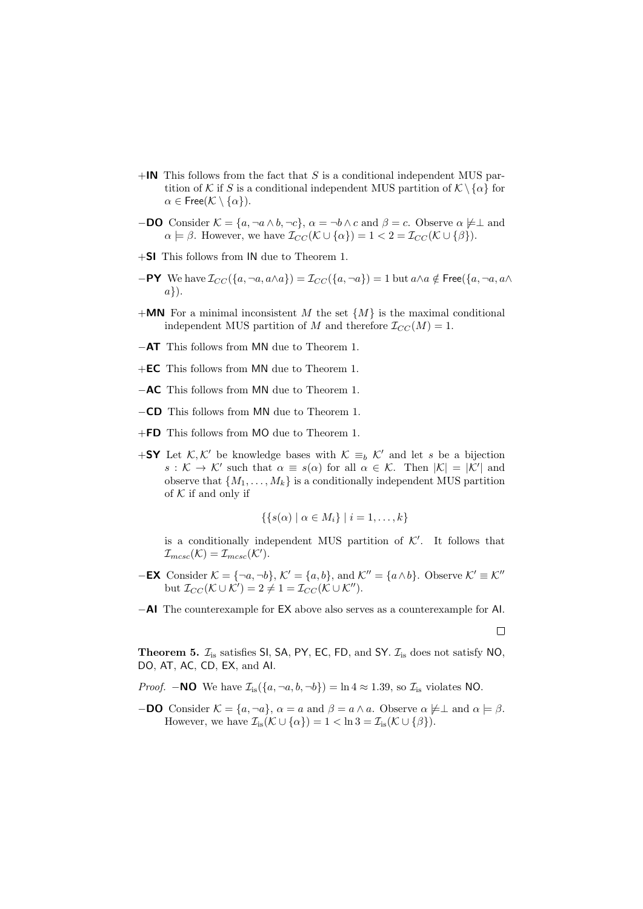+**IN** This follows from the fact that $S$ is a conditional independent MUS partition of $\mathcal{K}$ if $S$ is a conditional independent MUS partition of $\mathcal{K} \setminus \{\alpha\}$ for $\alpha \in \mathsf{Free}(\mathcal{K} \setminus \{\alpha\})$.

−**DO** Consider $\mathcal{K} = \{a, \neg a \wedge b, \neg c\}$, $\alpha = \neg b \wedge c$ and $\beta = c$. Observe $\alpha \not\models \perp$ and $\alpha \models \beta$. However, we have $\mathcal{I}_{CC}(\mathcal{K} \cup \{\alpha\}) = 1 < 2 = \mathcal{I}_{CC}(\mathcal{K} \cup \{\beta\})$.

+**SI** This follows from IN due to Theorem 1.

−**PY** We have $\mathcal{I}_{CC}(\{a, \neg a, a \wedge a\}) = \mathcal{I}_{CC}(\{a, \neg a\}) = 1$ but $a \wedge a \notin \mathsf{Free}(\{a, \neg a, a \wedge a\})$.

+**MN** For a minimal inconsistent $M$ the set $\{M\}$ is the maximal conditional independent MUS partition of $M$ and therefore $\mathcal{I}_{CC}(M) = 1$.

−**AT** This follows from MN due to Theorem 1.

+**EC** This follows from MN due to Theorem 1.

−**AC** This follows from MN due to Theorem 1.

−**CD** This follows from MN due to Theorem 1.

+**FD** This follows from MO due to Theorem 1.

+**SY** Let $\mathcal{K}, \mathcal{K}'$ be knowledge bases with $\mathcal{K} \equiv_b \mathcal{K}'$ and let $s$ be a bijection $s : \mathcal{K} \to \mathcal{K}'$ such that $\alpha \equiv s(\alpha)$ for all $\alpha \in \mathcal{K}$. Then $|\mathcal{K}| = |\mathcal{K}'|$ and observe that $\{M_1, \ldots, M_k\}$ is a conditionally independent MUS partition of $\mathcal{K}$ if and only if

$$\{\{s(\alpha) \mid \alpha \in M_i\} \mid i = 1, \ldots, k\}$$

is a conditionally independent MUS partition of $\mathcal{K}'$. It follows that $\mathcal{I}_{mcsc}(\mathcal{K}) = \mathcal{I}_{mcsc}(\mathcal{K}')$.

−**EX** Consider $\mathcal{K} = \{\neg a, \neg b\}$, $\mathcal{K}' = \{a, b\}$, and $\mathcal{K}'' = \{a \wedge b\}$. Observe $\mathcal{K}' \equiv \mathcal{K}''$ but $\mathcal{I}_{CC}(\mathcal{K} \cup \mathcal{K}') = 2 \neq 1 = \mathcal{I}_{CC}(\mathcal{K} \cup \mathcal{K}'')$.

−**AI** The counterexample for EX above also serves as a counterexample for AI.

□

**Theorem 5.** $\mathcal{I}_{\text{is}}$ satisfies SI, SA, PY, EC, FD, and SY. $\mathcal{I}_{\text{is}}$ does not satisfy NO, DO, AT, AC, CD, EX, and AI.

*Proof.* −**NO** We have $\mathcal{I}_{\text{is}}(\{a, \neg a, b, \neg b\}) = \ln 4 \approx 1.39$, so $\mathcal{I}_{\text{is}}$ violates NO.

−**DO** Consider $\mathcal{K} = \{a, \neg a\}$, $\alpha = a$ and $\beta = a \wedge a$. Observe $\alpha \not\models \perp$ and $\alpha \models \beta$. However, we have $\mathcal{I}_{\text{is}}(\mathcal{K} \cup \{\alpha\}) = 1 < \ln 3 = \mathcal{I}_{\text{is}}(\mathcal{K} \cup \{\beta\})$.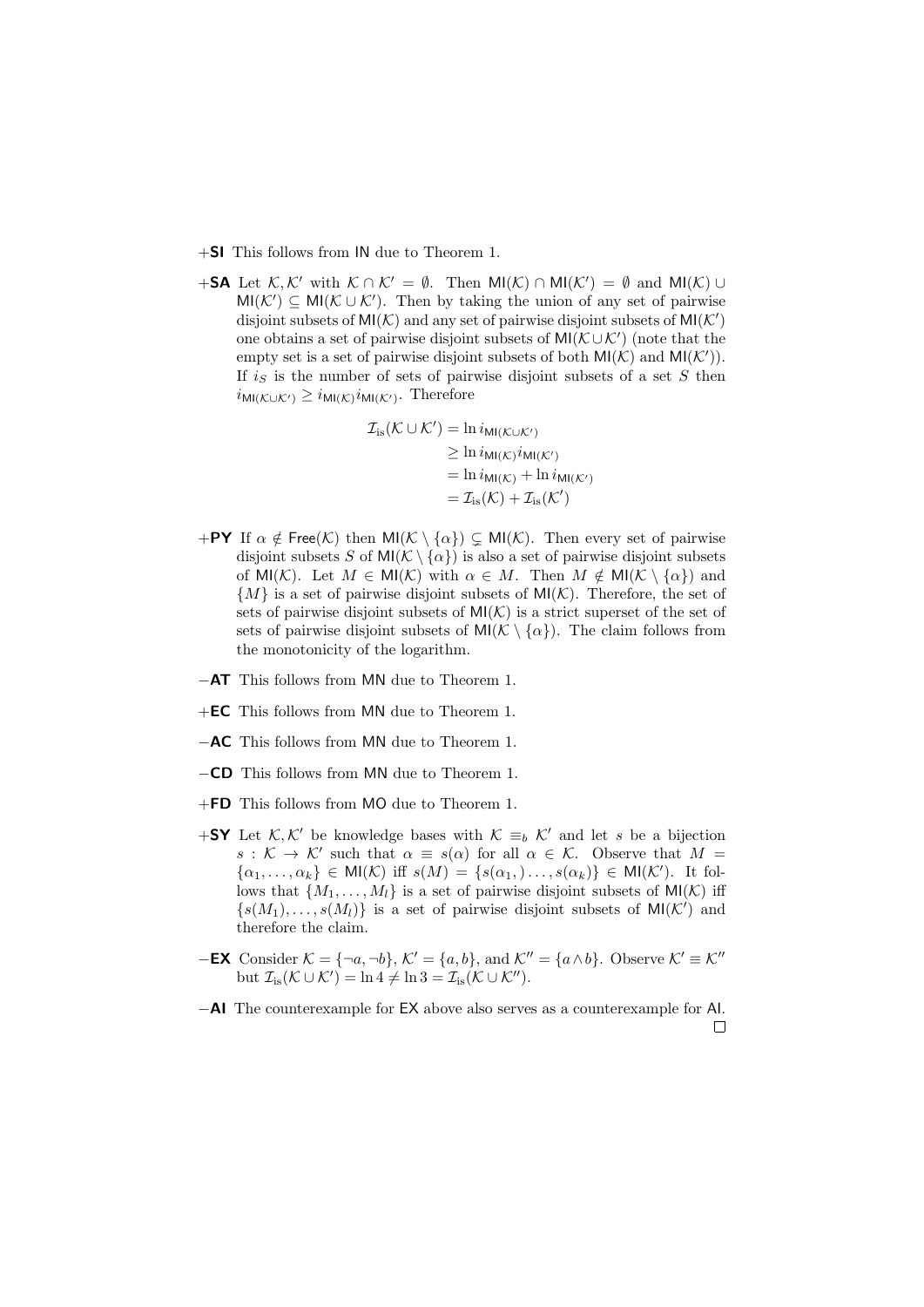+**SI** This follows from IN due to Theorem 1.

+**SA** Let $\mathcal{K}, \mathcal{K}'$ with $\mathcal{K} \cap \mathcal{K}' = \emptyset$. Then $\mathsf{MI}(\mathcal{K}) \cap \mathsf{MI}(\mathcal{K}') = \emptyset$ and $\mathsf{MI}(\mathcal{K}) \cup \mathsf{MI}(\mathcal{K}') \subseteq \mathsf{MI}(\mathcal{K} \cup \mathcal{K}')$. Then by taking the union of any set of pairwise disjoint subsets of $\mathsf{MI}(\mathcal{K})$ and any set of pairwise disjoint subsets of $\mathsf{MI}(\mathcal{K}')$ one obtains a set of pairwise disjoint subsets of $\mathsf{MI}(\mathcal{K} \cup \mathcal{K}')$ (note that the empty set is a set of pairwise disjoint subsets of both $\mathsf{MI}(\mathcal{K})$ and $\mathsf{MI}(\mathcal{K}')$). If $i_S$ is the number of sets of pairwise disjoint subsets of a set $S$ then $i_{\mathsf{MI}(\mathcal{K} \cup \mathcal{K}')} \geq i_{\mathsf{MI}(\mathcal{K})} i_{\mathsf{MI}(\mathcal{K}')}$. Therefore

$$
\begin{aligned}
\mathcal{I}_{\mathrm{is}}(\mathcal{K} \cup \mathcal{K}') &= \ln i_{\mathsf{MI}(\mathcal{K} \cup \mathcal{K}')} \\
&\geq \ln i_{\mathsf{MI}(\mathcal{K})} i_{\mathsf{MI}(\mathcal{K}')} \\
&= \ln i_{\mathsf{MI}(\mathcal{K})} + \ln i_{\mathsf{MI}(\mathcal{K}')} \\
&= \mathcal{I}_{\mathrm{is}}(\mathcal{K}) + \mathcal{I}_{\mathrm{is}}(\mathcal{K}')
\end{aligned}
$$

+**PY** If $\alpha \notin \mathsf{Free}(\mathcal{K})$ then $\mathsf{MI}(\mathcal{K} \setminus \{\alpha\}) \subsetneq \mathsf{MI}(\mathcal{K})$. Then every set of pairwise disjoint subsets $S$ of $\mathsf{MI}(\mathcal{K} \setminus \{\alpha\})$ is also a set of pairwise disjoint subsets of $\mathsf{MI}(\mathcal{K})$. Let $M \in \mathsf{MI}(\mathcal{K})$ with $\alpha \in M$. Then $M \notin \mathsf{MI}(\mathcal{K} \setminus \{\alpha\})$ and $\{M\}$ is a set of pairwise disjoint subsets of $\mathsf{MI}(\mathcal{K})$. Therefore, the set of sets of pairwise disjoint subsets of $\mathsf{MI}(\mathcal{K})$ is a strict superset of the set of sets of pairwise disjoint subsets of $\mathsf{MI}(\mathcal{K} \setminus \{\alpha\})$. The claim follows from the monotonicity of the logarithm.

−**AT** This follows from MN due to Theorem 1.

+**EC** This follows from MN due to Theorem 1.

−**AC** This follows from MN due to Theorem 1.

−**CD** This follows from MN due to Theorem 1.

+**FD** This follows from MO due to Theorem 1.

+**SY** Let $\mathcal{K}, \mathcal{K}'$ be knowledge bases with $\mathcal{K} \equiv_b \mathcal{K}'$ and let $s$ be a bijection $s : \mathcal{K} \to \mathcal{K}'$ such that $\alpha \equiv s(\alpha)$ for all $\alpha \in \mathcal{K}$. Observe that $M = \{\alpha_1, \ldots, \alpha_k\} \in \mathsf{MI}(\mathcal{K})$ iff $s(M) = \{s(\alpha_1,) \ldots, s(\alpha_k)\} \in \mathsf{MI}(\mathcal{K}')$. It follows that $\{M_1, \ldots, M_l\}$ is a set of pairwise disjoint subsets of $\mathsf{MI}(\mathcal{K})$ iff $\{s(M_1), \ldots, s(M_l)\}$ is a set of pairwise disjoint subsets of $\mathsf{MI}(\mathcal{K}')$ and therefore the claim.

−**EX** Consider $\mathcal{K} = \{\neg a, \neg b\}$, $\mathcal{K}' = \{a, b\}$, and $\mathcal{K}'' = \{a \wedge b\}$. Observe $\mathcal{K}' \equiv \mathcal{K}''$ but $\mathcal{I}_{\mathrm{is}}(\mathcal{K} \cup \mathcal{K}') = \ln 4 \neq \ln 3 = \mathcal{I}_{\mathrm{is}}(\mathcal{K} \cup \mathcal{K}'')$.

−**AI** The counterexample for EX above also serves as a counterexample for AI. □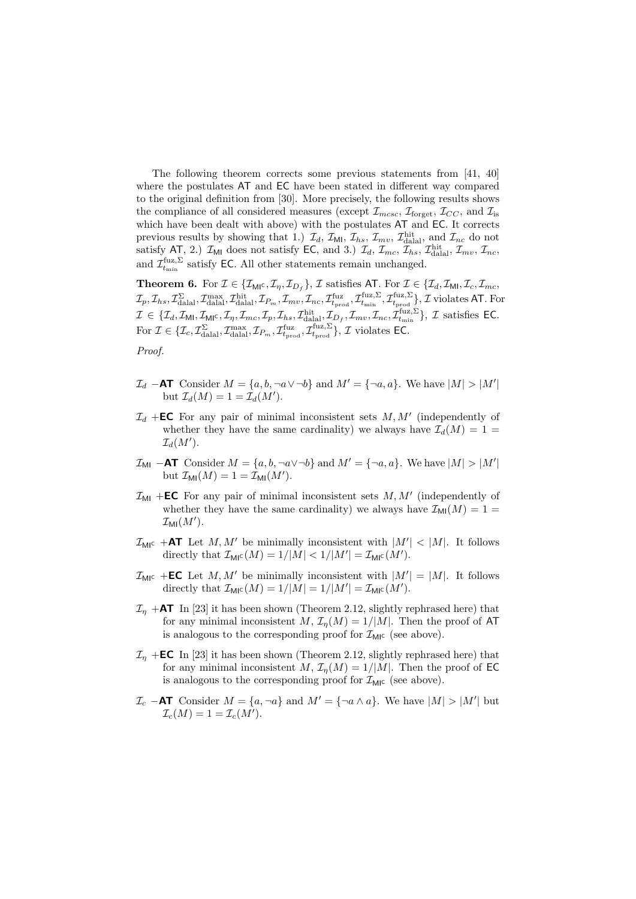The following theorem corrects some previous statements from [41, 40] where the postulates AT and EC have been stated in different way compared to the original definition from [30]. More precisely, the following results shows the compliance of all considered measures (except $\mathcal{I}_{mcsc}$, $\mathcal{I}_{\text{forget}}$, $\mathcal{I}_{CC}$, and $\mathcal{I}_{\text{is}}$ which have been dealt with above) with the postulates AT and EC. It corrects previous results by showing that 1.) $\mathcal{I}_d$, $\mathcal{I}_{\mathsf{MI}}$, $\mathcal{I}_{hs}$, $\mathcal{I}_{mv}$, $\mathcal{I}^{\text{hit}}_{\text{dalal}}$, and $\mathcal{I}_{nc}$ do not satisfy AT, 2.) $\mathcal{I}_{\mathsf{MI}}$ does not satisfy EC, and 3.) $\mathcal{I}_d$, $\mathcal{I}_{mc}$, $\mathcal{I}_{hs}$, $\mathcal{I}^{\text{hit}}_{\text{dalal}}$, $\mathcal{I}_{mv}$, $\mathcal{I}_{nc}$, and $\mathcal{I}^{\text{fuz},\Sigma}_{t_{\min}}$ satisfy EC. All other statements remain unchanged.

**Theorem 6.** For $\mathcal{I} \in \{\mathcal{I}_{\mathsf{MI}^\mathsf{C}}, \mathcal{I}_\eta, \mathcal{I}_{D_f}\}$, $\mathcal{I}$ satisfies AT. For $\mathcal{I} \in \{\mathcal{I}_d, \mathcal{I}_{\mathsf{MI}}, \mathcal{I}_c, \mathcal{I}_{mc}, \mathcal{I}_p, \mathcal{I}_{hs}, \mathcal{I}^{\Sigma}_{\text{dalal}}, \mathcal{I}^{\max}_{\text{dalal}}, \mathcal{I}^{\text{hit}}_{\text{dalal}}, \mathcal{I}_{P_m}, \mathcal{I}_{mv}, \mathcal{I}_{nc}, \mathcal{I}^{\text{fuz}}_{t_{\text{prod}}}, \mathcal{I}^{\text{fuz},\Sigma}_{t_{\min}}, \mathcal{I}^{\text{fuz},\Sigma}_{t_{\text{prod}}}\}$, $\mathcal{I}$ violates AT. For $\mathcal{I} \in \{\mathcal{I}_d, \mathcal{I}_{\mathsf{MI}}, \mathcal{I}_{\mathsf{MI}^\mathsf{C}}, \mathcal{I}_\eta, \mathcal{I}_{mc}, \mathcal{I}_p, \mathcal{I}_{hs}, \mathcal{I}^{\text{hit}}_{\text{dalal}}, \mathcal{I}_{D_f}, \mathcal{I}_{mv}, \mathcal{I}_{nc}, \mathcal{I}^{\text{fuz},\Sigma}_{t_{\min}}\}$, $\mathcal{I}$ satisfies EC. For $\mathcal{I} \in \{\mathcal{I}_c, \mathcal{I}^{\Sigma}_{\text{dalal}}, \mathcal{I}^{\max}_{\text{dalal}}, \mathcal{I}_{P_m}, \mathcal{I}^{\text{fuz}}_{t_{\text{prod}}}, \mathcal{I}^{\text{fuz},\Sigma}_{t_{\text{prod}}}\}$, $\mathcal{I}$ violates EC.

*Proof.*

- $\mathcal{I}_d$ **−AT** Consider $M = \{a, b, \neg a \vee \neg b\}$ and $M' = \{\neg a, a\}$. We have $|M| > |M'|$ but $\mathcal{I}_d(M) = 1 = \mathcal{I}_d(M')$.
- $\mathcal{I}_d$ **+EC** For any pair of minimal inconsistent sets $M, M'$ (independently of whether they have the same cardinality) we always have $\mathcal{I}_d(M) = 1 = \mathcal{I}_d(M')$.
- $\mathcal{I}_{\mathsf{MI}}$ **−AT** Consider $M = \{a, b, \neg a \vee \neg b\}$ and $M' = \{\neg a, a\}$. We have $|M| > |M'|$ but $\mathcal{I}_{\mathsf{MI}}(M) = 1 = \mathcal{I}_{\mathsf{MI}}(M')$.
- $\mathcal{I}_{\mathsf{MI}}$ **+EC** For any pair of minimal inconsistent sets $M, M'$ (independently of whether they have the same cardinality) we always have $\mathcal{I}_{\mathsf{MI}}(M) = 1 = \mathcal{I}_{\mathsf{MI}}(M')$.
- $\mathcal{I}_{\mathsf{MI}^\mathsf{C}}$ **+AT** Let $M, M'$ be minimally inconsistent with $|M'| < |M|$. It follows directly that $\mathcal{I}_{\mathsf{MI}^\mathsf{C}}(M) = 1/|M| < 1/|M'| = \mathcal{I}_{\mathsf{MI}^\mathsf{C}}(M')$.
- $\mathcal{I}_{\mathsf{MI}^\mathsf{C}}$ **+EC** Let $M, M'$ be minimally inconsistent with $|M'| = |M|$. It follows directly that $\mathcal{I}_{\mathsf{MI}^\mathsf{C}}(M) = 1/|M| = 1/|M'| = \mathcal{I}_{\mathsf{MI}^\mathsf{C}}(M')$.
- $\mathcal{I}_\eta$ **+AT** In [23] it has been shown (Theorem 2.12, slightly rephrased here) that for any minimal inconsistent $M$, $\mathcal{I}_\eta(M) = 1/|M|$. Then the proof of AT is analogous to the corresponding proof for $\mathcal{I}_{\mathsf{MI}^\mathsf{C}}$ (see above).
- $\mathcal{I}_\eta$ **+EC** In [23] it has been shown (Theorem 2.12, slightly rephrased here) that for any minimal inconsistent $M$, $\mathcal{I}_\eta(M) = 1/|M|$. Then the proof of EC is analogous to the corresponding proof for $\mathcal{I}_{\mathsf{MI}^\mathsf{C}}$ (see above).
- $\mathcal{I}_c$ **−AT** Consider $M = \{a, \neg a\}$ and $M' = \{\neg a \wedge a\}$. We have $|M| > |M'|$ but $\mathcal{I}_c(M) = 1 = \mathcal{I}_c(M')$.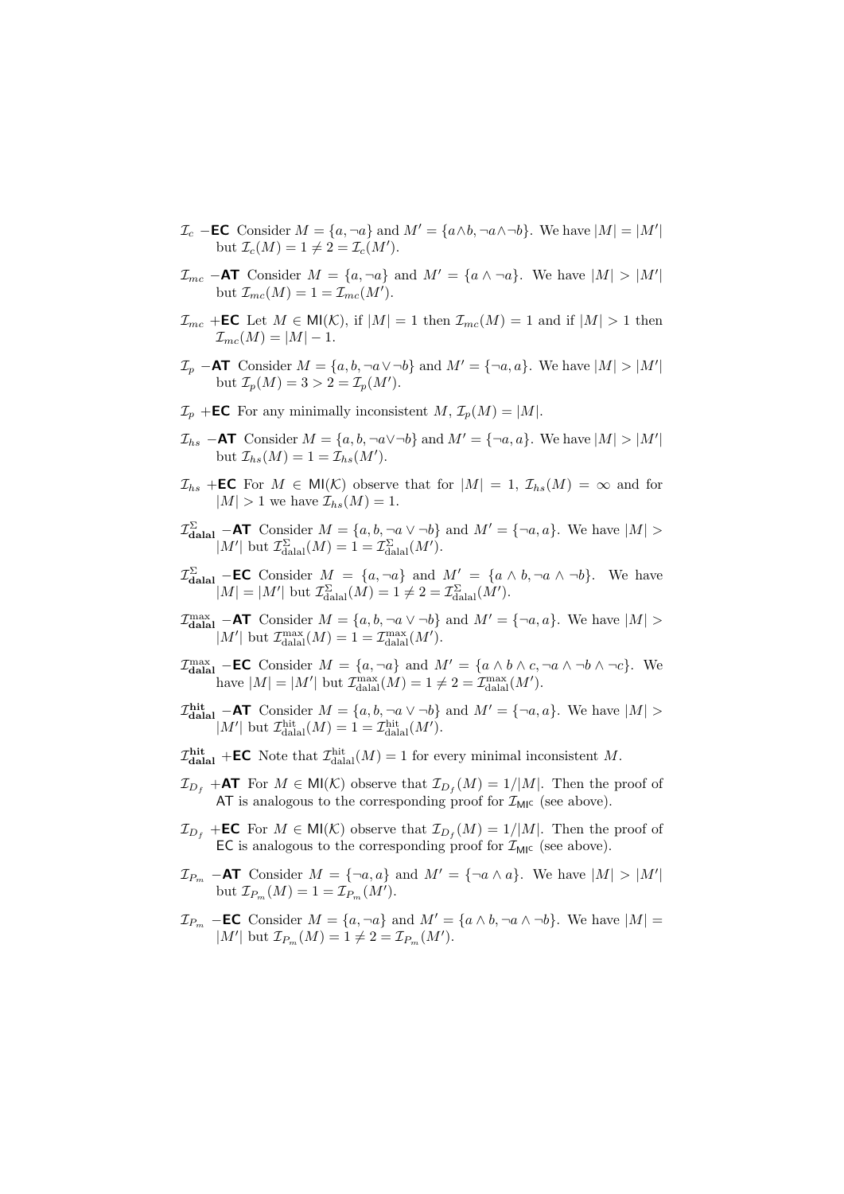- $\mathcal{I}_c$ $-$**EC** Consider $M = \{a, \neg a\}$ and $M' = \{a \wedge b, \neg a \wedge \neg b\}$. We have $|M| = |M'|$ but $\mathcal{I}_c(M) = 1 \neq 2 = \mathcal{I}_c(M')$.

- $\mathcal{I}_{mc}$ $-$**AT** Consider $M = \{a, \neg a\}$ and $M' = \{a \wedge \neg a\}$. We have $|M| > |M'|$ but $\mathcal{I}_{mc}(M) = 1 = \mathcal{I}_{mc}(M')$.

- $\mathcal{I}_{mc}$ $+$**EC** Let $M \in \mathsf{MI}(\mathcal{K})$, if $|M| = 1$ then $\mathcal{I}_{mc}(M) = 1$ and if $|M| > 1$ then $\mathcal{I}_{mc}(M) = |M| - 1$.

- $\mathcal{I}_p$ $-$**AT** Consider $M = \{a, b, \neg a \vee \neg b\}$ and $M' = \{\neg a, a\}$. We have $|M| > |M'|$ but $\mathcal{I}_p(M) = 3 > 2 = \mathcal{I}_p(M')$.

- $\mathcal{I}_p$ $+$**EC** For any minimally inconsistent $M$, $\mathcal{I}_p(M) = |M|$.

- $\mathcal{I}_{hs}$ $-$**AT** Consider $M = \{a, b, \neg a \vee \neg b\}$ and $M' = \{\neg a, a\}$. We have $|M| > |M'|$ but $\mathcal{I}_{hs}(M) = 1 = \mathcal{I}_{hs}(M')$.

- $\mathcal{I}_{hs}$ $+$**EC** For $M \in \mathsf{MI}(\mathcal{K})$ observe that for $|M| = 1$, $\mathcal{I}_{hs}(M) = \infty$ and for $|M| > 1$ we have $\mathcal{I}_{hs}(M) = 1$.

- $\mathcal{I}^{\Sigma}_{\textbf{dalal}}$ $-$**AT** Consider $M = \{a, b, \neg a \vee \neg b\}$ and $M' = \{\neg a, a\}$. We have $|M| > |M'|$ but $\mathcal{I}^{\Sigma}_{\text{dalal}}(M) = 1 = \mathcal{I}^{\Sigma}_{\text{dalal}}(M')$.

- $\mathcal{I}^{\Sigma}_{\textbf{dalal}}$ $-$**EC** Consider $M = \{a, \neg a\}$ and $M' = \{a \wedge b, \neg a \wedge \neg b\}$. We have $|M| = |M'|$ but $\mathcal{I}^{\Sigma}_{\text{dalal}}(M) = 1 \neq 2 = \mathcal{I}^{\Sigma}_{\text{dalal}}(M')$.

- $\mathcal{I}^{\max}_{\textbf{dalal}}$ $-$**AT** Consider $M = \{a, b, \neg a \vee \neg b\}$ and $M' = \{\neg a, a\}$. We have $|M| > |M'|$ but $\mathcal{I}^{\max}_{\text{dalal}}(M) = 1 = \mathcal{I}^{\max}_{\text{dalal}}(M')$.

- $\mathcal{I}^{\max}_{\textbf{dalal}}$ $-$**EC** Consider $M = \{a, \neg a\}$ and $M' = \{a \wedge b \wedge c, \neg a \wedge \neg b \wedge \neg c\}$. We have $|M| = |M'|$ but $\mathcal{I}^{\max}_{\text{dalal}}(M) = 1 \neq 2 = \mathcal{I}^{\max}_{\text{dalal}}(M')$.

- $\mathcal{I}^{\textbf{hit}}_{\textbf{dalal}}$ $-$**AT** Consider $M = \{a, b, \neg a \vee \neg b\}$ and $M' = \{\neg a, a\}$. We have $|M| > |M'|$ but $\mathcal{I}^{\text{hit}}_{\text{dalal}}(M) = 1 = \mathcal{I}^{\text{hit}}_{\text{dalal}}(M')$.

- $\mathcal{I}^{\textbf{hit}}_{\textbf{dalal}}$ $+$**EC** Note that $\mathcal{I}^{\text{hit}}_{\text{dalal}}(M) = 1$ for every minimal inconsistent $M$.

- $\mathcal{I}_{D_f}$ $+$**AT** For $M \in \mathsf{MI}(\mathcal{K})$ observe that $\mathcal{I}_{D_f}(M) = 1/|M|$. Then the proof of AT is analogous to the corresponding proof for $\mathcal{I}_{\mathsf{MI^C}}$ (see above).

- $\mathcal{I}_{D_f}$ $+$**EC** For $M \in \mathsf{MI}(\mathcal{K})$ observe that $\mathcal{I}_{D_f}(M) = 1/|M|$. Then the proof of EC is analogous to the corresponding proof for $\mathcal{I}_{\mathsf{MI^C}}$ (see above).

- $\mathcal{I}_{P_m}$ $-$**AT** Consider $M = \{\neg a, a\}$ and $M' = \{\neg a \wedge a\}$. We have $|M| > |M'|$ but $\mathcal{I}_{P_m}(M) = 1 = \mathcal{I}_{P_m}(M')$.

- $\mathcal{I}_{P_m}$ $-$**EC** Consider $M = \{a, \neg a\}$ and $M' = \{a \wedge b, \neg a \wedge \neg b\}$. We have $|M| = |M'|$ but $\mathcal{I}_{P_m}(M) = 1 \neq 2 = \mathcal{I}_{P_m}(M')$.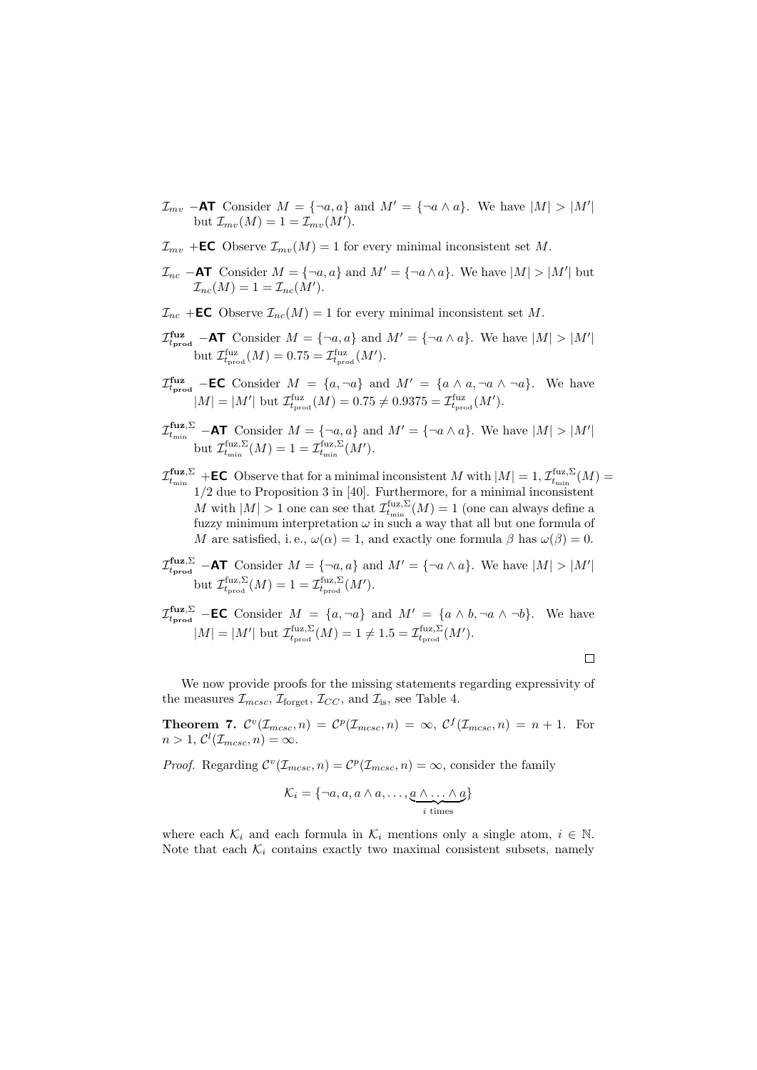$\mathcal{I}_{mv}$ **−AT** Consider $M = \{\neg a, a\}$ and $M' = \{\neg a \wedge a\}$. We have $|M| > |M'|$ but $\mathcal{I}_{mv}(M) = 1 = \mathcal{I}_{mv}(M')$.

$\mathcal{I}_{mv}$ **+EC** Observe $\mathcal{I}_{mv}(M) = 1$ for every minimal inconsistent set $M$.

$\mathcal{I}_{nc}$ **−AT** Consider $M = \{\neg a, a\}$ and $M' = \{\neg a \wedge a\}$. We have $|M| > |M'|$ but $\mathcal{I}_{nc}(M) = 1 = \mathcal{I}_{nc}(M')$.

$\mathcal{I}_{nc}$ **+EC** Observe $\mathcal{I}_{nc}(M) = 1$ for every minimal inconsistent set $M$.

$\mathcal{I}^{\mathbf{fuz}}_{t_{\mathbf{prod}}}$ **−AT** Consider $M = \{\neg a, a\}$ and $M' = \{\neg a \wedge a\}$. We have $|M| > |M'|$ but $\mathcal{I}^{\text{fuz}}_{t_{\text{prod}}}(M) = 0.75 = \mathcal{I}^{\text{fuz}}_{t_{\text{prod}}}(M')$.

$\mathcal{I}^{\mathbf{fuz}}_{t_{\mathbf{prod}}}$ **−EC** Consider $M = \{a, \neg a\}$ and $M' = \{a \wedge a, \neg a \wedge \neg a\}$. We have $|M| = |M'|$ but $\mathcal{I}^{\text{fuz}}_{t_{\text{prod}}}(M) = 0.75 \neq 0.9375 = \mathcal{I}^{\text{fuz}}_{t_{\text{prod}}}(M')$.

$\mathcal{I}^{\mathbf{fuz},\Sigma}_{t_{\min}}$ **−AT** Consider $M = \{\neg a, a\}$ and $M' = \{\neg a \wedge a\}$. We have $|M| > |M'|$ but $\mathcal{I}^{\text{fuz},\Sigma}_{t_{\min}}(M) = 1 = \mathcal{I}^{\text{fuz},\Sigma}_{t_{\min}}(M')$.

$\mathcal{I}^{\mathbf{fuz},\Sigma}_{t_{\min}}$ **+EC** Observe that for a minimal inconsistent $M$ with $|M| = 1$, $\mathcal{I}^{\text{fuz},\Sigma}_{t_{\min}}(M) = 1/2$ due to Proposition 3 in [40]. Furthermore, for a minimal inconsistent $M$ with $|M| > 1$ one can see that $\mathcal{I}^{\text{fuz},\Sigma}_{t_{\min}}(M) = 1$ (one can always define a fuzzy minimum interpretation $\omega$ in such a way that all but one formula of $M$ are satisfied, i. e., $\omega(\alpha) = 1$, and exactly one formula $\beta$ has $\omega(\beta) = 0$.

$\mathcal{I}^{\mathbf{fuz},\Sigma}_{t_{\mathbf{prod}}}$ **−AT** Consider $M = \{\neg a, a\}$ and $M' = \{\neg a \wedge a\}$. We have $|M| > |M'|$ but $\mathcal{I}^{\text{fuz},\Sigma}_{t_{\text{prod}}}(M) = 1 = \mathcal{I}^{\text{fuz},\Sigma}_{t_{\text{prod}}}(M')$.

$\mathcal{I}^{\mathbf{fuz},\Sigma}_{t_{\mathbf{prod}}}$ **−EC** Consider $M = \{a, \neg a\}$ and $M' = \{a \wedge b, \neg a \wedge \neg b\}$. We have $|M| = |M'|$ but $\mathcal{I}^{\text{fuz},\Sigma}_{t_{\text{prod}}}(M) = 1 \neq 1.5 = \mathcal{I}^{\text{fuz},\Sigma}_{t_{\text{prod}}}(M')$.

□

We now provide proofs for the missing statements regarding expressivity of the measures $\mathcal{I}_{mcsc}$, $\mathcal{I}_{\text{forget}}$, $\mathcal{I}_{CC}$, and $\mathcal{I}_{\text{is}}$, see Table 4.

**Theorem 7.** $\mathcal{C}^v(\mathcal{I}_{mcsc}, n) = \mathcal{C}^p(\mathcal{I}_{mcsc}, n) = \infty$, $\mathcal{C}^f(\mathcal{I}_{mcsc}, n) = n + 1$. For $n > 1$, $\mathcal{C}^l(\mathcal{I}_{mcsc}, n) = \infty$.

*Proof.* Regarding $\mathcal{C}^v(\mathcal{I}_{mcsc}, n) = \mathcal{C}^p(\mathcal{I}_{mcsc}, n) = \infty$, consider the family

$$\mathcal{K}_i = \{\neg a, a, a \wedge a, \ldots, \underbrace{a \wedge \ldots \wedge a}_{i \text{ times}}\}$$

where each $\mathcal{K}_i$ and each formula in $\mathcal{K}_i$ mentions only a single atom, $i \in \mathbb{N}$. Note that each $\mathcal{K}_i$ contains exactly two maximal consistent subsets, namely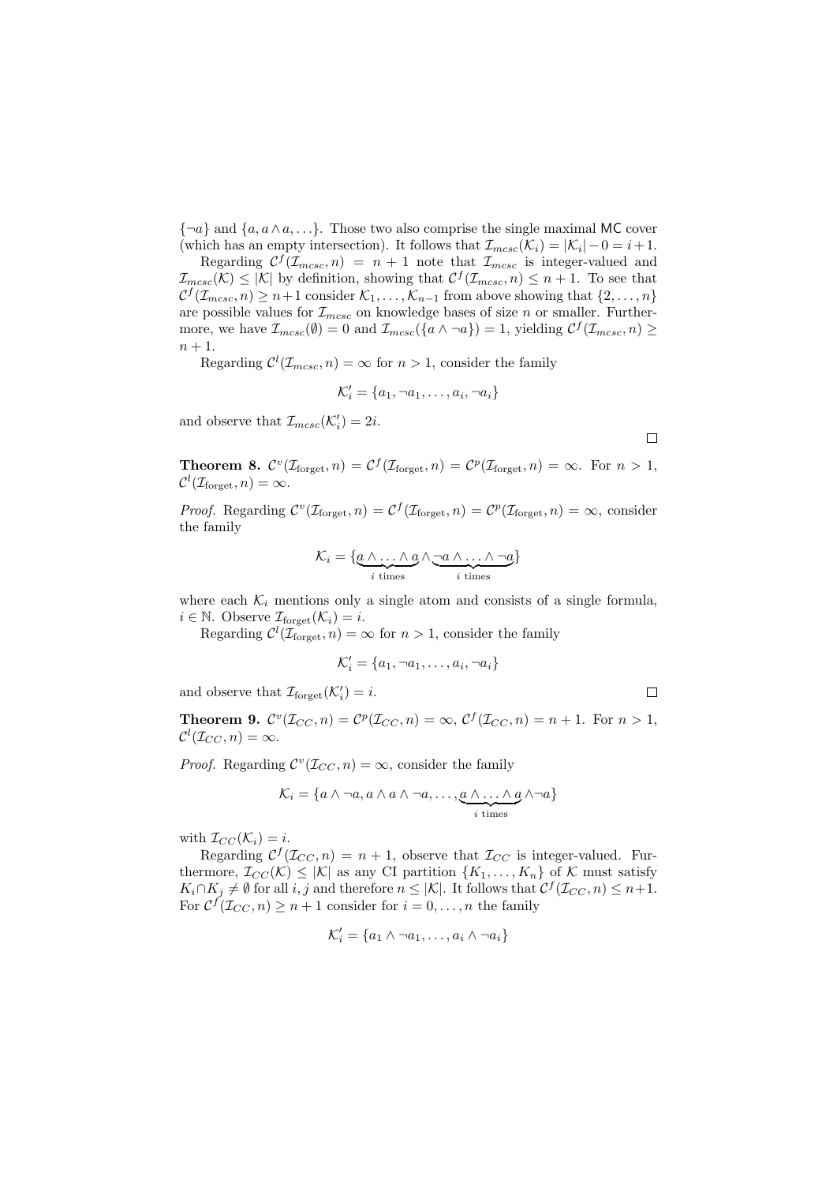$\{\neg a\}$ and $\{a, a \wedge a, \ldots\}$. Those two also comprise the single maximal MC cover (which has an empty intersection). It follows that $\mathcal{I}_{mcsc}(\mathcal{K}_i) = |\mathcal{K}_i| - 0 = i+1$.

Regarding $\mathcal{C}^f(\mathcal{I}_{mcsc}, n) = n+1$ note that $\mathcal{I}_{mcsc}$ is integer-valued and $\mathcal{I}_{mcsc}(\mathcal{K}) \leq |\mathcal{K}|$ by definition, showing that $\mathcal{C}^f(\mathcal{I}_{mcsc}, n) \leq n+1$. To see that $\mathcal{C}^f(\mathcal{I}_{mcsc}, n) \geq n+1$ consider $\mathcal{K}_1, \ldots, \mathcal{K}_{n-1}$ from above showing that $\{2, \ldots, n\}$ are possible values for $\mathcal{I}_{mcsc}$ on knowledge bases of size $n$ or smaller. Furthermore, we have $\mathcal{I}_{mcsc}(\emptyset) = 0$ and $\mathcal{I}_{mcsc}(\{a \wedge \neg a\}) = 1$, yielding $\mathcal{C}^f(\mathcal{I}_{mcsc}, n) \geq n+1$.

Regarding $\mathcal{C}^l(\mathcal{I}_{mcsc}, n) = \infty$ for $n > 1$, consider the family

$$\mathcal{K}'_i = \{a_1, \neg a_1, \ldots, a_i, \neg a_i\}$$

and observe that $\mathcal{I}_{mcsc}(\mathcal{K}'_i) = 2i$. □

**Theorem 8.** $\mathcal{C}^v(\mathcal{I}_{\text{forget}}, n) = \mathcal{C}^f(\mathcal{I}_{\text{forget}}, n) = \mathcal{C}^p(\mathcal{I}_{\text{forget}}, n) = \infty$. For $n > 1$, $\mathcal{C}^l(\mathcal{I}_{\text{forget}}, n) = \infty$.

*Proof.* Regarding $\mathcal{C}^v(\mathcal{I}_{\text{forget}}, n) = \mathcal{C}^f(\mathcal{I}_{\text{forget}}, n) = \mathcal{C}^p(\mathcal{I}_{\text{forget}}, n) = \infty$, consider the family

$$\mathcal{K}_i = \{\underbrace{a \wedge \ldots \wedge a}_{i \text{ times}} \wedge \underbrace{\neg a \wedge \ldots \wedge \neg a}_{i \text{ times}}\}$$

where each $\mathcal{K}_i$ mentions only a single atom and consists of a single formula, $i \in \mathbb{N}$. Observe $\mathcal{I}_{\text{forget}}(\mathcal{K}_i) = i$.

Regarding $\mathcal{C}^l(\mathcal{I}_{\text{forget}}, n) = \infty$ for $n > 1$, consider the family

$$\mathcal{K}'_i = \{a_1, \neg a_1, \ldots, a_i, \neg a_i\}$$

and observe that $\mathcal{I}_{\text{forget}}(\mathcal{K}'_i) = i$. □

**Theorem 9.** $\mathcal{C}^v(\mathcal{I}_{CC}, n) = \mathcal{C}^p(\mathcal{I}_{CC}, n) = \infty$, $\mathcal{C}^f(\mathcal{I}_{CC}, n) = n+1$. For $n > 1$, $\mathcal{C}^l(\mathcal{I}_{CC}, n) = \infty$.

*Proof.* Regarding $\mathcal{C}^v(\mathcal{I}_{CC}, n) = \infty$, consider the family

$$\mathcal{K}_i = \{a \wedge \neg a, a \wedge a \wedge \neg a, \ldots, \underbrace{a \wedge \ldots \wedge a}_{i \text{ times}} \wedge \neg a\}$$

with $\mathcal{I}_{CC}(\mathcal{K}_i) = i$.

Regarding $\mathcal{C}^f(\mathcal{I}_{CC}, n) = n+1$, observe that $\mathcal{I}_{CC}$ is integer-valued. Furthermore, $\mathcal{I}_{CC}(\mathcal{K}) \leq |\mathcal{K}|$ as any CI partition $\{K_1, \ldots, K_n\}$ of $\mathcal{K}$ must satisfy $K_i \cap K_j \neq \emptyset$ for all $i, j$ and therefore $n \leq |\mathcal{K}|$. It follows that $\mathcal{C}^f(\mathcal{I}_{CC}, n) \leq n+1$. For $\mathcal{C}^f(\mathcal{I}_{CC}, n) \geq n+1$ consider for $i = 0, \ldots, n$ the family

$$\mathcal{K}'_i = \{a_1 \wedge \neg a_1, \ldots, a_i \wedge \neg a_i\}$$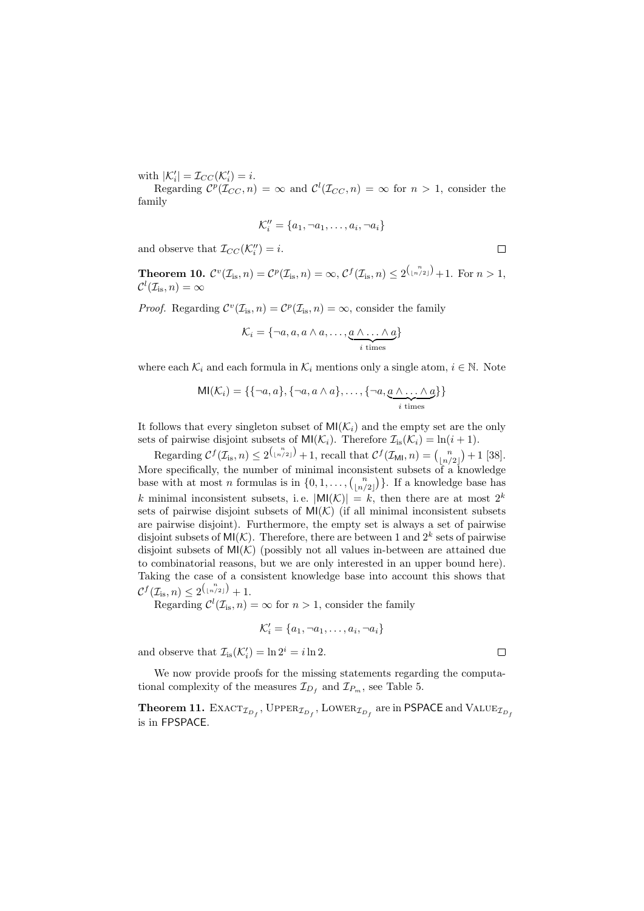with $|\mathcal{K}'_i| = \mathcal{I}_{CC}(\mathcal{K}'_i) = i$.

Regarding $\mathcal{C}^p(\mathcal{I}_{CC}, n) = \infty$ and $\mathcal{C}^l(\mathcal{I}_{CC}, n) = \infty$ for $n > 1$, consider the family

$$\mathcal{K}''_i = \{a_1, \neg a_1, \ldots, a_i, \neg a_i\}$$

and observe that $\mathcal{I}_{CC}(\mathcal{K}''_i) = i$. $\square$

**Theorem 10.** $\mathcal{C}^v(\mathcal{I}_{\text{is}}, n) = \mathcal{C}^p(\mathcal{I}_{\text{is}}, n) = \infty$, $\mathcal{C}^f(\mathcal{I}_{\text{is}}, n) \leq 2^{\binom{n}{\lfloor n/2 \rfloor}} + 1$. For $n > 1$, $\mathcal{C}^l(\mathcal{I}_{\text{is}}, n) = \infty$

*Proof.* Regarding $\mathcal{C}^v(\mathcal{I}_{\text{is}}, n) = \mathcal{C}^p(\mathcal{I}_{\text{is}}, n) = \infty$, consider the family

$$\mathcal{K}_i = \{\neg a, a, a \wedge a, \ldots, \underbrace{a \wedge \ldots \wedge a}_{i \text{ times}}\}$$

where each $\mathcal{K}_i$ and each formula in $\mathcal{K}_i$ mentions only a single atom, $i \in \mathbb{N}$. Note

$$\mathsf{MI}(\mathcal{K}_i) = \{\{\neg a, a\}, \{\neg a, a \wedge a\}, \ldots, \{\neg a, \underbrace{a \wedge \ldots \wedge a}_{i \text{ times}}\}\}$$

It follows that every singleton subset of $\mathsf{MI}(\mathcal{K}_i)$ and the empty set are the only sets of pairwise disjoint subsets of $\mathsf{MI}(\mathcal{K}_i)$. Therefore $\mathcal{I}_{\text{is}}(\mathcal{K}_i) = \ln(i+1)$.

Regarding $\mathcal{C}^f(\mathcal{I}_{\text{is}}, n) \leq 2^{\binom{n}{\lfloor n/2 \rfloor}} + 1$, recall that $\mathcal{C}^f(\mathcal{I}_{\mathsf{MI}}, n) = \binom{n}{\lfloor n/2 \rfloor} + 1$ [38]. More specifically, the number of minimal inconsistent subsets of a knowledge base with at most $n$ formulas is in $\{0, 1, \ldots, \binom{n}{\lfloor n/2 \rfloor}\}$. If a knowledge base has $k$ minimal inconsistent subsets, i.e. $|\mathsf{MI}(\mathcal{K})| = k$, then there are at most $2^k$ sets of pairwise disjoint subsets of $\mathsf{MI}(\mathcal{K})$ (if all minimal inconsistent subsets are pairwise disjoint). Furthermore, the empty set is always a set of pairwise disjoint subsets of $\mathsf{MI}(\mathcal{K})$. Therefore, there are between 1 and $2^k$ sets of pairwise disjoint subsets of $\mathsf{MI}(\mathcal{K})$ (possibly not all values in-between are attained due to combinatorial reasons, but we are only interested in an upper bound here). Taking the case of a consistent knowledge base into account this shows that $\mathcal{C}^f(\mathcal{I}_{\text{is}}, n) \leq 2^{\binom{n}{\lfloor n/2 \rfloor}} + 1$.

Regarding $\mathcal{C}^l(\mathcal{I}_{\text{is}}, n) = \infty$ for $n > 1$, consider the family

$$\mathcal{K}'_i = \{a_1, \neg a_1, \ldots, a_i, \neg a_i\}$$

and observe that $\mathcal{I}_{\text{is}}(\mathcal{K}'_i) = \ln 2^i = i \ln 2$. $\square$

We now provide proofs for the missing statements regarding the computational complexity of the measures $\mathcal{I}_{D_f}$ and $\mathcal{I}_{P_m}$, see Table 5.

**Theorem 11.** $\textsc{Exact}_{\mathcal{I}_{D_f}}$, $\textsc{Upper}_{\mathcal{I}_{D_f}}$, $\textsc{Lower}_{\mathcal{I}_{D_f}}$ are in $\mathsf{PSPACE}$ and $\textsc{Value}_{\mathcal{I}_{D_f}}$ is in $\mathsf{FPSPACE}$.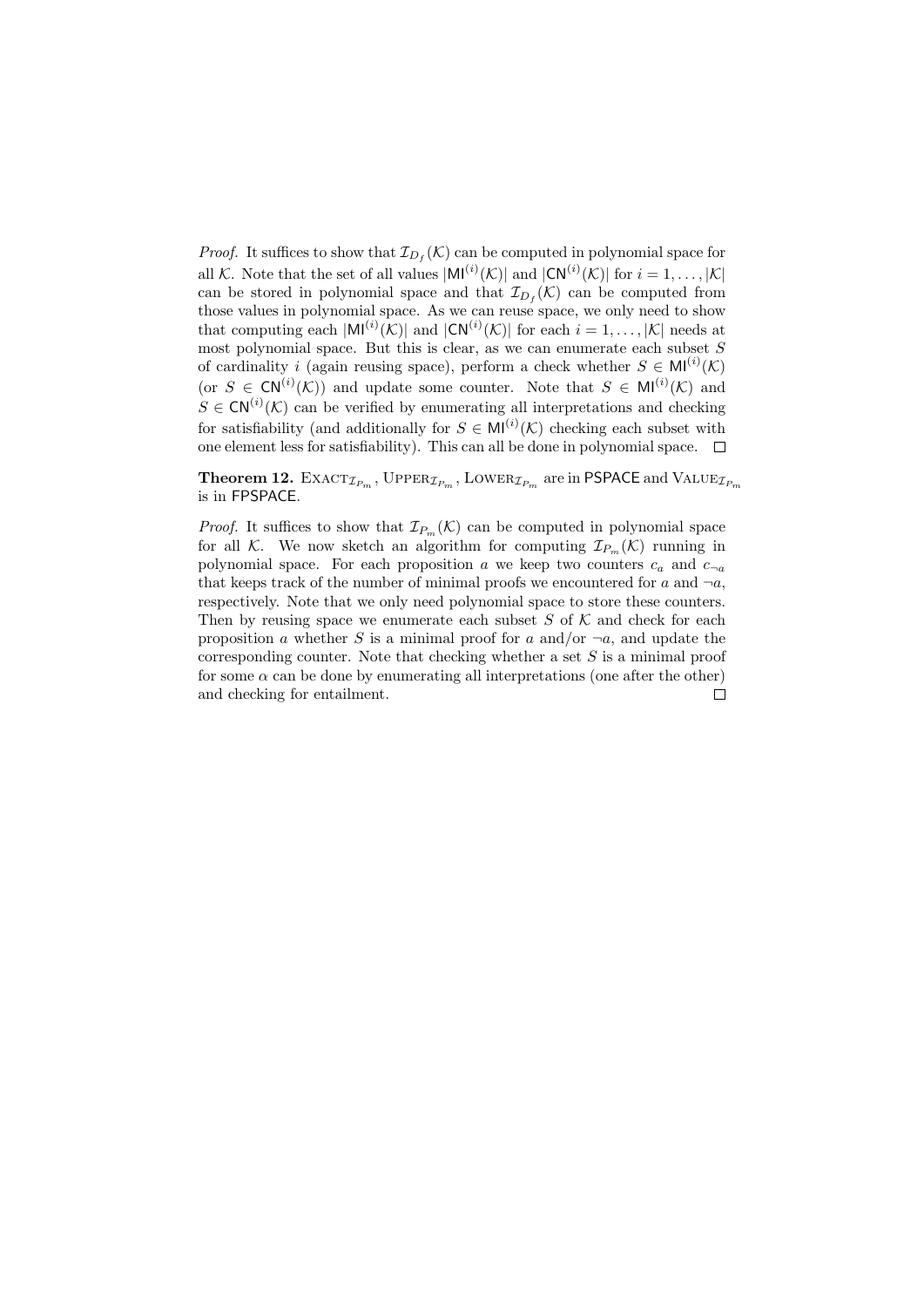*Proof.* It suffices to show that $\mathcal{I}_{D_f}(\mathcal{K})$ can be computed in polynomial space for all $\mathcal{K}$. Note that the set of all values $|\mathsf{MI}^{(i)}(\mathcal{K})|$ and $|\mathsf{CN}^{(i)}(\mathcal{K})|$ for $i = 1, \ldots, |\mathcal{K}|$ can be stored in polynomial space and that $\mathcal{I}_{D_f}(\mathcal{K})$ can be computed from those values in polynomial space. As we can reuse space, we only need to show that computing each $|\mathsf{MI}^{(i)}(\mathcal{K})|$ and $|\mathsf{CN}^{(i)}(\mathcal{K})|$ for each $i = 1, \ldots, |\mathcal{K}|$ needs at most polynomial space. But this is clear, as we can enumerate each subset $S$ of cardinality $i$ (again reusing space), perform a check whether $S \in \mathsf{MI}^{(i)}(\mathcal{K})$ (or $S \in \mathsf{CN}^{(i)}(\mathcal{K})$) and update some counter. Note that $S \in \mathsf{MI}^{(i)}(\mathcal{K})$ and $S \in \mathsf{CN}^{(i)}(\mathcal{K})$ can be verified by enumerating all interpretations and checking for satisfiability (and additionally for $S \in \mathsf{MI}^{(i)}(\mathcal{K})$ checking each subset with one element less for satisfiability). This can all be done in polynomial space. □

**Theorem 12.** $\textsc{Exact}_{\mathcal{I}_{P_m}}$, $\textsc{Upper}_{\mathcal{I}_{P_m}}$, $\textsc{Lower}_{\mathcal{I}_{P_m}}$ are in $\mathsf{PSPACE}$ and $\textsc{Value}_{\mathcal{I}_{P_m}}$ is in $\mathsf{FPSPACE}$.

*Proof.* It suffices to show that $\mathcal{I}_{P_m}(\mathcal{K})$ can be computed in polynomial space for all $\mathcal{K}$. We now sketch an algorithm for computing $\mathcal{I}_{P_m}(\mathcal{K})$ running in polynomial space. For each proposition $a$ we keep two counters $c_a$ and $c_{\neg a}$ that keeps track of the number of minimal proofs we encountered for $a$ and $\neg a$, respectively. Note that we only need polynomial space to store these counters. Then by reusing space we enumerate each subset $S$ of $\mathcal{K}$ and check for each proposition $a$ whether $S$ is a minimal proof for $a$ and/or $\neg a$, and update the corresponding counter. Note that checking whether a set $S$ is a minimal proof for some $\alpha$ can be done by enumerating all interpretations (one after the other) and checking for entailment. □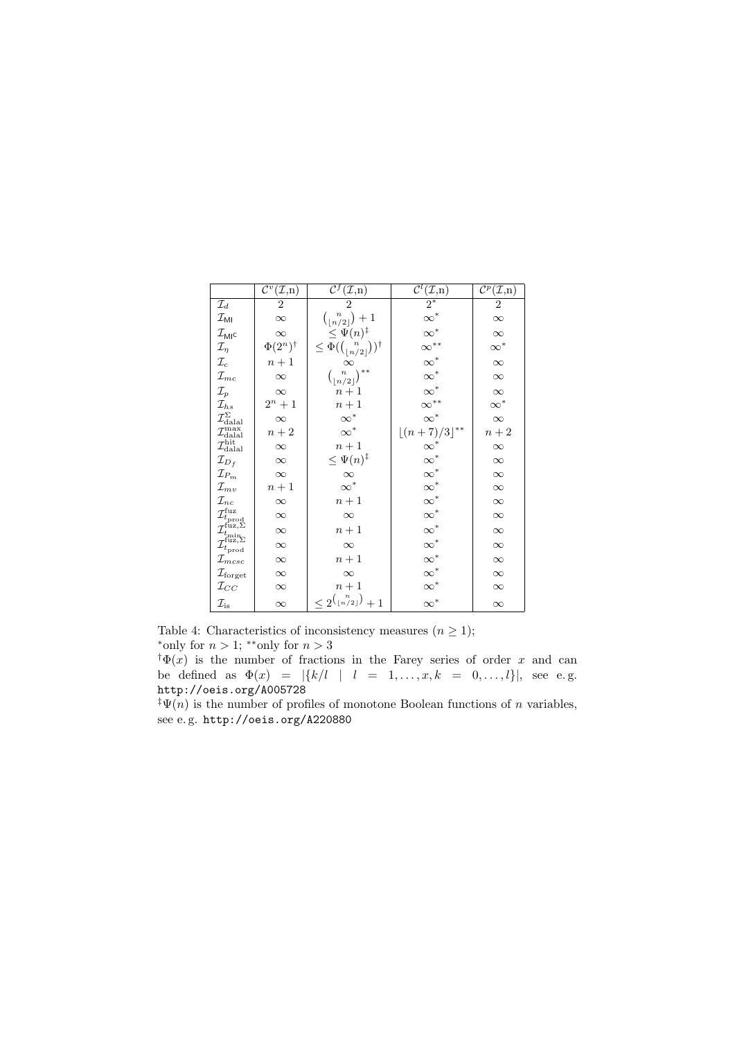|  | $\mathcal{C}^v(\mathcal{I},\mathrm{n})$ | $\mathcal{C}^f(\mathcal{I},\mathrm{n})$ | $\mathcal{C}^l(\mathcal{I},\mathrm{n})$ | $\mathcal{C}^p(\mathcal{I},\mathrm{n})$ |
|---|---|---|---|---|
| $\mathcal{I}_d$ | 2 | 2 | $2^*$ | 2 |
| $\mathcal{I}_{\mathsf{MI}}$ | $\infty$ | $\binom{n}{\lfloor n/2 \rfloor}+1$ | $\infty^*$ | $\infty$ |
| $\mathcal{I}_{\mathsf{MI^C}}$ | $\infty$ | $\leq \Psi(n)^\ddagger$ | $\infty^*$ | $\infty$ |
| $\mathcal{I}_\eta$ | $\Phi(2^n)^\dagger$ | $\leq \Phi(\binom{n}{\lfloor n/2 \rfloor})^\dagger$ | $\infty^{**}$ | $\infty^*$ |
| $\mathcal{I}_c$ | $n+1$ | $\infty$ | $\infty^*$ | $\infty$ |
| $\mathcal{I}_{mc}$ | $\infty$ | $\binom{n}{\lfloor n/2 \rfloor}^{**}$ | $\infty^*$ | $\infty$ |
| $\mathcal{I}_p$ | $\infty$ | $n+1$ | $\infty^*$ | $\infty$ |
| $\mathcal{I}_{hs}$ | $2^n+1$ | $n+1$ | $\infty^{**}$ | $\infty^*$ |
| $\mathcal{I}^{\Sigma}_{\text{dalal}}$ | $\infty$ | $\infty^*$ | $\infty^*$ | $\infty$ |
| $\mathcal{I}^{\max}_{\text{dalal}}$ | $n+2$ | $\infty^*$ | $\lfloor (n+7)/3 \rfloor^{**}$ | $n+2$ |
| $\mathcal{I}^{\text{hit}}_{\text{dalal}}$ | $\infty$ | $n+1$ | $\infty^*$ | $\infty$ |
| $\mathcal{I}_{D_f}$ | $\infty$ | $\leq \Psi(n)^\ddagger$ | $\infty^*$ | $\infty$ |
| $\mathcal{I}_{P_m}$ | $\infty$ | $\infty$ | $\infty^*$ | $\infty$ |
| $\mathcal{I}_{mv}$ | $n+1$ | $\infty^*$ | $\infty^*$ | $\infty$ |
| $\mathcal{I}_{nc}$ | $\infty$ | $n+1$ | $\infty^*$ | $\infty$ |
| $\mathcal{I}^{\text{fuz}}_{t_{\text{prod}}}$ | $\infty$ | $\infty$ | $\infty^*$ | $\infty$ |
| $\mathcal{I}^{\text{fuz},\Sigma}_{t_{\min}}$ | $\infty$ | $n+1$ | $\infty^*$ | $\infty$ |
| $\mathcal{I}^{\text{fuz},\Sigma}_{t_{\text{prod}}}$ | $\infty$ | $\infty$ | $\infty^*$ | $\infty$ |
| $\mathcal{I}_{mcsc}$ | $\infty$ | $n+1$ | $\infty^*$ | $\infty$ |
| $\mathcal{I}_{\text{forget}}$ | $\infty$ | $\infty$ | $\infty^*$ | $\infty$ |
| $\mathcal{I}_{CC}$ | $\infty$ | $n+1$ | $\infty^*$ | $\infty$ |
| $\mathcal{I}_{\text{is}}$ | $\infty$ | $\leq 2^{\binom{n}{\lfloor n/2 \rfloor}}+1$ | $\infty^*$ | $\infty$ |

Table 4: Characteristics of inconsistency measures ($n \geq 1$);
$^*$only for $n > 1$; $^{**}$only for $n > 3$
$^\dagger\Phi(x)$ is the number of fractions in the Farey series of order $x$ and can be defined as $\Phi(x) = |\{k/l \mid l = 1, \ldots, x, k = 0, \ldots, l\}|$, see e. g. `http://oeis.org/A005728`
$^\ddagger\Psi(n)$ is the number of profiles of monotone Boolean functions of $n$ variables, see e. g. `http://oeis.org/A220880`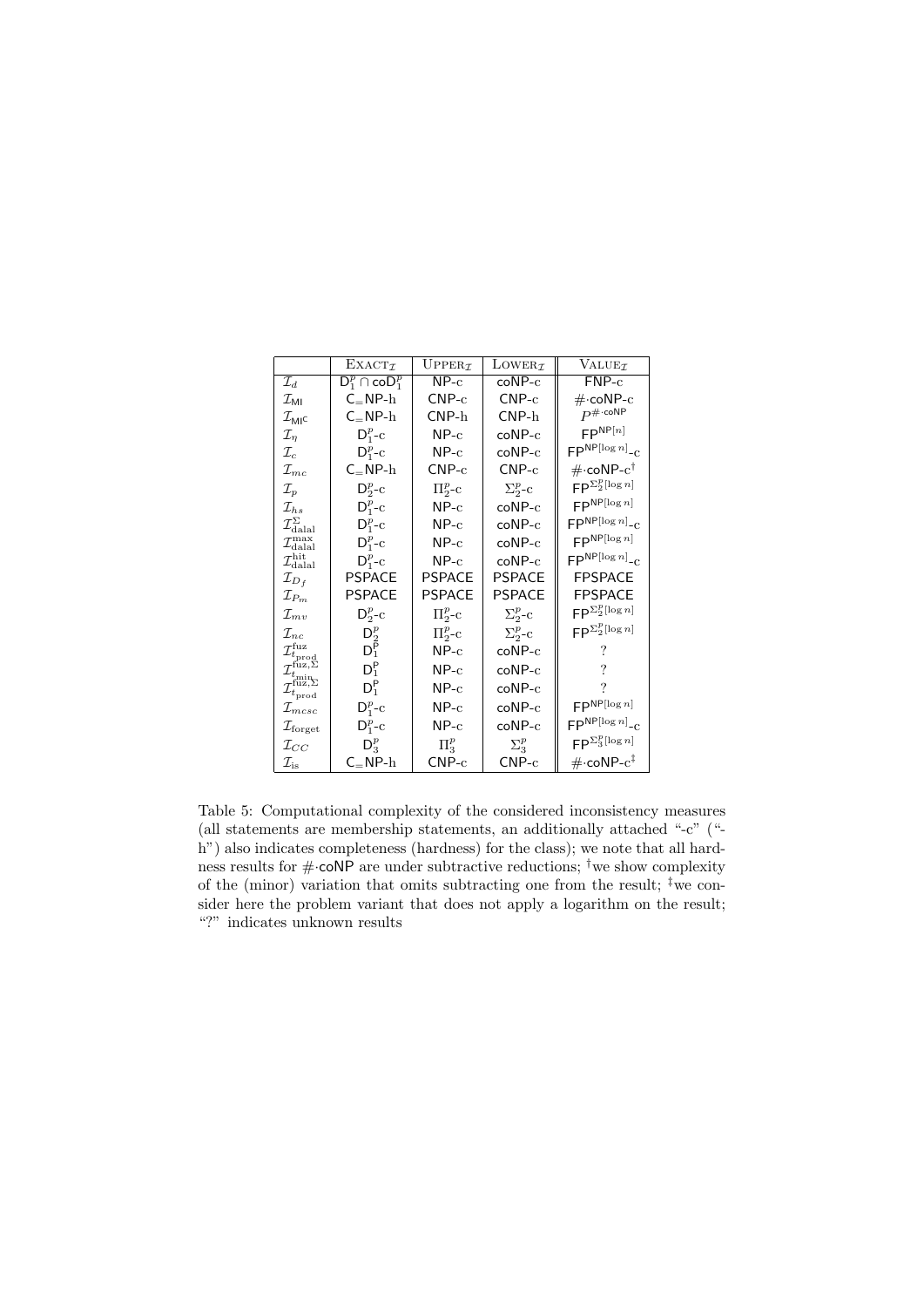| | $\textsc{Exact}_{\mathcal{I}}$ | $\textsc{Upper}_{\mathcal{I}}$ | $\textsc{Lower}_{\mathcal{I}}$ | $\textsc{Value}_{\mathcal{I}}$ |
|---|---|---|---|---|
| $\mathcal{I}_d$ | $\mathsf{D}_1^p \cap \mathsf{coD}_1^p$ | $\mathsf{NP}$-c | $\mathsf{coNP}$-c | $\mathsf{FNP}$-c |
| $\mathcal{I}_{\mathsf{MI}}$ | $\mathsf{C_{=}NP}$-h | $\mathsf{CNP}$-c | $\mathsf{CNP}$-c | $\#\cdot\mathsf{coNP}$-c |
| $\mathcal{I}_{\mathsf{MI}^{\mathsf{C}}}$ | $\mathsf{C_{=}NP}$-h | $\mathsf{CNP}$-h | $\mathsf{CNP}$-h | $P^{\#\cdot\mathsf{coNP}}$ |
| $\mathcal{I}_\eta$ | $\mathsf{D}_1^p$-c | $\mathsf{NP}$-c | $\mathsf{coNP}$-c | $\mathsf{FP}^{\mathsf{NP}[n]}$ |
| $\mathcal{I}_c$ | $\mathsf{D}_1^p$-c | $\mathsf{NP}$-c | $\mathsf{coNP}$-c | $\mathsf{FP}^{\mathsf{NP}[\log n]}$-c |
| $\mathcal{I}_{mc}$ | $\mathsf{C_{=}NP}$-h | $\mathsf{CNP}$-c | $\mathsf{CNP}$-c | $\#\cdot\mathsf{coNP}$-c$^\dagger$ |
| $\mathcal{I}_p$ | $\mathsf{D}_2^p$-c | $\Pi_2^p$-c | $\Sigma_2^p$-c | $\mathsf{FP}^{\Sigma_2^p[\log n]}$ |
| $\mathcal{I}_{hs}$ | $\mathsf{D}_1^p$-c | $\mathsf{NP}$-c | $\mathsf{coNP}$-c | $\mathsf{FP}^{\mathsf{NP}[\log n]}$ |
| $\mathcal{I}_{\mathrm{dalal}}^{\Sigma}$ | $\mathsf{D}_1^p$-c | $\mathsf{NP}$-c | $\mathsf{coNP}$-c | $\mathsf{FP}^{\mathsf{NP}[\log n]}$-c |
| $\mathcal{I}_{\mathrm{dalal}}^{\max}$ | $\mathsf{D}_1^p$-c | $\mathsf{NP}$-c | $\mathsf{coNP}$-c | $\mathsf{FP}^{\mathsf{NP}[\log n]}$ |
| $\mathcal{I}_{\mathrm{dalal}}^{\mathrm{hit}}$ | $\mathsf{D}_1^p$-c | $\mathsf{NP}$-c | $\mathsf{coNP}$-c | $\mathsf{FP}^{\mathsf{NP}[\log n]}$-c |
| $\mathcal{I}_{D_f}$ | $\mathsf{PSPACE}$ | $\mathsf{PSPACE}$ | $\mathsf{PSPACE}$ | $\mathsf{FPSPACE}$ |
| $\mathcal{I}_{P_m}$ | $\mathsf{PSPACE}$ | $\mathsf{PSPACE}$ | $\mathsf{PSPACE}$ | $\mathsf{FPSPACE}$ |
| $\mathcal{I}_{mv}$ | $\mathsf{D}_2^p$-c | $\Pi_2^p$-c | $\Sigma_2^p$-c | $\mathsf{FP}^{\Sigma_2^p[\log n]}$ |
| $\mathcal{I}_{nc}$ | $\mathsf{D}_2^p$ | $\Pi_2^p$-c | $\Sigma_2^p$-c | $\mathsf{FP}^{\Sigma_2^p[\log n]}$ |
| $\mathcal{I}_{t_{\mathrm{prod}}}^{\mathrm{fuz}}$ | $\mathsf{D}_1^{\mathsf{P}}$ | $\mathsf{NP}$-c | $\mathsf{coNP}$-c | ? |
| $\mathcal{I}_{t_{\min}}^{\mathrm{fuz},\Sigma}$ | $\mathsf{D}_1^{\mathsf{P}}$ | $\mathsf{NP}$-c | $\mathsf{coNP}$-c | ? |
| $\mathcal{I}_{t_{\mathrm{prod}}}^{\mathrm{fuz},\Sigma}$ | $\mathsf{D}_1^{\mathsf{P}}$ | $\mathsf{NP}$-c | $\mathsf{coNP}$-c | ? |
| $\mathcal{I}_{mcsc}$ | $\mathsf{D}_1^p$-c | $\mathsf{NP}$-c | $\mathsf{coNP}$-c | $\mathsf{FP}^{\mathsf{NP}[\log n]}$ |
| $\mathcal{I}_{\mathrm{forget}}$ | $\mathsf{D}_1^p$-c | $\mathsf{NP}$-c | $\mathsf{coNP}$-c | $\mathsf{FP}^{\mathsf{NP}[\log n]}$-c |
| $\mathcal{I}_{CC}$ | $\mathsf{D}_3^p$ | $\Pi_3^p$ | $\Sigma_3^p$ | $\mathsf{FP}^{\Sigma_3^p[\log n]}$ |
| $\mathcal{I}_{\mathrm{is}}$ | $\mathsf{C_{=}NP}$-h | $\mathsf{CNP}$-c | $\mathsf{CNP}$-c | $\#\cdot\mathsf{coNP}$-c$^\ddagger$ |

Table 5: Computational complexity of the considered inconsistency measures (all statements are membership statements, an additionally attached "-c" ("-h") also indicates completeness (hardness) for the class); we note that all hardness results for $\#\cdot\mathsf{coNP}$ are under subtractive reductions; $^\dagger$we show complexity of the (minor) variation that omits subtracting one from the result; $^\ddagger$we consider here the problem variant that does not apply a logarithm on the result; "?" indicates unknown results